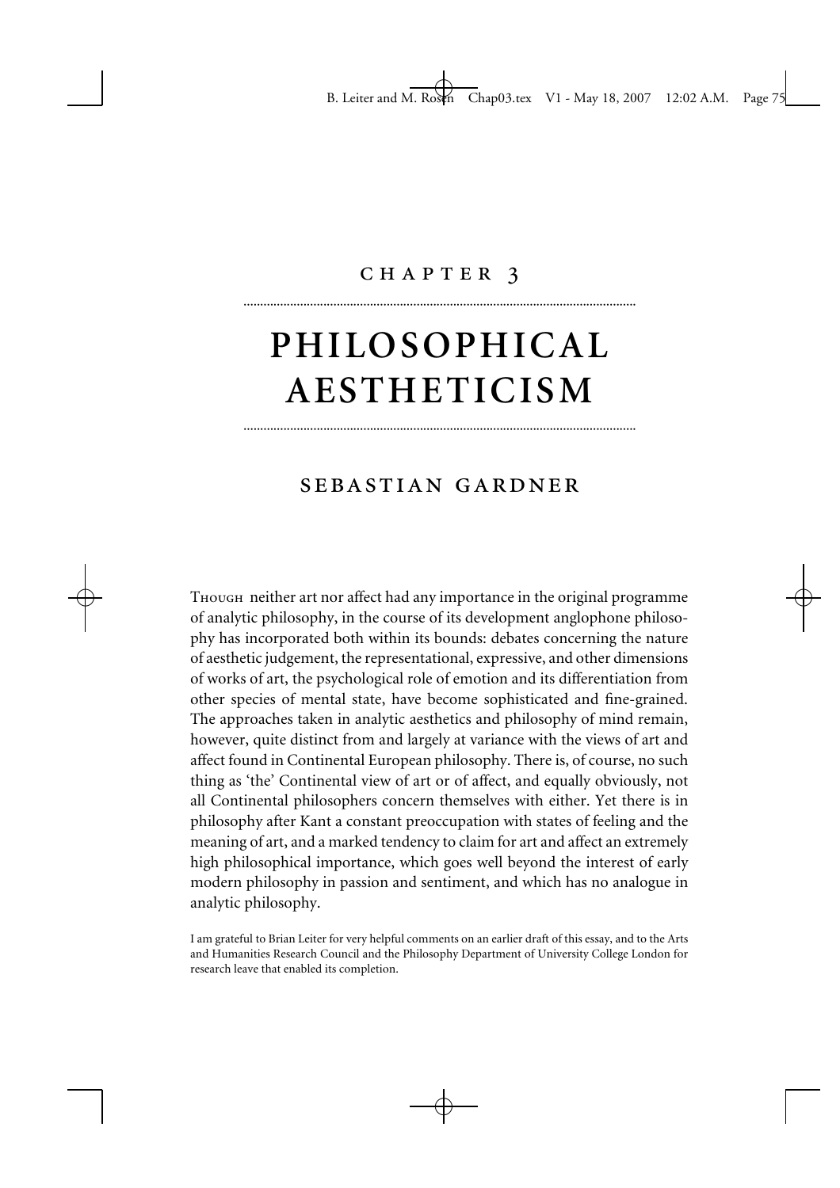CHAPTER 3

# PHILOSOPHICAL AESTHETICISM

## SEBASTIAN GARDNER

Though neither art nor affect had any importance in the original programme of analytic philosophy, in the course of its development anglophone philosophy has incorporated both within its bounds: debates concerning the nature of aesthetic judgement, the representational, expressive, and other dimensions of works of art, the psychological role of emotion and its differentiation from other species of mental state, have become sophisticated and fine-grained. The approaches taken in analytic aesthetics and philosophy of mind remain, however, quite distinct from and largely at variance with the views of art and affect found in Continental European philosophy. There is, of course, no such thing as 'the' Continental view of art or of affect, and equally obviously, not all Continental philosophers concern themselves with either. Yet there is in philosophy after Kant a constant preoccupation with states of feeling and the meaning of art, and a marked tendency to claim for art and affect an extremely high philosophical importance, which goes well beyond the interest of early modern philosophy in passion and sentiment, and which has no analogue in analytic philosophy.

I am grateful to Brian Leiter for very helpful comments on an earlier draft of this essay, and to the Arts and Humanities Research Council and the Philosophy Department of University College London for research leave that enabled its completion.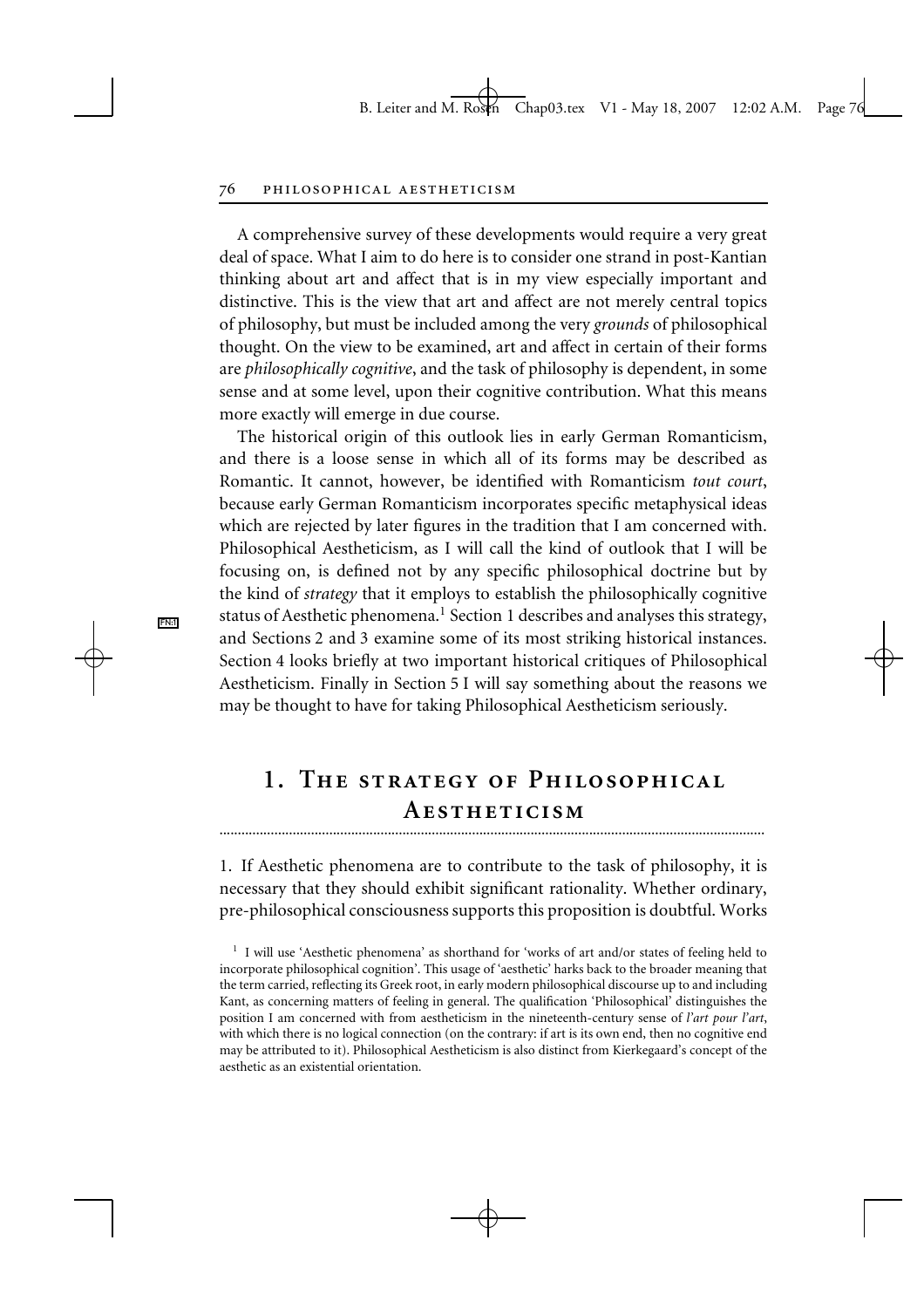A comprehensive survey of these developments would require a very great deal of space. What I aim to do here is to consider one strand in post-Kantian thinking about art and affect that is in my view especially important and distinctive. This is the view that art and affect are not merely central topics of philosophy, but must be included among the very *grounds* of philosophical thought. On the view to be examined, art and affect in certain of their forms are *philosophically cognitive*, and the task of philosophy is dependent, in some sense and at some level, upon their cognitive contribution. What this means more exactly will emerge in due course.

The historical origin of this outlook lies in early German Romanticism, and there is a loose sense in which all of its forms may be described as Romantic. It cannot, however, be identified with Romanticism *tout court*, because early German Romanticism incorporates specific metaphysical ideas which are rejected by later figures in the tradition that I am concerned with. Philosophical Aestheticism, as I will call the kind of outlook that I will be focusing on, is defined not by any specific philosophical doctrine but by the kind of *strategy* that it employs to establish the philosophically cognitive status of Aesthetic phenomena.[1] Section 1 describes and analyses this strategy, and Sections 2 and 3 examine some of its most striking historical instances. Section 4 looks briefly at two important historical critiques of Philosophical Aestheticism. Finally in Section 5 I will say something about the reasons we may be thought to have for taking Philosophical Aestheticism seriously.

## 1. The strategy of Philosophical Aestheticism

1. If Aesthetic phenomena are to contribute to the task of philosophy, it is necessary that they should exhibit significant rationality. Whether ordinary, pre-philosophical consciousness supports this proposition is doubtful. Works

[1] I will use 'Aesthetic phenomena' as shorthand for 'works of art and/or states of feeling held to incorporate philosophical cognition'. This usage of 'aesthetic' harks back to the broader meaning that the term carried, reflecting its Greek root, in early modern philosophical discourse up to and including Kant, as concerning matters of feeling in general. The qualification 'Philosophical' distinguishes the position I am concerned with from aestheticism in the nineteenth-century sense of *l'art pour l'art*, with which there is no logical connection (on the contrary: if art is its own end, then no cognitive end may be attributed to it). Philosophical Aestheticism is also distinct from Kierkegaard's concept of the aesthetic as an existential orientation.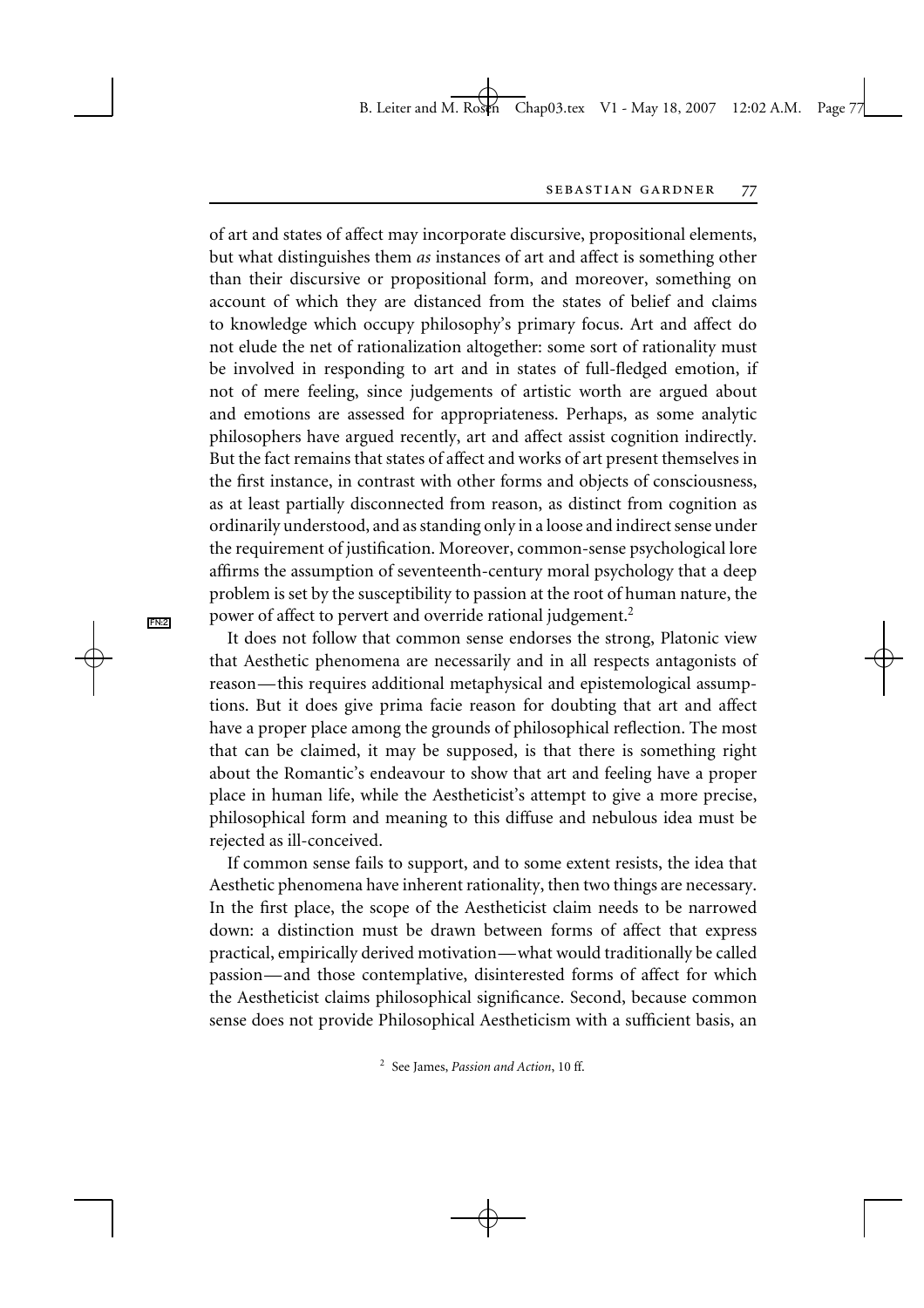of art and states of affect may incorporate discursive, propositional elements, but what distinguishes them *as* instances of art and affect is something other than their discursive or propositional form, and moreover, something on account of which they are distanced from the states of belief and claims to knowledge which occupy philosophy's primary focus. Art and affect do not elude the net of rationalization altogether: some sort of rationality must be involved in responding to art and in states of full-fledged emotion, if not of mere feeling, since judgements of artistic worth are argued about and emotions are assessed for appropriateness. Perhaps, as some analytic philosophers have argued recently, art and affect assist cognition indirectly. But the fact remains that states of affect and works of art present themselves in the first instance, in contrast with other forms and objects of consciousness, as at least partially disconnected from reason, as distinct from cognition as ordinarily understood, and as standing only in a loose and indirect sense under the requirement of justification. Moreover, common-sense psychological lore affirms the assumption of seventeenth-century moral psychology that a deep problem is set by the susceptibility to passion at the root of human nature, the power of affect to pervert and override rational judgement.[2]

It does not follow that common sense endorses the strong, Platonic view that Aesthetic phenomena are necessarily and in all respects antagonists of reason—this requires additional metaphysical and epistemological assumptions. But it does give prima facie reason for doubting that art and affect have a proper place among the grounds of philosophical reflection. The most that can be claimed, it may be supposed, is that there is something right about the Romantic's endeavour to show that art and feeling have a proper place in human life, while the Aestheticist's attempt to give a more precise, philosophical form and meaning to this diffuse and nebulous idea must be rejected as ill-conceived.

If common sense fails to support, and to some extent resists, the idea that Aesthetic phenomena have inherent rationality, then two things are necessary. In the first place, the scope of the Aestheticist claim needs to be narrowed down: a distinction must be drawn between forms of affect that express practical, empirically derived motivation—what would traditionally be called passion—and those contemplative, disinterested forms of affect for which the Aestheticist claims philosophical significance. Second, because common sense does not provide Philosophical Aestheticism with a sufficient basis, an

[2] See James, *Passion and Action*, 10 ff.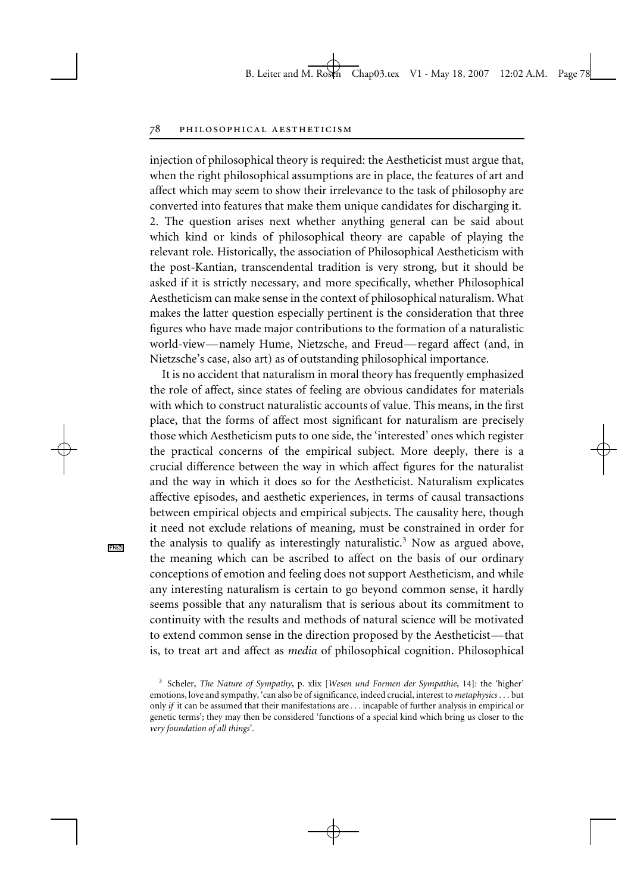injection of philosophical theory is required: the Aestheticist must argue that, when the right philosophical assumptions are in place, the features of art and affect which may seem to show their irrelevance to the task of philosophy are converted into features that make them unique candidates for discharging it.

2. The question arises next whether anything general can be said about which kind or kinds of philosophical theory are capable of playing the relevant role. Historically, the association of Philosophical Aestheticism with the post-Kantian, transcendental tradition is very strong, but it should be asked if it is strictly necessary, and more specifically, whether Philosophical Aestheticism can make sense in the context of philosophical naturalism. What makes the latter question especially pertinent is the consideration that three figures who have made major contributions to the formation of a naturalistic world-view—namely Hume, Nietzsche, and Freud—regard affect (and, in Nietzsche's case, also art) as of outstanding philosophical importance.

It is no accident that naturalism in moral theory has frequently emphasized the role of affect, since states of feeling are obvious candidates for materials with which to construct naturalistic accounts of value. This means, in the first place, that the forms of affect most significant for naturalism are precisely those which Aestheticism puts to one side, the 'interested' ones which register the practical concerns of the empirical subject. More deeply, there is a crucial difference between the way in which affect figures for the naturalist and the way in which it does so for the Aestheticist. Naturalism explicates affective episodes, and aesthetic experiences, in terms of causal transactions between empirical objects and empirical subjects. The causality here, though it need not exclude relations of meaning, must be constrained in order for the analysis to qualify as interestingly naturalistic.[3] Now as argued above, the meaning which can be ascribed to affect on the basis of our ordinary conceptions of emotion and feeling does not support Aestheticism, and while any interesting naturalism is certain to go beyond common sense, it hardly seems possible that any naturalism that is serious about its commitment to continuity with the results and methods of natural science will be motivated to extend common sense in the direction proposed by the Aestheticist—that is, to treat art and affect as *media* of philosophical cognition. Philosophical

[3] Scheler, *The Nature of Sympathy*, p. xlix [*Wesen und Formen der Sympathie*, 14]: the 'higher' emotions, love and sympathy, 'can also be of significance, indeed crucial, interest to *metaphysics* . . . but only *if* it can be assumed that their manifestations are . . . incapable of further analysis in empirical or genetic terms'; they may then be considered 'functions of a special kind which bring us closer to the *very foundation of all things*'.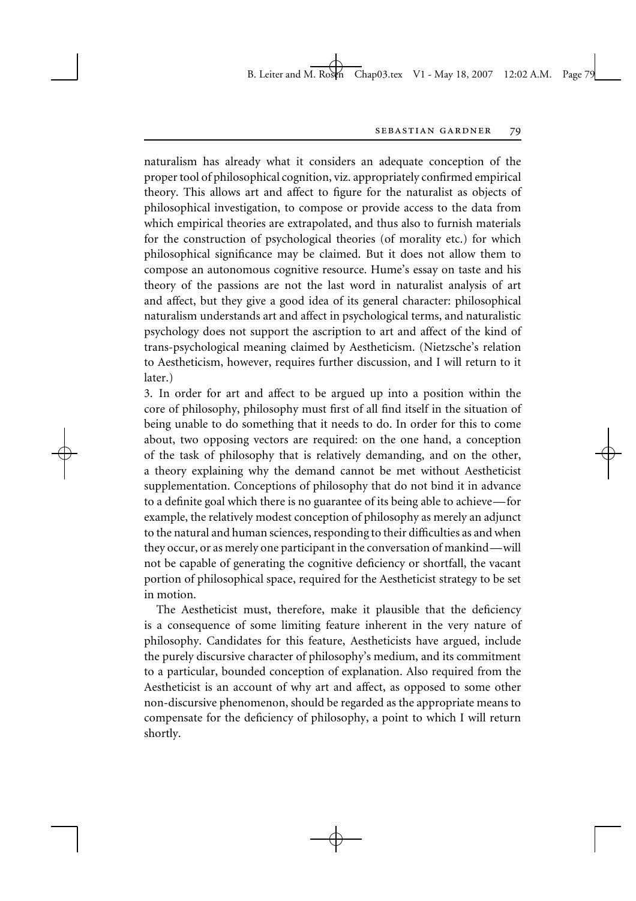naturalism has already what it considers an adequate conception of the proper tool of philosophical cognition, viz. appropriately confirmed empirical theory. This allows art and affect to figure for the naturalist as objects of philosophical investigation, to compose or provide access to the data from which empirical theories are extrapolated, and thus also to furnish materials for the construction of psychological theories (of morality etc.) for which philosophical significance may be claimed. But it does not allow them to compose an autonomous cognitive resource. Hume's essay on taste and his theory of the passions are not the last word in naturalist analysis of art and affect, but they give a good idea of its general character: philosophical naturalism understands art and affect in psychological terms, and naturalistic psychology does not support the ascription to art and affect of the kind of trans-psychological meaning claimed by Aestheticism. (Nietzsche's relation to Aestheticism, however, requires further discussion, and I will return to it later.)

3. In order for art and affect to be argued up into a position within the core of philosophy, philosophy must first of all find itself in the situation of being unable to do something that it needs to do. In order for this to come about, two opposing vectors are required: on the one hand, a conception of the task of philosophy that is relatively demanding, and on the other, a theory explaining why the demand cannot be met without Aestheticist supplementation. Conceptions of philosophy that do not bind it in advance to a definite goal which there is no guarantee of its being able to achieve—for example, the relatively modest conception of philosophy as merely an adjunct to the natural and human sciences, responding to their difficulties as and when they occur, or as merely one participant in the conversation of mankind—will not be capable of generating the cognitive deficiency or shortfall, the vacant portion of philosophical space, required for the Aestheticist strategy to be set in motion.

The Aestheticist must, therefore, make it plausible that the deficiency is a consequence of some limiting feature inherent in the very nature of philosophy. Candidates for this feature, Aestheticists have argued, include the purely discursive character of philosophy's medium, and its commitment to a particular, bounded conception of explanation. Also required from the Aestheticist is an account of why art and affect, as opposed to some other non-discursive phenomenon, should be regarded as the appropriate means to compensate for the deficiency of philosophy, a point to which I will return shortly.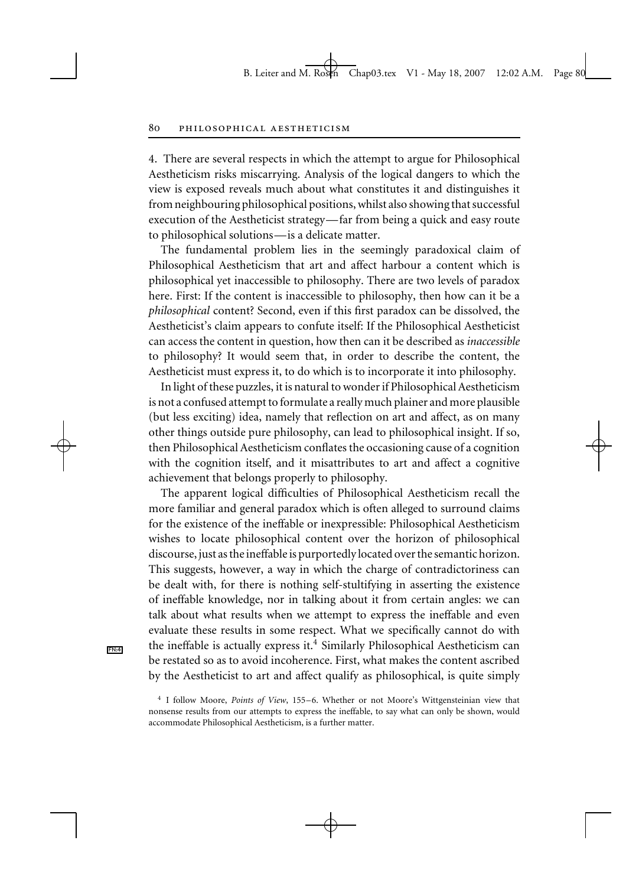4. There are several respects in which the attempt to argue for Philosophical Aestheticism risks miscarrying. Analysis of the logical dangers to which the view is exposed reveals much about what constitutes it and distinguishes it from neighbouring philosophical positions, whilst also showing that successful execution of the Aestheticist strategy—far from being a quick and easy route to philosophical solutions—is a delicate matter.

The fundamental problem lies in the seemingly paradoxical claim of Philosophical Aestheticism that art and affect harbour a content which is philosophical yet inaccessible to philosophy. There are two levels of paradox here. First: If the content is inaccessible to philosophy, then how can it be a *philosophical* content? Second, even if this first paradox can be dissolved, the Aestheticist's claim appears to confute itself: If the Philosophical Aestheticist can access the content in question, how then can it be described as *inaccessible* to philosophy? It would seem that, in order to describe the content, the Aestheticist must express it, to do which is to incorporate it into philosophy.

In light of these puzzles, it is natural to wonder if Philosophical Aestheticism is not a confused attempt to formulate a really much plainer and more plausible (but less exciting) idea, namely that reflection on art and affect, as on many other things outside pure philosophy, can lead to philosophical insight. If so, then Philosophical Aestheticism conflates the occasioning cause of a cognition with the cognition itself, and it misattributes to art and affect a cognitive achievement that belongs properly to philosophy.

The apparent logical difficulties of Philosophical Aestheticism recall the more familiar and general paradox which is often alleged to surround claims for the existence of the ineffable or inexpressible: Philosophical Aestheticism wishes to locate philosophical content over the horizon of philosophical discourse, just as the ineffable is purportedly located over the semantic horizon. This suggests, however, a way in which the charge of contradictoriness can be dealt with, for there is nothing self-stultifying in asserting the existence of ineffable knowledge, nor in talking about it from certain angles: we can talk about what results when we attempt to express the ineffable and even evaluate these results in some respect. What we specifically cannot do with the ineffable is actually express it.[4] Similarly Philosophical Aestheticism can be restated so as to avoid incoherence. First, what makes the content ascribed by the Aestheticist to art and affect qualify as philosophical, is quite simply

[4] I follow Moore, *Points of View*, 155–6. Whether or not Moore's Wittgensteinian view that nonsense results from our attempts to express the ineffable, to say what can only be shown, would accommodate Philosophical Aestheticism, is a further matter.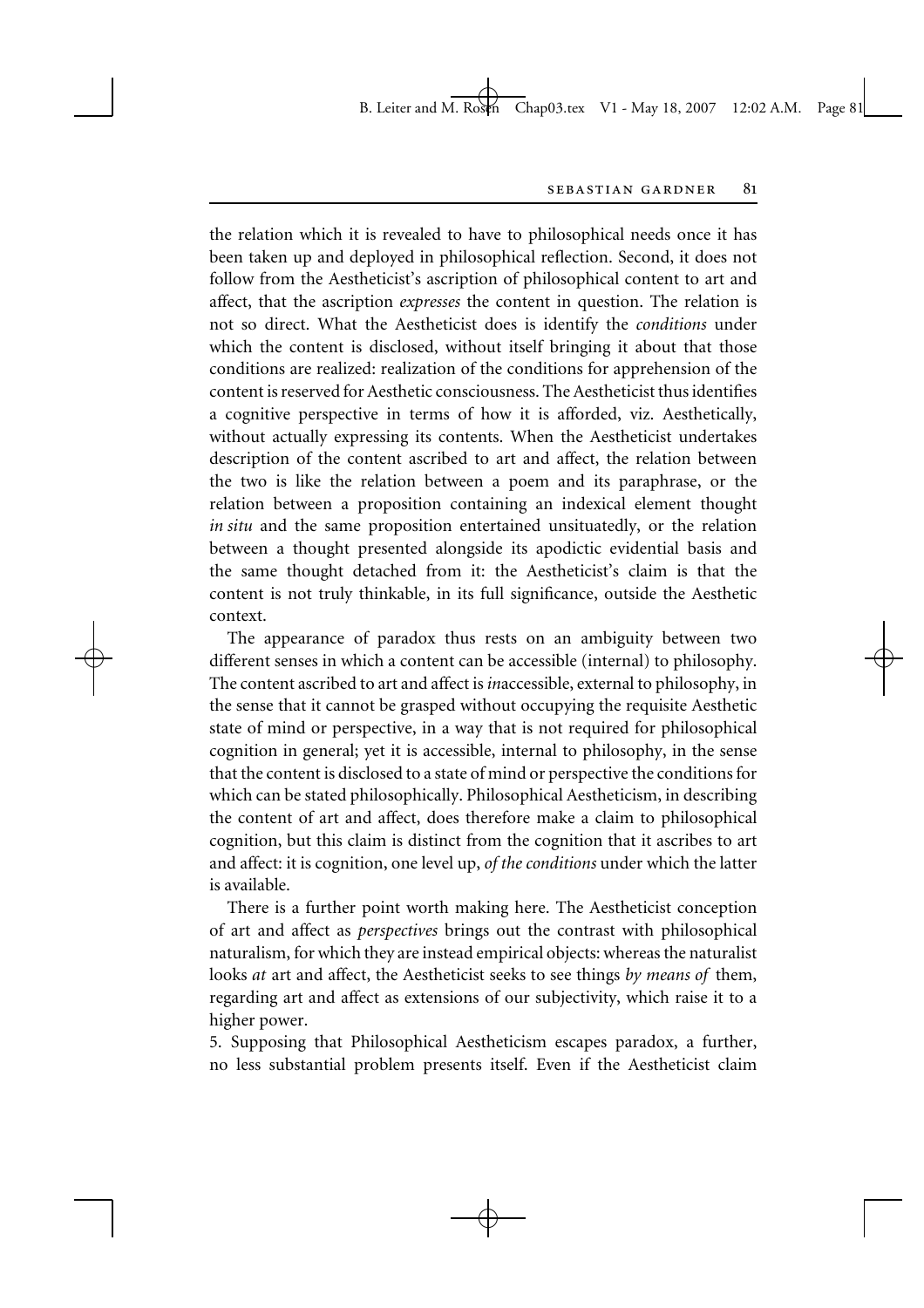the relation which it is revealed to have to philosophical needs once it has been taken up and deployed in philosophical reflection. Second, it does not follow from the Aestheticist's ascription of philosophical content to art and affect, that the ascription *expresses* the content in question. The relation is not so direct. What the Aestheticist does is identify the *conditions* under which the content is disclosed, without itself bringing it about that those conditions are realized: realization of the conditions for apprehension of the content is reserved for Aesthetic consciousness. The Aestheticist thus identifies a cognitive perspective in terms of how it is afforded, viz. Aesthetically, without actually expressing its contents. When the Aestheticist undertakes description of the content ascribed to art and affect, the relation between the two is like the relation between a poem and its paraphrase, or the relation between a proposition containing an indexical element thought *in situ* and the same proposition entertained unsituatedly, or the relation between a thought presented alongside its apodictic evidential basis and the same thought detached from it: the Aestheticist's claim is that the content is not truly thinkable, in its full significance, outside the Aesthetic context.

The appearance of paradox thus rests on an ambiguity between two different senses in which a content can be accessible (internal) to philosophy. The content ascribed to art and affect is *in*accessible, external to philosophy, in the sense that it cannot be grasped without occupying the requisite Aesthetic state of mind or perspective, in a way that is not required for philosophical cognition in general; yet it is accessible, internal to philosophy, in the sense that the content is disclosed to a state of mind or perspective the conditions for which can be stated philosophically. Philosophical Aestheticism, in describing the content of art and affect, does therefore make a claim to philosophical cognition, but this claim is distinct from the cognition that it ascribes to art and affect: it is cognition, one level up, *of the conditions* under which the latter is available.

There is a further point worth making here. The Aestheticist conception of art and affect as *perspectives* brings out the contrast with philosophical naturalism, for which they are instead empirical objects: whereas the naturalist looks *at* art and affect, the Aestheticist seeks to see things *by means of* them, regarding art and affect as extensions of our subjectivity, which raise it to a higher power.

5. Supposing that Philosophical Aestheticism escapes paradox, a further, no less substantial problem presents itself. Even if the Aestheticist claim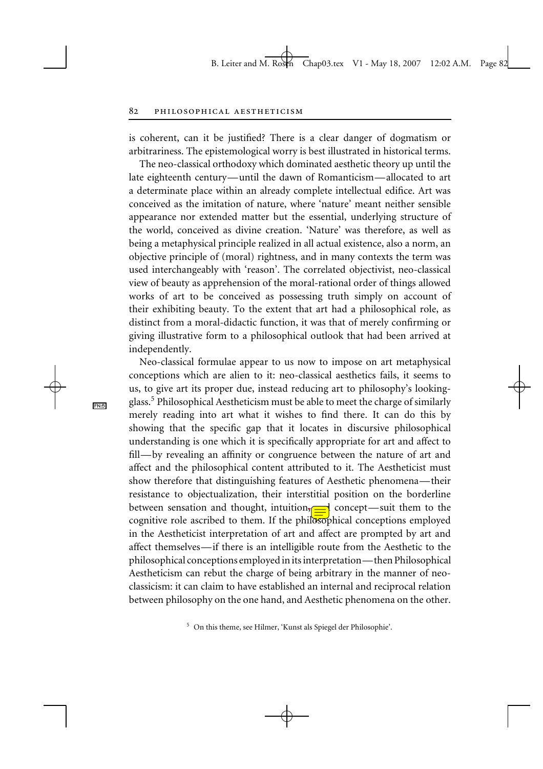is coherent, can it be justified? There is a clear danger of dogmatism or arbitrariness. The epistemological worry is best illustrated in historical terms.

The neo-classical orthodoxy which dominated aesthetic theory up until the late eighteenth century—until the dawn of Romanticism—allocated to art a determinate place within an already complete intellectual edifice. Art was conceived as the imitation of nature, where 'nature' meant neither sensible appearance nor extended matter but the essential, underlying structure of the world, conceived as divine creation. 'Nature' was therefore, as well as being a metaphysical principle realized in all actual existence, also a norm, an objective principle of (moral) rightness, and in many contexts the term was used interchangeably with 'reason'. The correlated objectivist, neo-classical view of beauty as apprehension of the moral-rational order of things allowed works of art to be conceived as possessing truth simply on account of their exhibiting beauty. To the extent that art had a philosophical role, as distinct from a moral-didactic function, it was that of merely confirming or giving illustrative form to a philosophical outlook that had been arrived at independently.

Neo-classical formulae appear to us now to impose on art metaphysical conceptions which are alien to it: neo-classical aesthetics fails, it seems to us, to give art its proper due, instead reducing art to philosophy's looking-glass.[5] Philosophical Aestheticism must be able to meet the charge of similarly merely reading into art what it wishes to find there. It can do this by showing that the specific gap that it locates in discursive philosophical understanding is one which it is specifically appropriate for art and affect to fill—by revealing an affinity or congruence between the nature of art and affect and the philosophical content attributed to it. The Aestheticist must show therefore that distinguishing features of Aesthetic phenomena—their resistance to objectualization, their interstitial position on the borderline between sensation and thought, intuition, and concept—suit them to the cognitive role ascribed to them. If the philosophical conceptions employed in the Aestheticist interpretation of art and affect are prompted by art and affect themselves—if there is an intelligible route from the Aesthetic to the philosophical conceptions employed in its interpretation—then Philosophical Aestheticism can rebut the charge of being arbitrary in the manner of neo-classicism: it can claim to have established an internal and reciprocal relation between philosophy on the one hand, and Aesthetic phenomena on the other.

[5] On this theme, see Hilmer, 'Kunst als Spiegel der Philosophie'.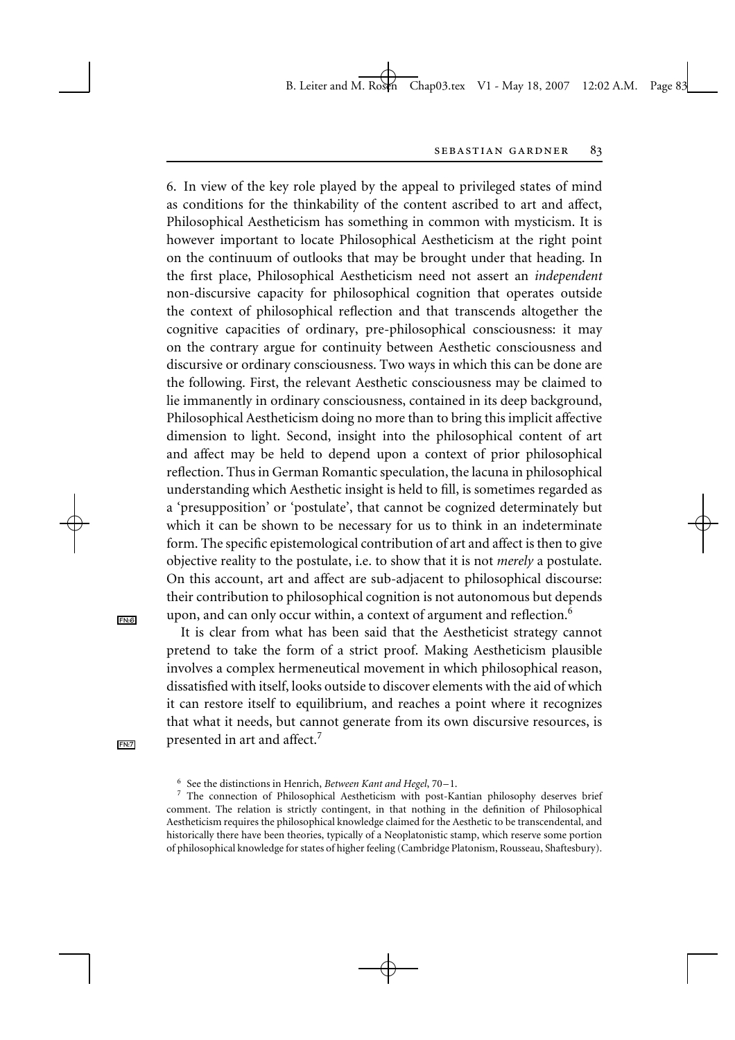6. In view of the key role played by the appeal to privileged states of mind as conditions for the thinkability of the content ascribed to art and affect, Philosophical Aestheticism has something in common with mysticism. It is however important to locate Philosophical Aestheticism at the right point on the continuum of outlooks that may be brought under that heading. In the first place, Philosophical Aestheticism need not assert an *independent* non-discursive capacity for philosophical cognition that operates outside the context of philosophical reflection and that transcends altogether the cognitive capacities of ordinary, pre-philosophical consciousness: it may on the contrary argue for continuity between Aesthetic consciousness and discursive or ordinary consciousness. Two ways in which this can be done are the following. First, the relevant Aesthetic consciousness may be claimed to lie immanently in ordinary consciousness, contained in its deep background, Philosophical Aestheticism doing no more than to bring this implicit affective dimension to light. Second, insight into the philosophical content of art and affect may be held to depend upon a context of prior philosophical reflection. Thus in German Romantic speculation, the lacuna in philosophical understanding which Aesthetic insight is held to fill, is sometimes regarded as a 'presupposition' or 'postulate', that cannot be cognized determinately but which it can be shown to be necessary for us to think in an indeterminate form. The specific epistemological contribution of art and affect is then to give objective reality to the postulate, i.e. to show that it is not *merely* a postulate. On this account, art and affect are sub-adjacent to philosophical discourse: their contribution to philosophical cognition is not autonomous but depends upon, and can only occur within, a context of argument and reflection.[6]

It is clear from what has been said that the Aestheticist strategy cannot pretend to take the form of a strict proof. Making Aestheticism plausible involves a complex hermeneutical movement in which philosophical reason, dissatisfied with itself, looks outside to discover elements with the aid of which it can restore itself to equilibrium, and reaches a point where it recognizes that what it needs, but cannot generate from its own discursive resources, is presented in art and affect.[7]

[6] See the distinctions in Henrich, *Between Kant and Hegel*, 70–1.

[7] The connection of Philosophical Aestheticism with post-Kantian philosophy deserves brief comment. The relation is strictly contingent, in that nothing in the definition of Philosophical Aestheticism requires the philosophical knowledge claimed for the Aesthetic to be transcendental, and historically there have been theories, typically of a Neoplatonistic stamp, which reserve some portion of philosophical knowledge for states of higher feeling (Cambridge Platonism, Rousseau, Shaftesbury).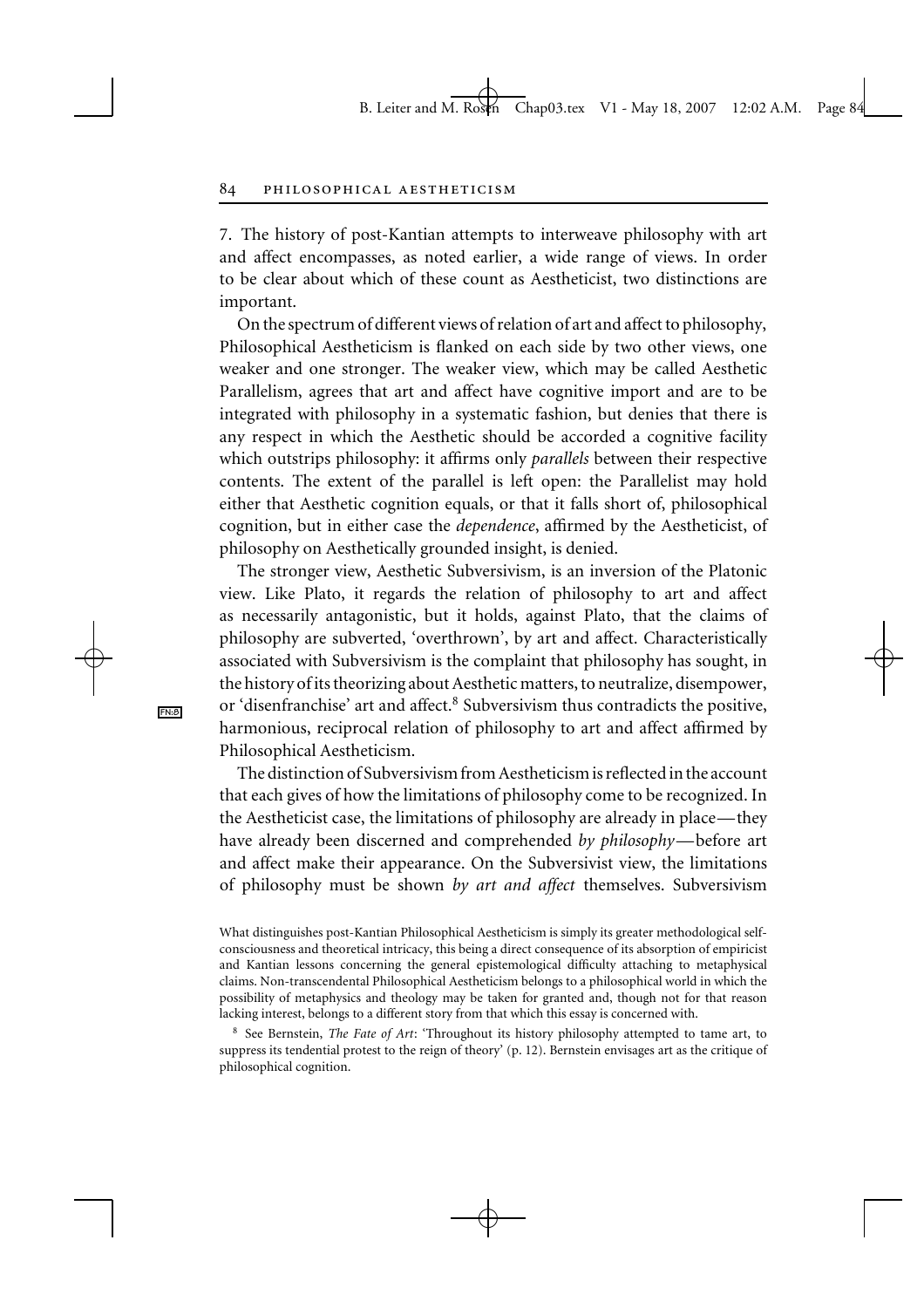7. The history of post-Kantian attempts to interweave philosophy with art and affect encompasses, as noted earlier, a wide range of views. In order to be clear about which of these count as Aestheticist, two distinctions are important.

On the spectrum of different views of relation of art and affect to philosophy, Philosophical Aestheticism is flanked on each side by two other views, one weaker and one stronger. The weaker view, which may be called Aesthetic Parallelism, agrees that art and affect have cognitive import and are to be integrated with philosophy in a systematic fashion, but denies that there is any respect in which the Aesthetic should be accorded a cognitive facility which outstrips philosophy: it affirms only *parallels* between their respective contents. The extent of the parallel is left open: the Parallelist may hold either that Aesthetic cognition equals, or that it falls short of, philosophical cognition, but in either case the *dependence*, affirmed by the Aestheticist, of philosophy on Aesthetically grounded insight, is denied.

The stronger view, Aesthetic Subversivism, is an inversion of the Platonic view. Like Plato, it regards the relation of philosophy to art and affect as necessarily antagonistic, but it holds, against Plato, that the claims of philosophy are subverted, 'overthrown', by art and affect. Characteristically associated with Subversivism is the complaint that philosophy has sought, in the history of its theorizing about Aesthetic matters, to neutralize, disempower, or 'disenfranchise' art and affect.[8] Subversivism thus contradicts the positive, harmonious, reciprocal relation of philosophy to art and affect affirmed by Philosophical Aestheticism.

The distinction of Subversivism from Aestheticism is reflected in the account that each gives of how the limitations of philosophy come to be recognized. In the Aestheticist case, the limitations of philosophy are already in place—they have already been discerned and comprehended *by philosophy*—before art and affect make their appearance. On the Subversivist view, the limitations of philosophy must be shown *by art and affect* themselves. Subversivism

What distinguishes post-Kantian Philosophical Aestheticism is simply its greater methodological self-consciousness and theoretical intricacy, this being a direct consequence of its absorption of empiricist and Kantian lessons concerning the general epistemological difficulty attaching to metaphysical claims. Non-transcendental Philosophical Aestheticism belongs to a philosophical world in which the possibility of metaphysics and theology may be taken for granted and, though not for that reason lacking interest, belongs to a different story from that which this essay is concerned with.

[8] See Bernstein, *The Fate of Art*: 'Throughout its history philosophy attempted to tame art, to suppress its tendential protest to the reign of theory' (p. 12). Bernstein envisages art as the critique of philosophical cognition.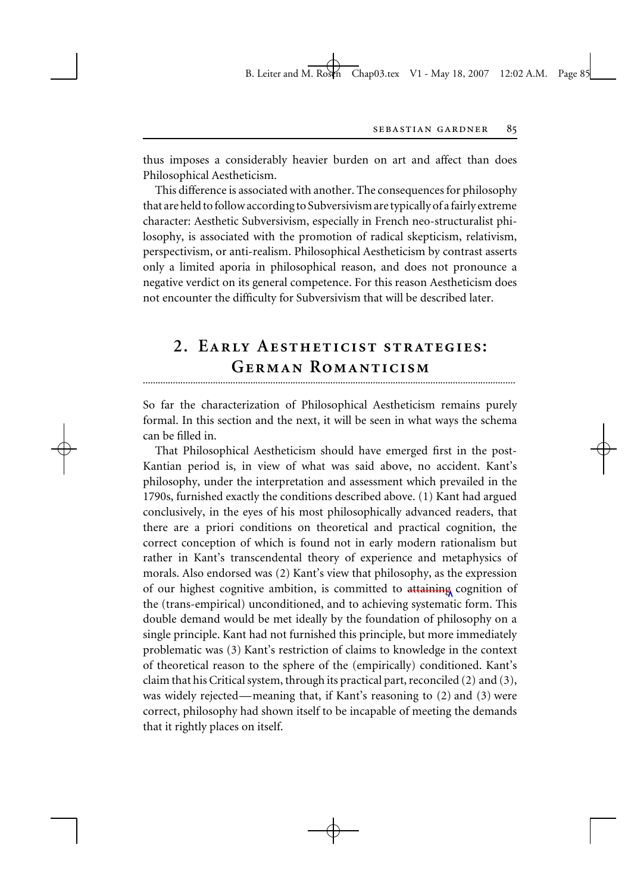thus imposes a considerably heavier burden on art and affect than does Philosophical Aestheticism.

This difference is associated with another. The consequences for philosophy that are held to follow according to Subversivism are typically of a fairly extreme character: Aesthetic Subversivism, especially in French neo-structuralist philosophy, is associated with the promotion of radical skepticism, relativism, perspectivism, or anti-realism. Philosophical Aestheticism by contrast asserts only a limited aporia in philosophical reason, and does not pronounce a negative verdict on its general competence. For this reason Aestheticism does not encounter the difficulty for Subversivism that will be described later.

## 2. Early Aestheticist strategies: German Romanticism

So far the characterization of Philosophical Aestheticism remains purely formal. In this section and the next, it will be seen in what ways the schema can be filled in.

That Philosophical Aestheticism should have emerged first in the post-Kantian period is, in view of what was said above, no accident. Kant's philosophy, under the interpretation and assessment which prevailed in the 1790s, furnished exactly the conditions described above. (1) Kant had argued conclusively, in the eyes of his most philosophically advanced readers, that there are a priori conditions on theoretical and practical cognition, the correct conception of which is found not in early modern rationalism but rather in Kant's transcendental theory of experience and metaphysics of morals. Also endorsed was (2) Kant's view that philosophy, as the expression of our highest cognitive ambition, is committed to attaining cognition of the (trans-empirical) unconditioned, and to achieving systematic form. This double demand would be met ideally by the foundation of philosophy on a single principle. Kant had not furnished this principle, but more immediately problematic was (3) Kant's restriction of claims to knowledge in the context of theoretical reason to the sphere of the (empirically) conditioned. Kant's claim that his Critical system, through its practical part, reconciled (2) and (3), was widely rejected—meaning that, if Kant's reasoning to (2) and (3) were correct, philosophy had shown itself to be incapable of meeting the demands that it rightly places on itself.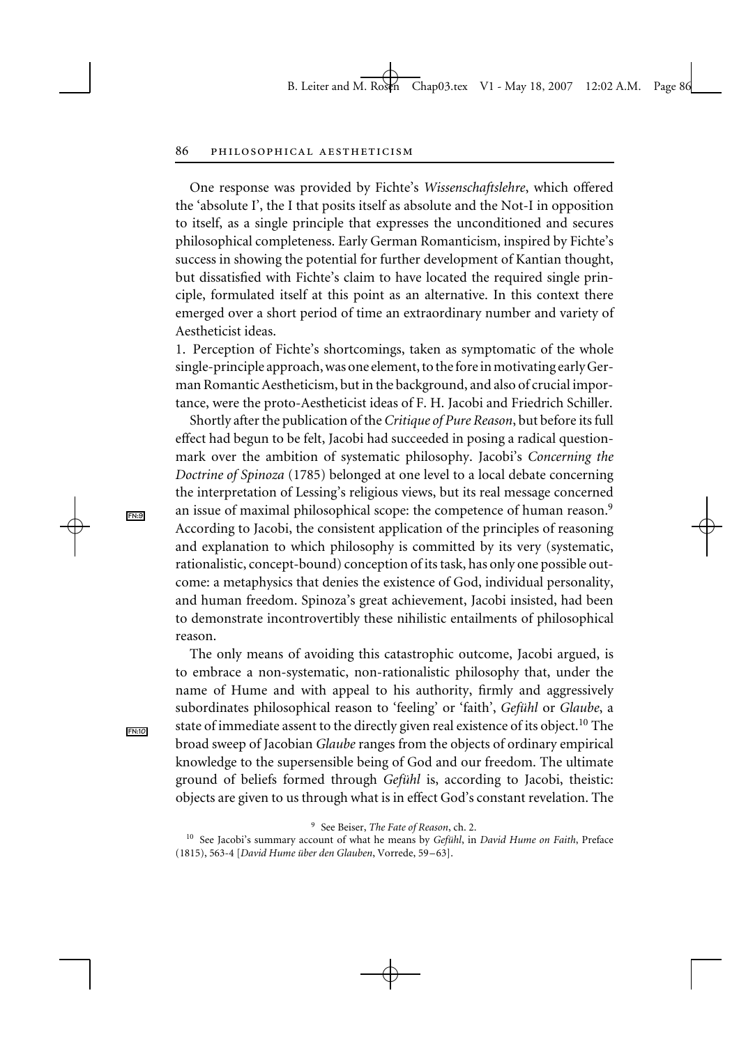One response was provided by Fichte's *Wissenschaftslehre*, which offered the 'absolute I', the I that posits itself as absolute and the Not-I in opposition to itself, as a single principle that expresses the unconditioned and secures philosophical completeness. Early German Romanticism, inspired by Fichte's success in showing the potential for further development of Kantian thought, but dissatisfied with Fichte's claim to have located the required single principle, formulated itself at this point as an alternative. In this context there emerged over a short period of time an extraordinary number and variety of Aestheticist ideas.

1. Perception of Fichte's shortcomings, taken as symptomatic of the whole single-principle approach, was one element, to the fore in motivating early German Romantic Aestheticism, but in the background, and also of crucial importance, were the proto-Aestheticist ideas of F. H. Jacobi and Friedrich Schiller.

Shortly after the publication of the *Critique of Pure Reason*, but before its full effect had begun to be felt, Jacobi had succeeded in posing a radical questionmark over the ambition of systematic philosophy. Jacobi's *Concerning the Doctrine of Spinoza* (1785) belonged at one level to a local debate concerning the interpretation of Lessing's religious views, but its real message concerned an issue of maximal philosophical scope: the competence of human reason.[9] According to Jacobi, the consistent application of the principles of reasoning and explanation to which philosophy is committed by its very (systematic, rationalistic, concept-bound) conception of its task, has only one possible outcome: a metaphysics that denies the existence of God, individual personality, and human freedom. Spinoza's great achievement, Jacobi insisted, had been to demonstrate incontrovertibly these nihilistic entailments of philosophical reason.

The only means of avoiding this catastrophic outcome, Jacobi argued, is to embrace a non-systematic, non-rationalistic philosophy that, under the name of Hume and with appeal to his authority, firmly and aggressively subordinates philosophical reason to 'feeling' or 'faith', *Gefühl* or *Glaube*, a state of immediate assent to the directly given real existence of its object.[10] The broad sweep of Jacobian *Glaube* ranges from the objects of ordinary empirical knowledge to the supersensible being of God and our freedom. The ultimate ground of beliefs formed through *Gefühl* is, according to Jacobi, theistic: objects are given to us through what is in effect God's constant revelation. The

[9] See Beiser, *The Fate of Reason*, ch. 2.

[10] See Jacobi's summary account of what he means by *Gefühl*, in *David Hume on Faith*, Preface (1815), 563-4 [*David Hume über den Glauben*, Vorrede, 59–63].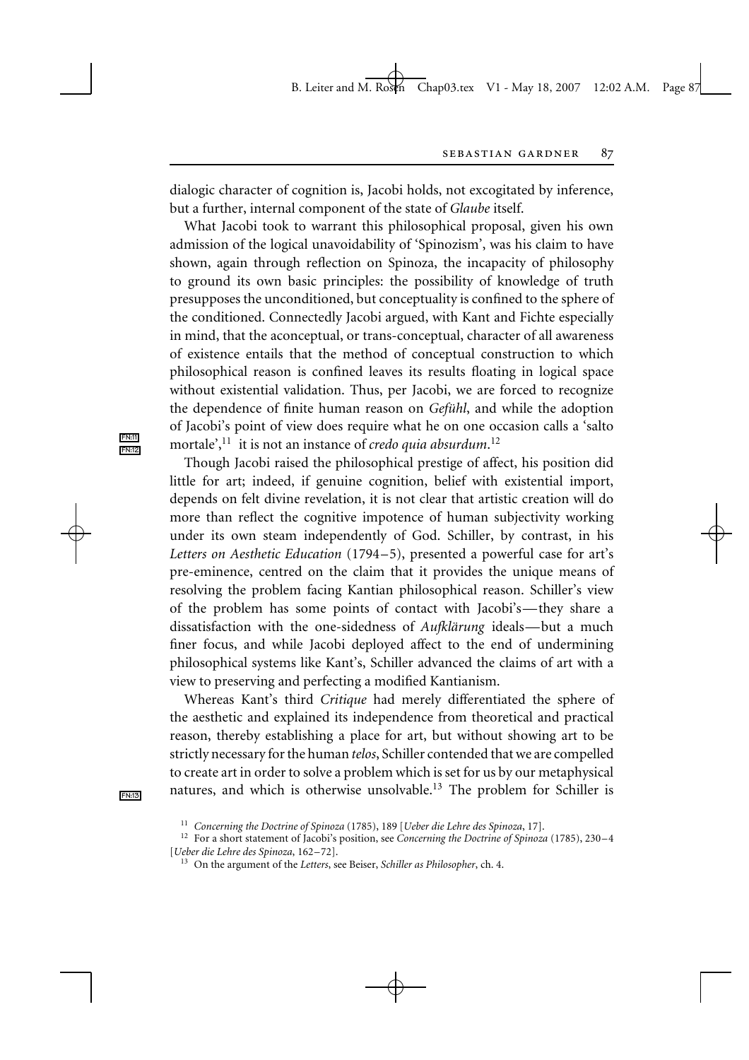dialogic character of cognition is, Jacobi holds, not excogitated by inference, but a further, internal component of the state of *Glaube* itself.

What Jacobi took to warrant this philosophical proposal, given his own admission of the logical unavoidability of 'Spinozism', was his claim to have shown, again through reflection on Spinoza, the incapacity of philosophy to ground its own basic principles: the possibility of knowledge of truth presupposes the unconditioned, but conceptuality is confined to the sphere of the conditioned. Connectedly Jacobi argued, with Kant and Fichte especially in mind, that the aconceptual, or trans-conceptual, character of all awareness of existence entails that the method of conceptual construction to which philosophical reason is confined leaves its results floating in logical space without existential validation. Thus, per Jacobi, we are forced to recognize the dependence of finite human reason on *Gefühl*, and while the adoption of Jacobi's point of view does require what he on one occasion calls a 'salto mortale',[11] it is not an instance of *credo quia absurdum*.[12]

Though Jacobi raised the philosophical prestige of affect, his position did little for art; indeed, if genuine cognition, belief with existential import, depends on felt divine revelation, it is not clear that artistic creation will do more than reflect the cognitive impotence of human subjectivity working under its own steam independently of God. Schiller, by contrast, in his *Letters on Aesthetic Education* (1794–5), presented a powerful case for art's pre-eminence, centred on the claim that it provides the unique means of resolving the problem facing Kantian philosophical reason. Schiller's view of the problem has some points of contact with Jacobi's—they share a dissatisfaction with the one-sidedness of *Aufklärung* ideals—but a much finer focus, and while Jacobi deployed affect to the end of undermining philosophical systems like Kant's, Schiller advanced the claims of art with a view to preserving and perfecting a modified Kantianism.

Whereas Kant's third *Critique* had merely differentiated the sphere of the aesthetic and explained its independence from theoretical and practical reason, thereby establishing a place for art, but without showing art to be strictly necessary for the human *telos*, Schiller contended that we are compelled to create art in order to solve a problem which is set for us by our metaphysical natures, and which is otherwise unsolvable.[13] The problem for Schiller is

[11] *Concerning the Doctrine of Spinoza* (1785), 189 [*Ueber die Lehre des Spinoza*, 17].

[12] For a short statement of Jacobi's position, see *Concerning the Doctrine of Spinoza* (1785), 230–4 [*Ueber die Lehre des Spinoza*, 162–72].

[13] On the argument of the *Letters*, see Beiser, *Schiller as Philosopher*, ch. 4.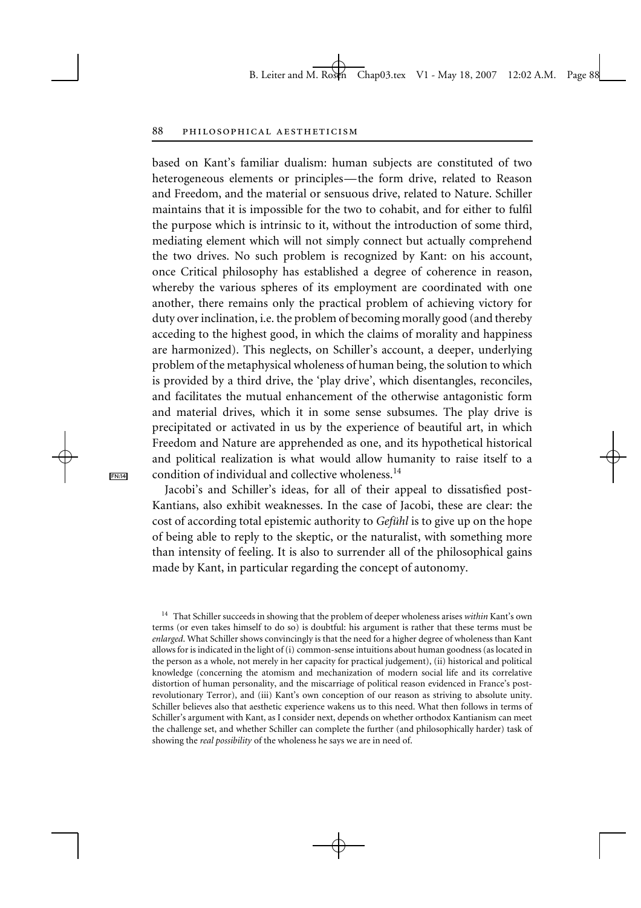based on Kant's familiar dualism: human subjects are constituted of two heterogeneous elements or principles—the form drive, related to Reason and Freedom, and the material or sensuous drive, related to Nature. Schiller maintains that it is impossible for the two to cohabit, and for either to fulfil the purpose which is intrinsic to it, without the introduction of some third, mediating element which will not simply connect but actually comprehend the two drives. No such problem is recognized by Kant: on his account, once Critical philosophy has established a degree of coherence in reason, whereby the various spheres of its employment are coordinated with one another, there remains only the practical problem of achieving victory for duty over inclination, i.e. the problem of becoming morally good (and thereby acceding to the highest good, in which the claims of morality and happiness are harmonized). This neglects, on Schiller's account, a deeper, underlying problem of the metaphysical wholeness of human being, the solution to which is provided by a third drive, the 'play drive', which disentangles, reconciles, and facilitates the mutual enhancement of the otherwise antagonistic form and material drives, which it in some sense subsumes. The play drive is precipitated or activated in us by the experience of beautiful art, in which Freedom and Nature are apprehended as one, and its hypothetical historical and political realization is what would allow humanity to raise itself to a condition of individual and collective wholeness.[14]

Jacobi's and Schiller's ideas, for all of their appeal to dissatisfied post-Kantians, also exhibit weaknesses. In the case of Jacobi, these are clear: the cost of according total epistemic authority to *Gefühl* is to give up on the hope of being able to reply to the skeptic, or the naturalist, with something more than intensity of feeling. It is also to surrender all of the philosophical gains made by Kant, in particular regarding the concept of autonomy.

[14] That Schiller succeeds in showing that the problem of deeper wholeness arises *within* Kant's own terms (or even takes himself to do so) is doubtful: his argument is rather that these terms must be *enlarged*. What Schiller shows convincingly is that the need for a higher degree of wholeness than Kant allows for is indicated in the light of (i) common-sense intuitions about human goodness (as located in the person as a whole, not merely in her capacity for practical judgement), (ii) historical and political knowledge (concerning the atomism and mechanization of modern social life and its correlative distortion of human personality, and the miscarriage of political reason evidenced in France's post-revolutionary Terror), and (iii) Kant's own conception of our reason as striving to absolute unity. Schiller believes also that aesthetic experience wakens us to this need. What then follows in terms of Schiller's argument with Kant, as I consider next, depends on whether orthodox Kantianism can meet the challenge set, and whether Schiller can complete the further (and philosophically harder) task of showing the *real possibility* of the wholeness he says we are in need of.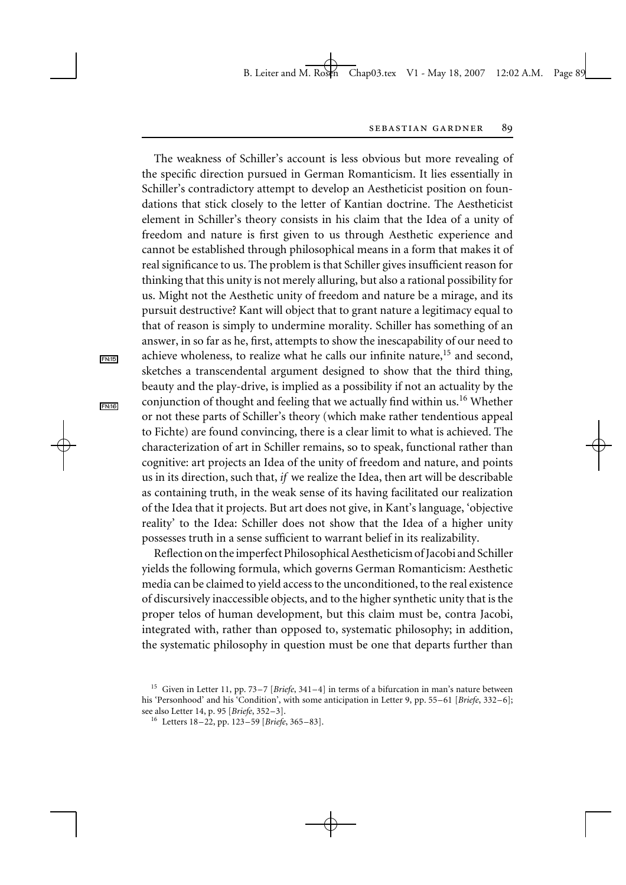The weakness of Schiller's account is less obvious but more revealing of the specific direction pursued in German Romanticism. It lies essentially in Schiller's contradictory attempt to develop an Aestheticist position on foundations that stick closely to the letter of Kantian doctrine. The Aestheticist element in Schiller's theory consists in his claim that the Idea of a unity of freedom and nature is first given to us through Aesthetic experience and cannot be established through philosophical means in a form that makes it of real significance to us. The problem is that Schiller gives insufficient reason for thinking that this unity is not merely alluring, but also a rational possibility for us. Might not the Aesthetic unity of freedom and nature be a mirage, and its pursuit destructive? Kant will object that to grant nature a legitimacy equal to that of reason is simply to undermine morality. Schiller has something of an answer, in so far as he, first, attempts to show the inescapability of our need to achieve wholeness, to realize what he calls our infinite nature,[15] and second, sketches a transcendental argument designed to show that the third thing, beauty and the play-drive, is implied as a possibility if not an actuality by the conjunction of thought and feeling that we actually find within us.[16] Whether or not these parts of Schiller's theory (which make rather tendentious appeal to Fichte) are found convincing, there is a clear limit to what is achieved. The characterization of art in Schiller remains, so to speak, functional rather than cognitive: art projects an Idea of the unity of freedom and nature, and points us in its direction, such that, *if* we realize the Idea, then art will be describable as containing truth, in the weak sense of its having facilitated our realization of the Idea that it projects. But art does not give, in Kant's language, 'objective reality' to the Idea: Schiller does not show that the Idea of a higher unity possesses truth in a sense sufficient to warrant belief in its realizability.

Reflection on the imperfect Philosophical Aestheticism of Jacobi and Schiller yields the following formula, which governs German Romanticism: Aesthetic media can be claimed to yield access to the unconditioned, to the real existence of discursively inaccessible objects, and to the higher synthetic unity that is the proper telos of human development, but this claim must be, contra Jacobi, integrated with, rather than opposed to, systematic philosophy; in addition, the systematic philosophy in question must be one that departs further than

[15] Given in Letter 11, pp. 73–7 [*Briefe*, 341–4] in terms of a bifurcation in man's nature between his 'Personhood' and his 'Condition', with some anticipation in Letter 9, pp. 55–61 [*Briefe*, 332–6]; see also Letter 14, p. 95 [*Briefe*, 352–3].

[16] Letters 18–22, pp. 123–59 [*Briefe*, 365–83].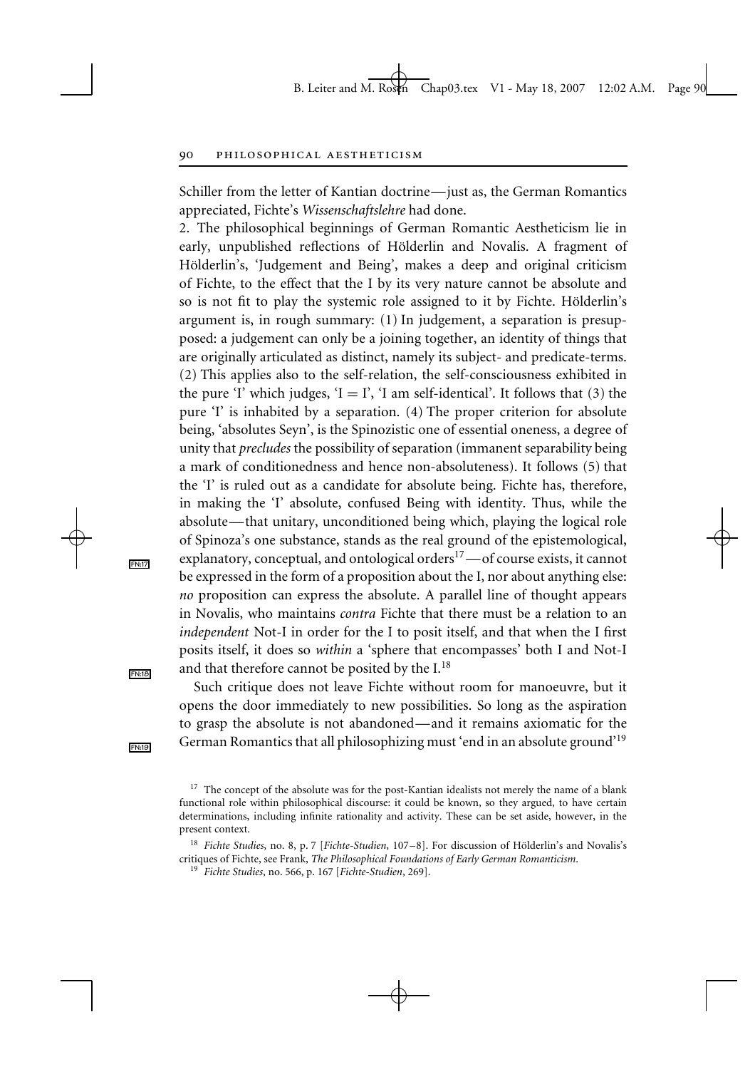Schiller from the letter of Kantian doctrine—just as, the German Romantics appreciated, Fichte's *Wissenschaftslehre* had done.

2. The philosophical beginnings of German Romantic Aestheticism lie in early, unpublished reflections of Hölderlin and Novalis. A fragment of Hölderlin's, 'Judgement and Being', makes a deep and original criticism of Fichte, to the effect that the I by its very nature cannot be absolute and so is not fit to play the systemic role assigned to it by Fichte. Hölderlin's argument is, in rough summary: (1) In judgement, a separation is presupposed: a judgement can only be a joining together, an identity of things that are originally articulated as distinct, namely its subject- and predicate-terms. (2) This applies also to the self-relation, the self-consciousness exhibited in the pure 'I' which judges, 'I = I', 'I am self-identical'. It follows that (3) the pure 'I' is inhabited by a separation. (4) The proper criterion for absolute being, 'absolutes Seyn', is the Spinozistic one of essential oneness, a degree of unity that *precludes* the possibility of separation (immanent separability being a mark of conditionedness and hence non-absoluteness). It follows (5) that the 'I' is ruled out as a candidate for absolute being. Fichte has, therefore, in making the 'I' absolute, confused Being with identity. Thus, while the absolute—that unitary, unconditioned being which, playing the logical role of Spinoza's one substance, stands as the real ground of the epistemological, explanatory, conceptual, and ontological orders[17]—of course exists, it cannot be expressed in the form of a proposition about the I, nor about anything else: *no* proposition can express the absolute. A parallel line of thought appears in Novalis, who maintains *contra* Fichte that there must be a relation to an *independent* Not-I in order for the I to posit itself, and that when the I first posits itself, it does so *within* a 'sphere that encompasses' both I and Not-I and that therefore cannot be posited by the I.[18]

Such critique does not leave Fichte without room for manoeuvre, but it opens the door immediately to new possibilities. So long as the aspiration to grasp the absolute is not abandoned—and it remains axiomatic for the German Romantics that all philosophizing must 'end in an absolute ground'[19]

---

[17] The concept of the absolute was for the post-Kantian idealists not merely the name of a blank functional role within philosophical discourse: it could be known, so they argued, to have certain determinations, including infinite rationality and activity. These can be set aside, however, in the present context.

[18] *Fichte Studies*, no. 8, p. 7 [*Fichte-Studien*, 107–8]. For discussion of Hölderlin's and Novalis's critiques of Fichte, see Frank, *The Philosophical Foundations of Early German Romanticism*.

[19] *Fichte Studies*, no. 566, p. 167 [*Fichte-Studien*, 269].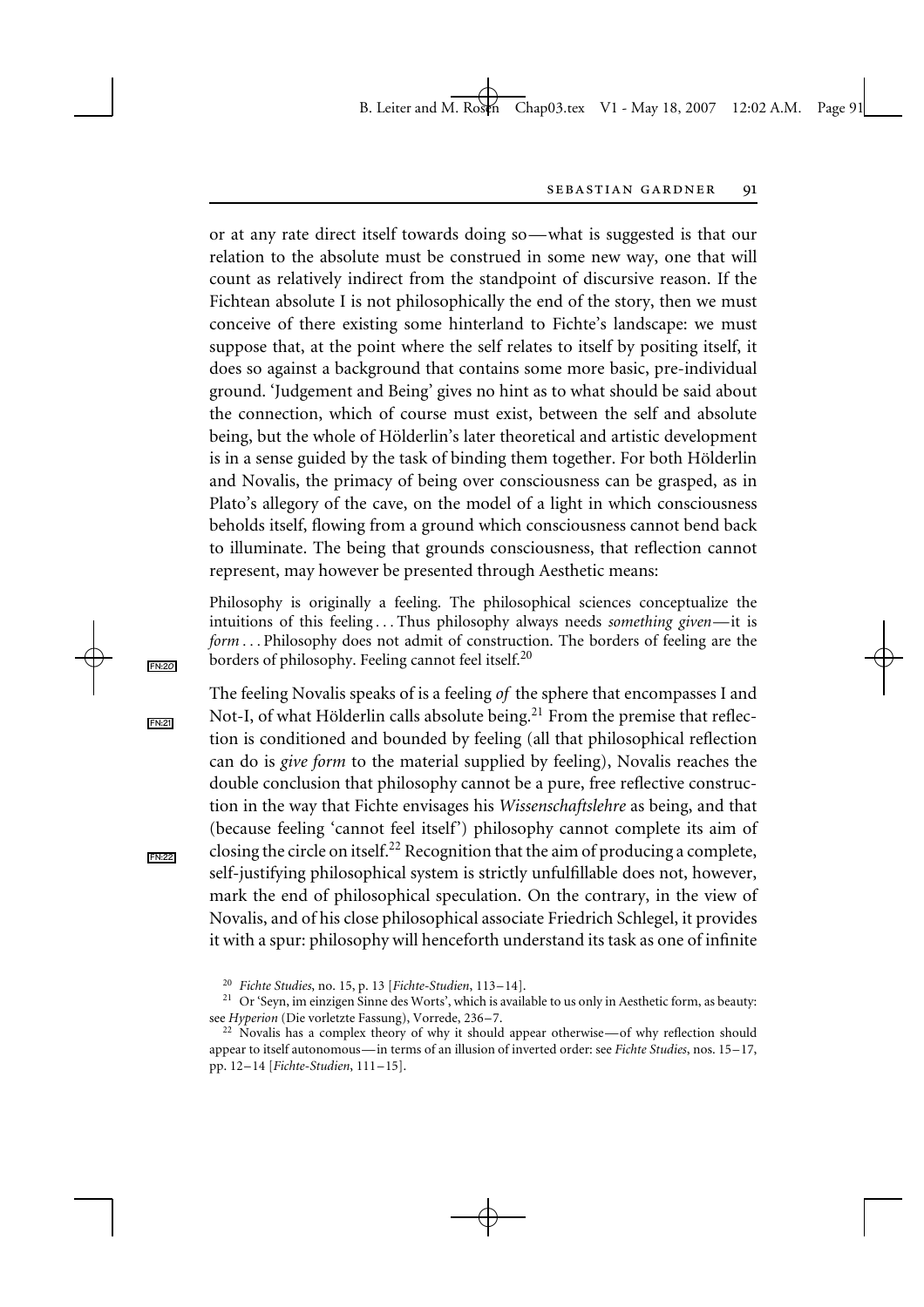or at any rate direct itself towards doing so—what is suggested is that our relation to the absolute must be construed in some new way, one that will count as relatively indirect from the standpoint of discursive reason. If the Fichtean absolute I is not philosophically the end of the story, then we must conceive of there existing some hinterland to Fichte's landscape: we must suppose that, at the point where the self relates to itself by positing itself, it does so against a background that contains some more basic, pre-individual ground. 'Judgement and Being' gives no hint as to what should be said about the connection, which of course must exist, between the self and absolute being, but the whole of Hölderlin's later theoretical and artistic development is in a sense guided by the task of binding them together. For both Hölderlin and Novalis, the primacy of being over consciousness can be grasped, as in Plato's allegory of the cave, on the model of a light in which consciousness beholds itself, flowing from a ground which consciousness cannot bend back to illuminate. The being that grounds consciousness, that reflection cannot represent, may however be presented through Aesthetic means:

> Philosophy is originally a feeling. The philosophical sciences conceptualize the intuitions of this feeling ... Thus philosophy always needs *something given*—it is *form* ... Philosophy does not admit of construction. The borders of feeling are the borders of philosophy. Feeling cannot feel itself.[20]

The feeling Novalis speaks of is a feeling *of* the sphere that encompasses I and Not-I, of what Hölderlin calls absolute being.[21] From the premise that reflection is conditioned and bounded by feeling (all that philosophical reflection can do is *give form* to the material supplied by feeling), Novalis reaches the double conclusion that philosophy cannot be a pure, free reflective construction in the way that Fichte envisages his *Wissenschaftslehre* as being, and that (because feeling 'cannot feel itself') philosophy cannot complete its aim of closing the circle on itself.[22] Recognition that the aim of producing a complete, self-justifying philosophical system is strictly unfulfillable does not, however, mark the end of philosophical speculation. On the contrary, in the view of Novalis, and of his close philosophical associate Friedrich Schlegel, it provides it with a spur: philosophy will henceforth understand its task as one of infinite

[20] *Fichte Studies*, no. 15, p. 13 [*Fichte-Studien*, 113–14].

[21] Or 'Seyn, im einzigen Sinne des Worts', which is available to us only in Aesthetic form, as beauty: see *Hyperion* (Die vorletzte Fassung), Vorrede, 236–7.

[22] Novalis has a complex theory of why it should appear otherwise—of why reflection should appear to itself autonomous—in terms of an illusion of inverted order: see *Fichte Studies*, nos. 15–17, pp. 12–14 [*Fichte-Studien*, 111–15].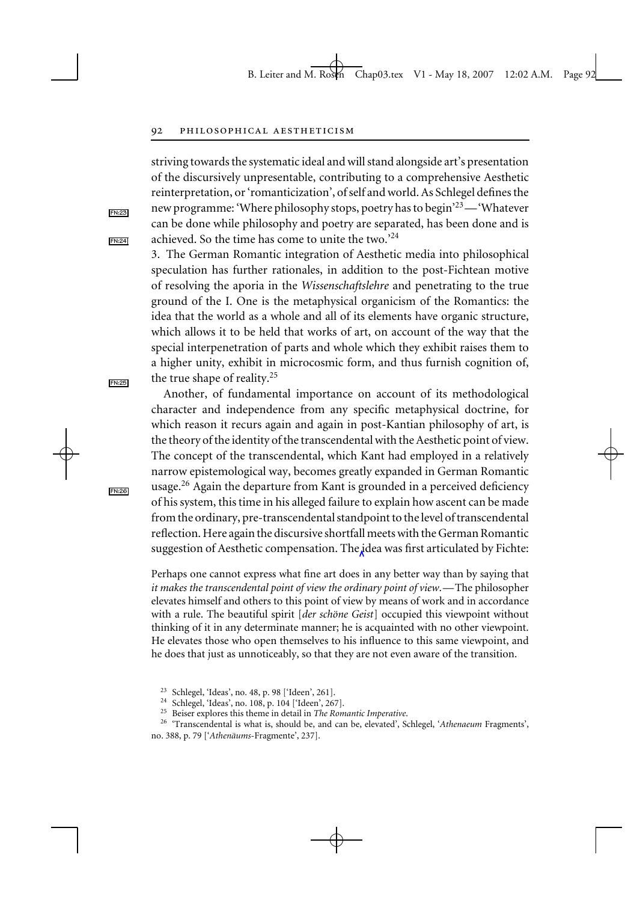striving towards the systematic ideal and will stand alongside art's presentation of the discursively unpresentable, contributing to a comprehensive Aesthetic reinterpretation, or 'romanticization', of self and world. As Schlegel defines the new programme: 'Where philosophy stops, poetry has to begin'[23]—'Whatever can be done while philosophy and poetry are separated, has been done and is achieved. So the time has come to unite the two.'[24]

3. The German Romantic integration of Aesthetic media into philosophical speculation has further rationales, in addition to the post-Fichtean motive of resolving the aporia in the *Wissenschaftslehre* and penetrating to the true ground of the I. One is the metaphysical organicism of the Romantics: the idea that the world as a whole and all of its elements have organic structure, which allows it to be held that works of art, on account of the way that the special interpenetration of parts and whole which they exhibit raises them to a higher unity, exhibit in microcosmic form, and thus furnish cognition of, the true shape of reality.[25]

Another, of fundamental importance on account of its methodological character and independence from any specific metaphysical doctrine, for which reason it recurs again and again in post-Kantian philosophy of art, is the theory of the identity of the transcendental with the Aesthetic point of view. The concept of the transcendental, which Kant had employed in a relatively narrow epistemological way, becomes greatly expanded in German Romantic usage.[26] Again the departure from Kant is grounded in a perceived deficiency of his system, this time in his alleged failure to explain how ascent can be made from the ordinary, pre-transcendental standpoint to the level of transcendental reflection. Here again the discursive shortfall meets with the German Romantic suggestion of Aesthetic compensation. The idea was first articulated by Fichte:

> Perhaps one cannot express what fine art does in any better way than by saying that *it makes the transcendental point of view the ordinary point of view*.—The philosopher elevates himself and others to this point of view by means of work and in accordance with a rule. The beautiful spirit [*der schöne Geist*] occupied this viewpoint without thinking of it in any determinate manner; he is acquainted with no other viewpoint. He elevates those who open themselves to his influence to this same viewpoint, and he does that just as unnoticeably, so that they are not even aware of the transition.

[23] Schlegel, 'Ideas', no. 48, p. 98 ['Ideen', 261].

[24] Schlegel, 'Ideas', no. 108, p. 104 ['Ideen', 267].

[25] Beiser explores this theme in detail in *The Romantic Imperative*.

[26] 'Transcendental is what is, should be, and can be, elevated', Schlegel, '*Athenaeum* Fragments', no. 388, p. 79 ['*Athenäums*-Fragmente', 237].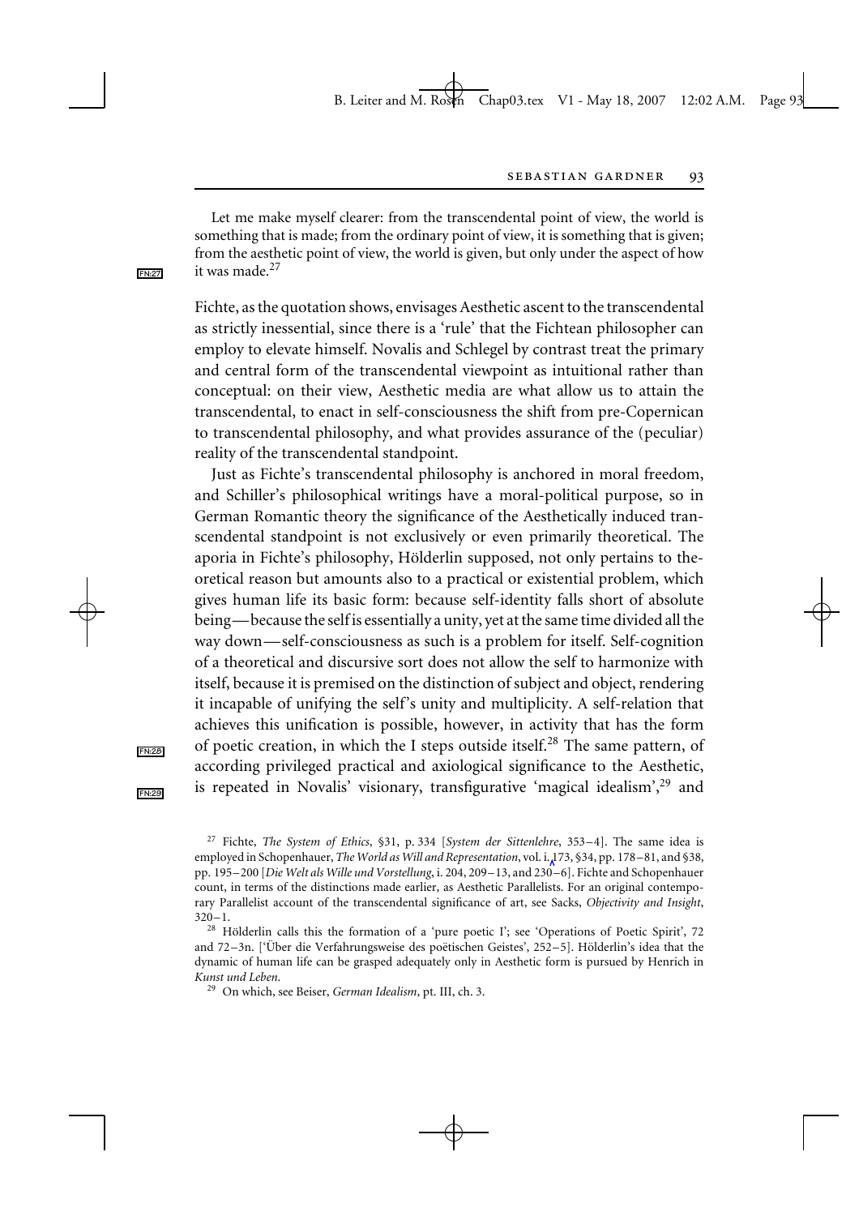Let me make myself clearer: from the transcendental point of view, the world is something that is made; from the ordinary point of view, it is something that is given; from the aesthetic point of view, the world is given, but only under the aspect of how it was made.[27]

Fichte, as the quotation shows, envisages Aesthetic ascent to the transcendental as strictly inessential, since there is a 'rule' that the Fichtean philosopher can employ to elevate himself. Novalis and Schlegel by contrast treat the primary and central form of the transcendental viewpoint as intuitional rather than conceptual: on their view, Aesthetic media are what allow us to attain the transcendental, to enact in self-consciousness the shift from pre-Copernican to transcendental philosophy, and what provides assurance of the (peculiar) reality of the transcendental standpoint.

Just as Fichte's transcendental philosophy is anchored in moral freedom, and Schiller's philosophical writings have a moral-political purpose, so in German Romantic theory the significance of the Aesthetically induced transcendental standpoint is not exclusively or even primarily theoretical. The aporia in Fichte's philosophy, Hölderlin supposed, not only pertains to theoretical reason but amounts also to a practical or existential problem, which gives human life its basic form: because self-identity falls short of absolute being—because the self is essentially a unity, yet at the same time divided all the way down—self-consciousness as such is a problem for itself. Self-cognition of a theoretical and discursive sort does not allow the self to harmonize with itself, because it is premised on the distinction of subject and object, rendering it incapable of unifying the self's unity and multiplicity. A self-relation that achieves this unification is possible, however, in activity that has the form of poetic creation, in which the I steps outside itself.[28] The same pattern, of according privileged practical and axiological significance to the Aesthetic, is repeated in Novalis' visionary, transfigurative 'magical idealism',[29] and

[27] Fichte, *The System of Ethics*, §31, p. 334 [*System der Sittenlehre*, 353–4]. The same idea is employed in Schopenhauer, *The World as Will and Representation*, vol. i, 173, §34, pp. 178–81, and §38, pp. 195–200 [*Die Welt als Wille und Vorstellung*, i. 204, 209–13, and 230–6]. Fichte and Schopenhauer count, in terms of the distinctions made earlier, as Aesthetic Parallelists. For an original contemporary Parallelist account of the transcendental significance of art, see Sacks, *Objectivity and Insight*, 320–1.

[28] Hölderlin calls this the formation of a 'pure poetic I'; see 'Operations of Poetic Spirit', 72 and 72–3n. ['Über die Verfahrungsweise des poëtischen Geistes', 252–5]. Hölderlin's idea that the dynamic of human life can be grasped adequately only in Aesthetic form is pursued by Henrich in *Kunst und Leben*.

[29] On which, see Beiser, *German Idealism*, pt. III, ch. 3.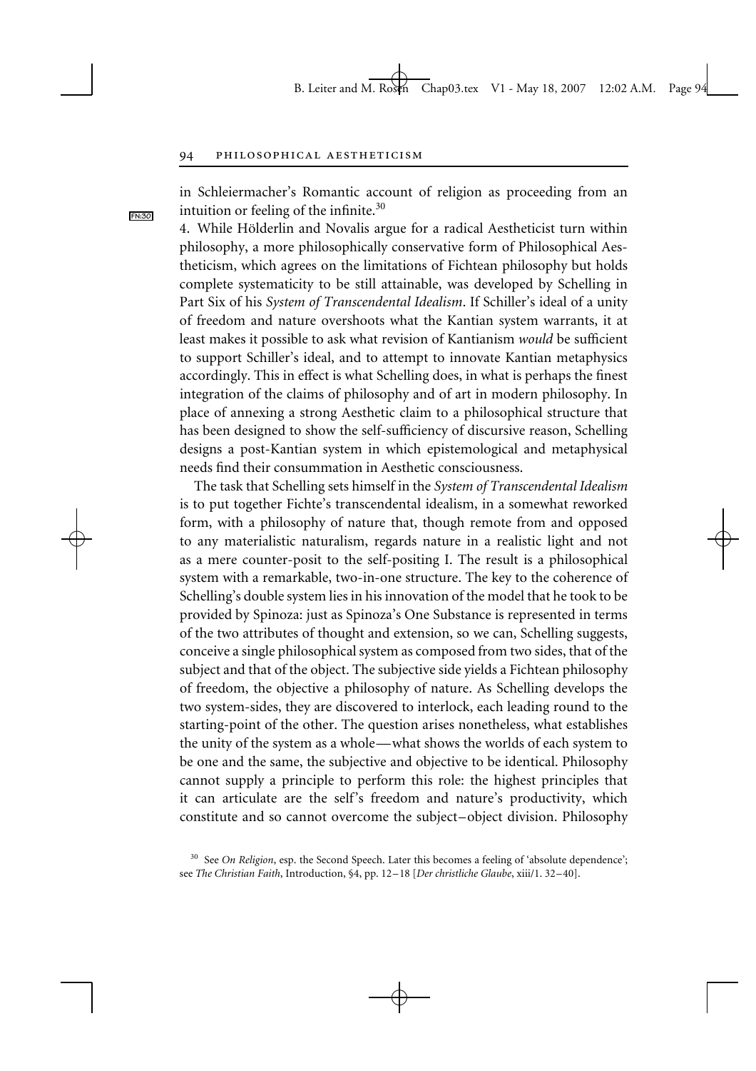in Schleiermacher's Romantic account of religion as proceeding from an intuition or feeling of the infinite.[30]

4. While Hölderlin and Novalis argue for a radical Aestheticist turn within philosophy, a more philosophically conservative form of Philosophical Aestheticism, which agrees on the limitations of Fichtean philosophy but holds complete systematicity to be still attainable, was developed by Schelling in Part Six of his *System of Transcendental Idealism*. If Schiller's ideal of a unity of freedom and nature overshoots what the Kantian system warrants, it at least makes it possible to ask what revision of Kantianism *would* be sufficient to support Schiller's ideal, and to attempt to innovate Kantian metaphysics accordingly. This in effect is what Schelling does, in what is perhaps the finest integration of the claims of philosophy and of art in modern philosophy. In place of annexing a strong Aesthetic claim to a philosophical structure that has been designed to show the self-sufficiency of discursive reason, Schelling designs a post-Kantian system in which epistemological and metaphysical needs find their consummation in Aesthetic consciousness.

The task that Schelling sets himself in the *System of Transcendental Idealism* is to put together Fichte's transcendental idealism, in a somewhat reworked form, with a philosophy of nature that, though remote from and opposed to any materialistic naturalism, regards nature in a realistic light and not as a mere counter-posit to the self-positing I. The result is a philosophical system with a remarkable, two-in-one structure. The key to the coherence of Schelling's double system lies in his innovation of the model that he took to be provided by Spinoza: just as Spinoza's One Substance is represented in terms of the two attributes of thought and extension, so we can, Schelling suggests, conceive a single philosophical system as composed from two sides, that of the subject and that of the object. The subjective side yields a Fichtean philosophy of freedom, the objective a philosophy of nature. As Schelling develops the two system-sides, they are discovered to interlock, each leading round to the starting-point of the other. The question arises nonetheless, what establishes the unity of the system as a whole—what shows the worlds of each system to be one and the same, the subjective and objective to be identical. Philosophy cannot supply a principle to perform this role: the highest principles that it can articulate are the self's freedom and nature's productivity, which constitute and so cannot overcome the subject–object division. Philosophy

[30] See *On Religion*, esp. the Second Speech. Later this becomes a feeling of 'absolute dependence'; see *The Christian Faith*, Introduction, §4, pp. 12–18 [*Der christliche Glaube*, xiii/1. 32–40].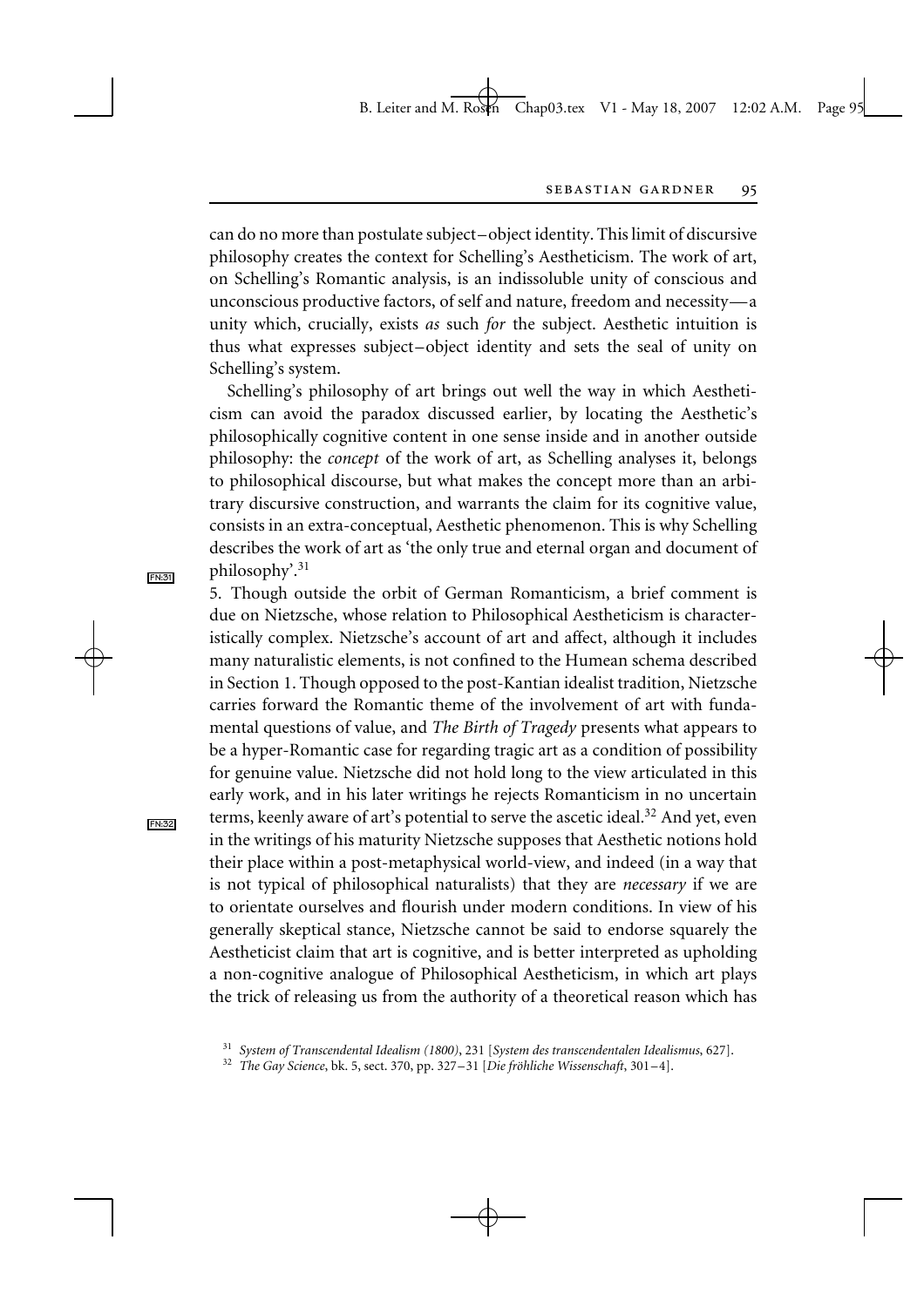can do no more than postulate subject–object identity. This limit of discursive philosophy creates the context for Schelling's Aestheticism. The work of art, on Schelling's Romantic analysis, is an indissoluble unity of conscious and unconscious productive factors, of self and nature, freedom and necessity—a unity which, crucially, exists *as* such *for* the subject. Aesthetic intuition is thus what expresses subject–object identity and sets the seal of unity on Schelling's system.

Schelling's philosophy of art brings out well the way in which Aestheticism can avoid the paradox discussed earlier, by locating the Aesthetic's philosophically cognitive content in one sense inside and in another outside philosophy: the *concept* of the work of art, as Schelling analyses it, belongs to philosophical discourse, but what makes the concept more than an arbitrary discursive construction, and warrants the claim for its cognitive value, consists in an extra-conceptual, Aesthetic phenomenon. This is why Schelling describes the work of art as 'the only true and eternal organ and document of philosophy'.[31]

5. Though outside the orbit of German Romanticism, a brief comment is due on Nietzsche, whose relation to Philosophical Aestheticism is characteristically complex. Nietzsche's account of art and affect, although it includes many naturalistic elements, is not confined to the Humean schema described in Section 1. Though opposed to the post-Kantian idealist tradition, Nietzsche carries forward the Romantic theme of the involvement of art with fundamental questions of value, and *The Birth of Tragedy* presents what appears to be a hyper-Romantic case for regarding tragic art as a condition of possibility for genuine value. Nietzsche did not hold long to the view articulated in this early work, and in his later writings he rejects Romanticism in no uncertain terms, keenly aware of art's potential to serve the ascetic ideal.[32] And yet, even in the writings of his maturity Nietzsche supposes that Aesthetic notions hold their place within a post-metaphysical world-view, and indeed (in a way that is not typical of philosophical naturalists) that they are *necessary* if we are to orientate ourselves and flourish under modern conditions. In view of his generally skeptical stance, Nietzsche cannot be said to endorse squarely the Aestheticist claim that art is cognitive, and is better interpreted as upholding a non-cognitive analogue of Philosophical Aestheticism, in which art plays the trick of releasing us from the authority of a theoretical reason which has

[31] *System of Transcendental Idealism (1800)*, 231 [*System des transcendentalen Idealismus*, 627].

[32] *The Gay Science*, bk. 5, sect. 370, pp. 327–31 [*Die fröhliche Wissenschaft*, 301–4].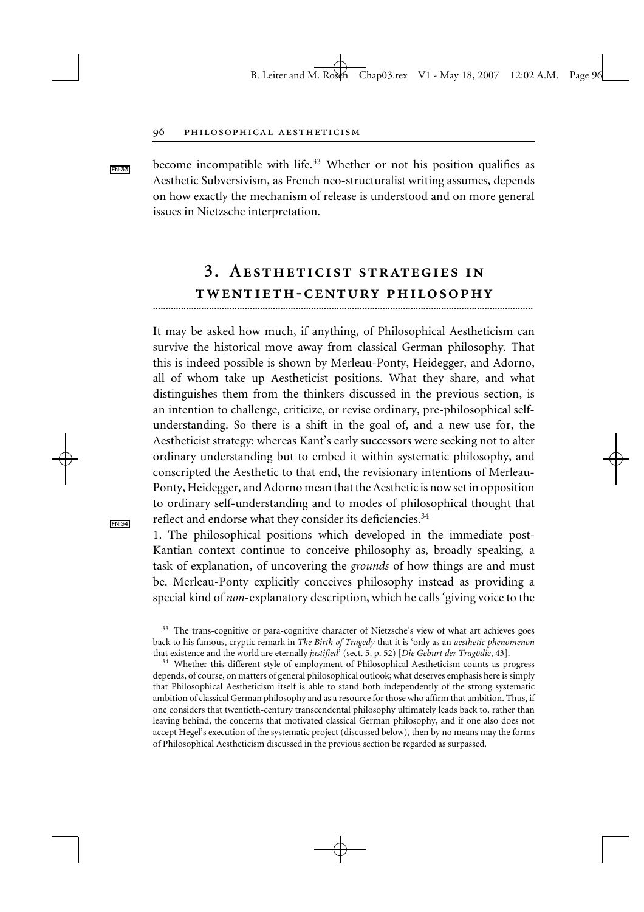become incompatible with life.[33] Whether or not his position qualifies as Aesthetic Subversivism, as French neo-structuralist writing assumes, depends on how exactly the mechanism of release is understood and on more general issues in Nietzsche interpretation.

## 3. Aestheticist strategies in twentieth-century philosophy

It may be asked how much, if anything, of Philosophical Aestheticism can survive the historical move away from classical German philosophy. That this is indeed possible is shown by Merleau-Ponty, Heidegger, and Adorno, all of whom take up Aestheticist positions. What they share, and what distinguishes them from the thinkers discussed in the previous section, is an intention to challenge, criticize, or revise ordinary, pre-philosophical self-understanding. So there is a shift in the goal of, and a new use for, the Aestheticist strategy: whereas Kant's early successors were seeking not to alter ordinary understanding but to embed it within systematic philosophy, and conscripted the Aesthetic to that end, the revisionary intentions of Merleau-Ponty, Heidegger, and Adorno mean that the Aesthetic is now set in opposition to ordinary self-understanding and to modes of philosophical thought that reflect and endorse what they consider its deficiencies.[34]

1. The philosophical positions which developed in the immediate post-Kantian context continue to conceive philosophy as, broadly speaking, a task of explanation, of uncovering the *grounds* of how things are and must be. Merleau-Ponty explicitly conceives philosophy instead as providing a special kind of *non*-explanatory description, which he calls 'giving voice to the

[33] The trans-cognitive or para-cognitive character of Nietzsche's view of what art achieves goes back to his famous, cryptic remark in *The Birth of Tragedy* that it is 'only as an *aesthetic phenomenon* that existence and the world are eternally *justified*' (sect. 5, p. 52) [*Die Geburt der Tragödie*, 43].

[34] Whether this different style of employment of Philosophical Aestheticism counts as progress depends, of course, on matters of general philosophical outlook; what deserves emphasis here is simply that Philosophical Aestheticism itself is able to stand both independently of the strong systematic ambition of classical German philosophy and as a resource for those who affirm that ambition. Thus, if one considers that twentieth-century transcendental philosophy ultimately leads back to, rather than leaving behind, the concerns that motivated classical German philosophy, and if one also does not accept Hegel's execution of the systematic project (discussed below), then by no means may the forms of Philosophical Aestheticism discussed in the previous section be regarded as surpassed.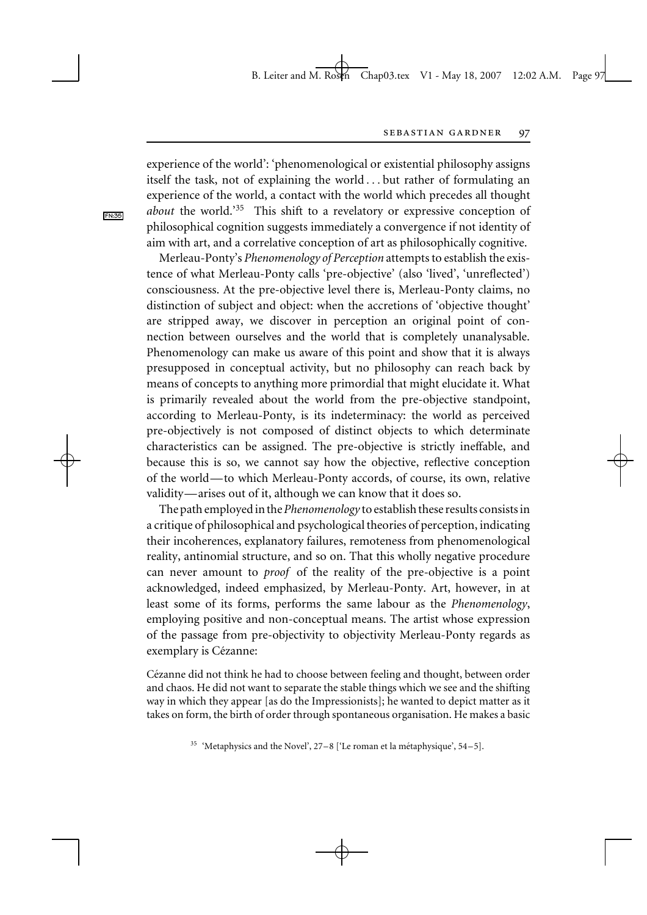experience of the world': 'phenomenological or existential philosophy assigns itself the task, not of explaining the world . . . but rather of formulating an experience of the world, a contact with the world which precedes all thought *about* the world.'[35] This shift to a revelatory or expressive conception of philosophical cognition suggests immediately a convergence if not identity of aim with art, and a correlative conception of art as philosophically cognitive.

Merleau-Ponty's *Phenomenology of Perception* attempts to establish the existence of what Merleau-Ponty calls 'pre-objective' (also 'lived', 'unreflected') consciousness. At the pre-objective level there is, Merleau-Ponty claims, no distinction of subject and object: when the accretions of 'objective thought' are stripped away, we discover in perception an original point of connection between ourselves and the world that is completely unanalysable. Phenomenology can make us aware of this point and show that it is always presupposed in conceptual activity, but no philosophy can reach back by means of concepts to anything more primordial that might elucidate it. What is primarily revealed about the world from the pre-objective standpoint, according to Merleau-Ponty, is its indeterminacy: the world as perceived pre-objectively is not composed of distinct objects to which determinate characteristics can be assigned. The pre-objective is strictly ineffable, and because this is so, we cannot say how the objective, reflective conception of the world—to which Merleau-Ponty accords, of course, its own, relative validity—arises out of it, although we can know that it does so.

The path employed in the *Phenomenology* to establish these results consists in a critique of philosophical and psychological theories of perception, indicating their incoherences, explanatory failures, remoteness from phenomenological reality, antinomial structure, and so on. That this wholly negative procedure can never amount to *proof* of the reality of the pre-objective is a point acknowledged, indeed emphasized, by Merleau-Ponty. Art, however, in at least some of its forms, performs the same labour as the *Phenomenology*, employing positive and non-conceptual means. The artist whose expression of the passage from pre-objectivity to objectivity Merleau-Ponty regards as exemplary is Cézanne:

> Cézanne did not think he had to choose between feeling and thought, between order and chaos. He did not want to separate the stable things which we see and the shifting way in which they appear [as do the Impressionists]; he wanted to depict matter as it takes on form, the birth of order through spontaneous organisation. He makes a basic

[35] 'Metaphysics and the Novel', 27–8 ['Le roman et la métaphysique', 54–5].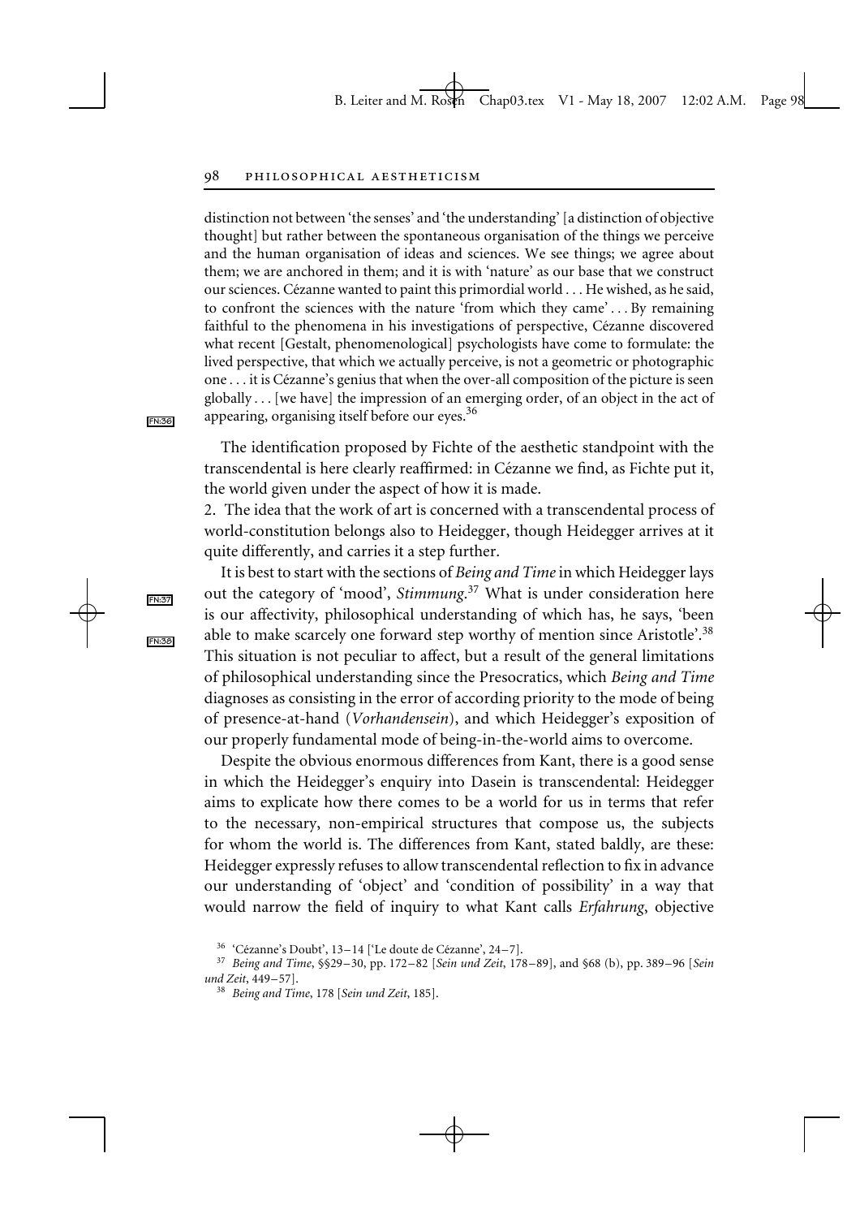distinction not between 'the senses' and 'the understanding' [a distinction of objective thought] but rather between the spontaneous organisation of the things we perceive and the human organisation of ideas and sciences. We see things; we agree about them; we are anchored in them; and it is with 'nature' as our base that we construct our sciences. Cézanne wanted to paint this primordial world . . . He wished, as he said, to confront the sciences with the nature 'from which they came' . . . By remaining faithful to the phenomena in his investigations of perspective, Cézanne discovered what recent [Gestalt, phenomenological] psychologists have come to formulate: the lived perspective, that which we actually perceive, is not a geometric or photographic one . . . it is Cézanne's genius that when the over-all composition of the picture is seen globally . . . [we have] the impression of an emerging order, of an object in the act of appearing, organising itself before our eyes.[36]

The identification proposed by Fichte of the aesthetic standpoint with the transcendental is here clearly reaffirmed: in Cézanne we find, as Fichte put it, the world given under the aspect of how it is made.

2. The idea that the work of art is concerned with a transcendental process of world-constitution belongs also to Heidegger, though Heidegger arrives at it quite differently, and carries it a step further.

It is best to start with the sections of *Being and Time* in which Heidegger lays out the category of 'mood', *Stimmung*.[37] What is under consideration here is our affectivity, philosophical understanding of which has, he says, 'been able to make scarcely one forward step worthy of mention since Aristotle'.[38] This situation is not peculiar to affect, but a result of the general limitations of philosophical understanding since the Presocratics, which *Being and Time* diagnoses as consisting in the error of according priority to the mode of being of presence-at-hand (*Vorhandensein*), and which Heidegger's exposition of our properly fundamental mode of being-in-the-world aims to overcome.

Despite the obvious enormous differences from Kant, there is a good sense in which the Heidegger's enquiry into Dasein is transcendental: Heidegger aims to explicate how there comes to be a world for us in terms that refer to the necessary, non-empirical structures that compose us, the subjects for whom the world is. The differences from Kant, stated baldly, are these: Heidegger expressly refuses to allow transcendental reflection to fix in advance our understanding of 'object' and 'condition of possibility' in a way that would narrow the field of inquiry to what Kant calls *Erfahrung*, objective

[36] 'Cézanne's Doubt', 13–14 ['Le doute de Cézanne', 24–7].

[37] *Being and Time*, §§29–30, pp. 172–82 [*Sein und Zeit*, 178–89], and §68 (b), pp. 389–96 [*Sein und Zeit*, 449–57].

[38] *Being and Time*, 178 [*Sein und Zeit*, 185].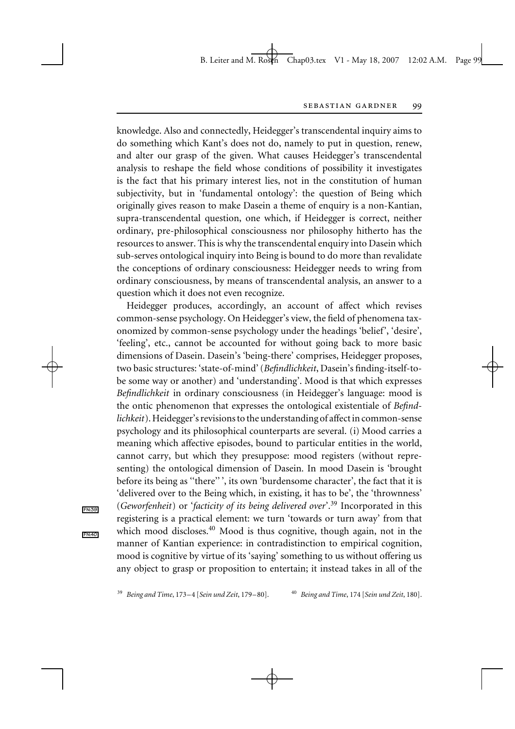knowledge. Also and connectedly, Heidegger's transcendental inquiry aims to do something which Kant's does not do, namely to put in question, renew, and alter our grasp of the given. What causes Heidegger's transcendental analysis to reshape the field whose conditions of possibility it investigates is the fact that his primary interest lies, not in the constitution of human subjectivity, but in 'fundamental ontology': the question of Being which originally gives reason to make Dasein a theme of enquiry is a non-Kantian, supra-transcendental question, one which, if Heidegger is correct, neither ordinary, pre-philosophical consciousness nor philosophy hitherto has the resources to answer. This is why the transcendental enquiry into Dasein which sub-serves ontological inquiry into Being is bound to do more than revalidate the conceptions of ordinary consciousness: Heidegger needs to wring from ordinary consciousness, by means of transcendental analysis, an answer to a question which it does not even recognize.

Heidegger produces, accordingly, an account of affect which revises common-sense psychology. On Heidegger's view, the field of phenomena taxonomized by common-sense psychology under the headings 'belief', 'desire', 'feeling', etc., cannot be accounted for without going back to more basic dimensions of Dasein. Dasein's 'being-there' comprises, Heidegger proposes, two basic structures: 'state-of-mind' (*Befindlichkeit*, Dasein's finding-itself-to-be some way or another) and 'understanding'. Mood is that which expresses *Befindlichkeit* in ordinary consciousness (in Heidegger's language: mood is the ontic phenomenon that expresses the ontological existentiale of *Befindlichkeit*). Heidegger's revisions to the understanding of affect in common-sense psychology and its philosophical counterparts are several. (i) Mood carries a meaning which affective episodes, bound to particular entities in the world, cannot carry, but which they presuppose: mood registers (without representing) the ontological dimension of Dasein. In mood Dasein is 'brought before its being as "there" ', its own 'burdensome character', the fact that it is 'delivered over to the Being which, in existing, it has to be', the 'thrownness' (*Geworfenheit*) or '*facticity of its being delivered over*'.[39] Incorporated in this registering is a practical element: we turn 'towards or turn away' from that which mood discloses.[40] Mood is thus cognitive, though again, not in the manner of Kantian experience: in contradistinction to empirical cognition, mood is cognitive by virtue of its 'saying' something to us without offering us any object to grasp or proposition to entertain; it instead takes in all of the

[39] *Being and Time*, 173–4 [*Sein und Zeit*, 179–80].

[40] *Being and Time*, 174 [*Sein und Zeit*, 180].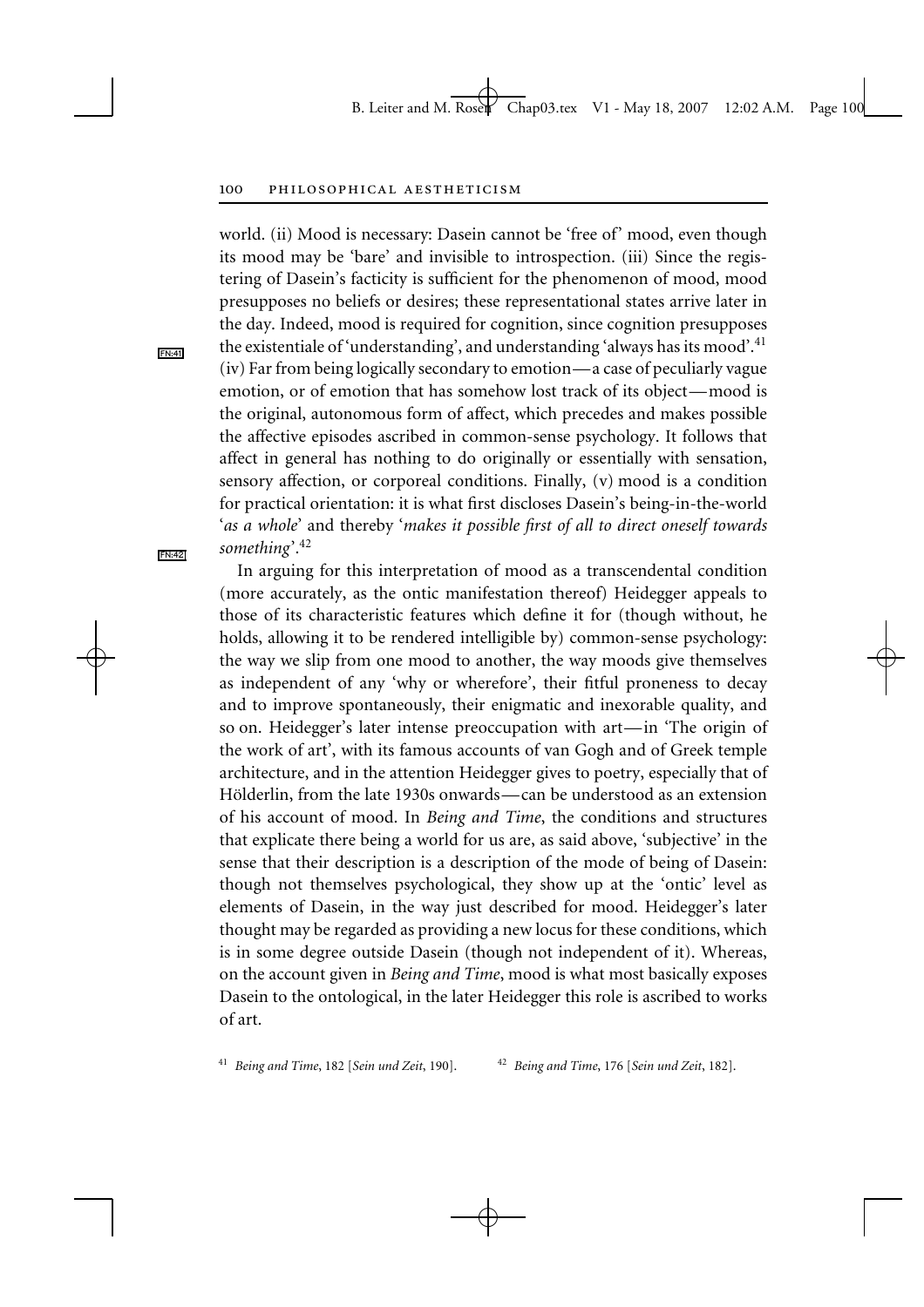world. (ii) Mood is necessary: Dasein cannot be 'free of' mood, even though its mood may be 'bare' and invisible to introspection. (iii) Since the registering of Dasein's facticity is sufficient for the phenomenon of mood, mood presupposes no beliefs or desires; these representational states arrive later in the day. Indeed, mood is required for cognition, since cognition presupposes the existentiale of 'understanding', and understanding 'always has its mood'.[41] (iv) Far from being logically secondary to emotion—a case of peculiarly vague emotion, or of emotion that has somehow lost track of its object—mood is the original, autonomous form of affect, which precedes and makes possible the affective episodes ascribed in common-sense psychology. It follows that affect in general has nothing to do originally or essentially with sensation, sensory affection, or corporeal conditions. Finally, (v) mood is a condition for practical orientation: it is what first discloses Dasein's being-in-the-world '*as a whole*' and thereby '*makes it possible first of all to direct oneself towards something*'.[42]

In arguing for this interpretation of mood as a transcendental condition (more accurately, as the ontic manifestation thereof) Heidegger appeals to those of its characteristic features which define it for (though without, he holds, allowing it to be rendered intelligible by) common-sense psychology: the way we slip from one mood to another, the way moods give themselves as independent of any 'why or wherefore', their fitful proneness to decay and to improve spontaneously, their enigmatic and inexorable quality, and so on. Heidegger's later intense preoccupation with art—in 'The origin of the work of art', with its famous accounts of van Gogh and of Greek temple architecture, and in the attention Heidegger gives to poetry, especially that of Hölderlin, from the late 1930s onwards—can be understood as an extension of his account of mood. In *Being and Time*, the conditions and structures that explicate there being a world for us are, as said above, 'subjective' in the sense that their description is a description of the mode of being of Dasein: though not themselves psychological, they show up at the 'ontic' level as elements of Dasein, in the way just described for mood. Heidegger's later thought may be regarded as providing a new locus for these conditions, which is in some degree outside Dasein (though not independent of it). Whereas, on the account given in *Being and Time*, mood is what most basically exposes Dasein to the ontological, in the later Heidegger this role is ascribed to works of art.

[41] *Being and Time*, 182 [*Sein und Zeit*, 190].

[42] *Being and Time*, 176 [*Sein und Zeit*, 182].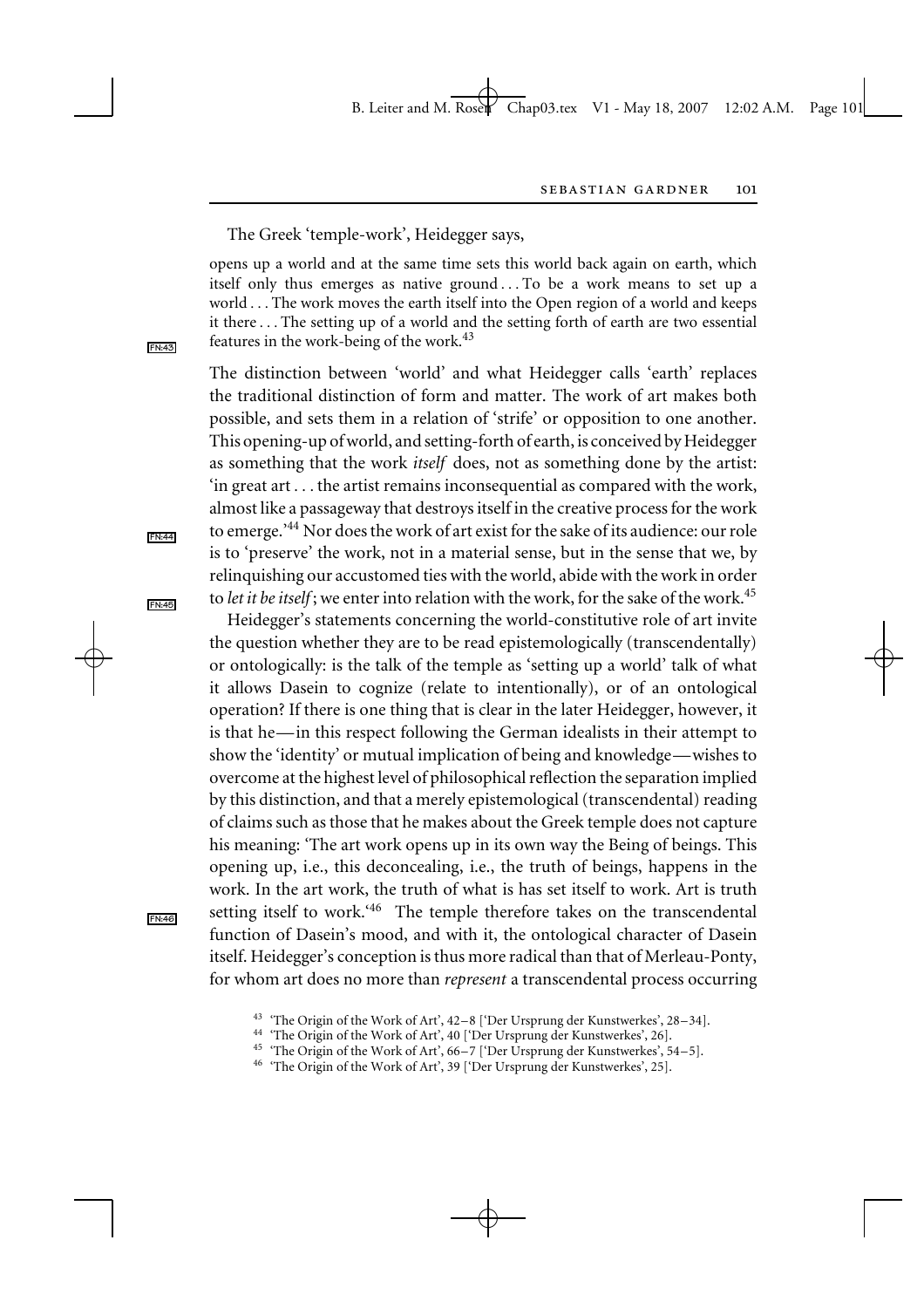The Greek 'temple-work', Heidegger says,

> opens up a world and at the same time sets this world back again on earth, which itself only thus emerges as native ground . . . To be a work means to set up a world . . . The work moves the earth itself into the Open region of a world and keeps it there . . . The setting up of a world and the setting forth of earth are two essential features in the work-being of the work.[43]

The distinction between 'world' and what Heidegger calls 'earth' replaces the traditional distinction of form and matter. The work of art makes both possible, and sets them in a relation of 'strife' or opposition to one another. This opening-up of world, and setting-forth of earth, is conceived by Heidegger as something that the work *itself* does, not as something done by the artist: 'in great art . . . the artist remains inconsequential as compared with the work, almost like a passageway that destroys itself in the creative process for the work to emerge.'[44] Nor does the work of art exist for the sake of its audience: our role is to 'preserve' the work, not in a material sense, but in the sense that we, by relinquishing our accustomed ties with the world, abide with the work in order to *let it be itself*; we enter into relation with the work, for the sake of the work.[45]

Heidegger's statements concerning the world-constitutive role of art invite the question whether they are to be read epistemologically (transcendentally) or ontologically: is the talk of the temple as 'setting up a world' talk of what it allows Dasein to cognize (relate to intentionally), or of an ontological operation? If there is one thing that is clear in the later Heidegger, however, it is that he—in this respect following the German idealists in their attempt to show the 'identity' or mutual implication of being and knowledge—wishes to overcome at the highest level of philosophical reflection the separation implied by this distinction, and that a merely epistemological (transcendental) reading of claims such as those that he makes about the Greek temple does not capture his meaning: 'The art work opens up in its own way the Being of beings. This opening up, i.e., this deconcealing, i.e., the truth of beings, happens in the work. In the art work, the truth of what is has set itself to work. Art is truth setting itself to work.'[46] The temple therefore takes on the transcendental function of Dasein's mood, and with it, the ontological character of Dasein itself. Heidegger's conception is thus more radical than that of Merleau-Ponty, for whom art does no more than *represent* a transcendental process occurring

---

[43] 'The Origin of the Work of Art', 42–8 ['Der Ursprung der Kunstwerkes', 28–34].

[44] 'The Origin of the Work of Art', 40 ['Der Ursprung der Kunstwerkes', 26].

[45] 'The Origin of the Work of Art', 66–7 ['Der Ursprung der Kunstwerkes', 54–5].

[46] 'The Origin of the Work of Art', 39 ['Der Ursprung der Kunstwerkes', 25].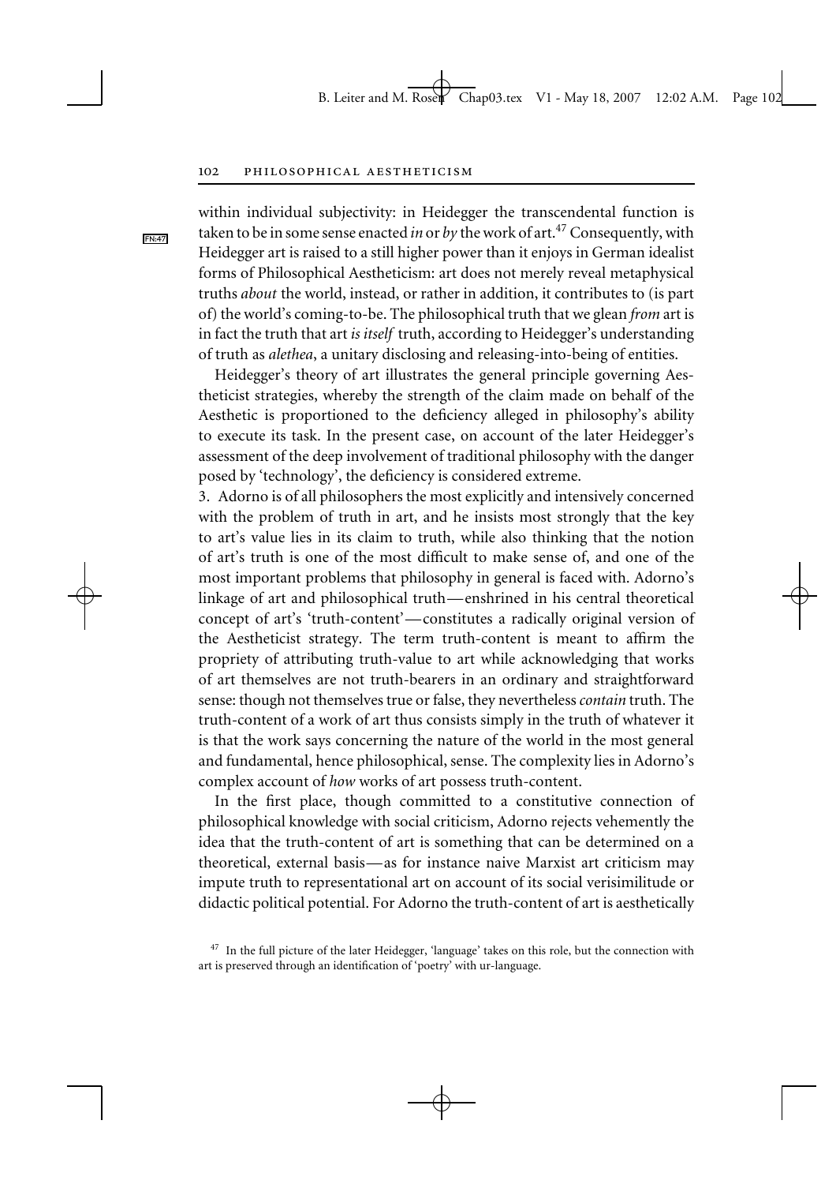within individual subjectivity: in Heidegger the transcendental function is taken to be in some sense enacted *in* or *by* the work of art.[47] Consequently, with Heidegger art is raised to a still higher power than it enjoys in German idealist forms of Philosophical Aestheticism: art does not merely reveal metaphysical truths *about* the world, instead, or rather in addition, it contributes to (is part of) the world's coming-to-be. The philosophical truth that we glean *from* art is in fact the truth that art *is itself* truth, according to Heidegger's understanding of truth as *alethea*, a unitary disclosing and releasing-into-being of entities.

Heidegger's theory of art illustrates the general principle governing Aestheticist strategies, whereby the strength of the claim made on behalf of the Aesthetic is proportioned to the deficiency alleged in philosophy's ability to execute its task. In the present case, on account of the later Heidegger's assessment of the deep involvement of traditional philosophy with the danger posed by 'technology', the deficiency is considered extreme.

3. Adorno is of all philosophers the most explicitly and intensively concerned with the problem of truth in art, and he insists most strongly that the key to art's value lies in its claim to truth, while also thinking that the notion of art's truth is one of the most difficult to make sense of, and one of the most important problems that philosophy in general is faced with. Adorno's linkage of art and philosophical truth—enshrined in his central theoretical concept of art's 'truth-content'—constitutes a radically original version of the Aestheticist strategy. The term truth-content is meant to affirm the propriety of attributing truth-value to art while acknowledging that works of art themselves are not truth-bearers in an ordinary and straightforward sense: though not themselves true or false, they nevertheless *contain* truth. The truth-content of a work of art thus consists simply in the truth of whatever it is that the work says concerning the nature of the world in the most general and fundamental, hence philosophical, sense. The complexity lies in Adorno's complex account of *how* works of art possess truth-content.

In the first place, though committed to a constitutive connection of philosophical knowledge with social criticism, Adorno rejects vehemently the idea that the truth-content of art is something that can be determined on a theoretical, external basis—as for instance naive Marxist art criticism may impute truth to representational art on account of its social verisimilitude or didactic political potential. For Adorno the truth-content of art is aesthetically

[47] In the full picture of the later Heidegger, 'language' takes on this role, but the connection with art is preserved through an identification of 'poetry' with ur-language.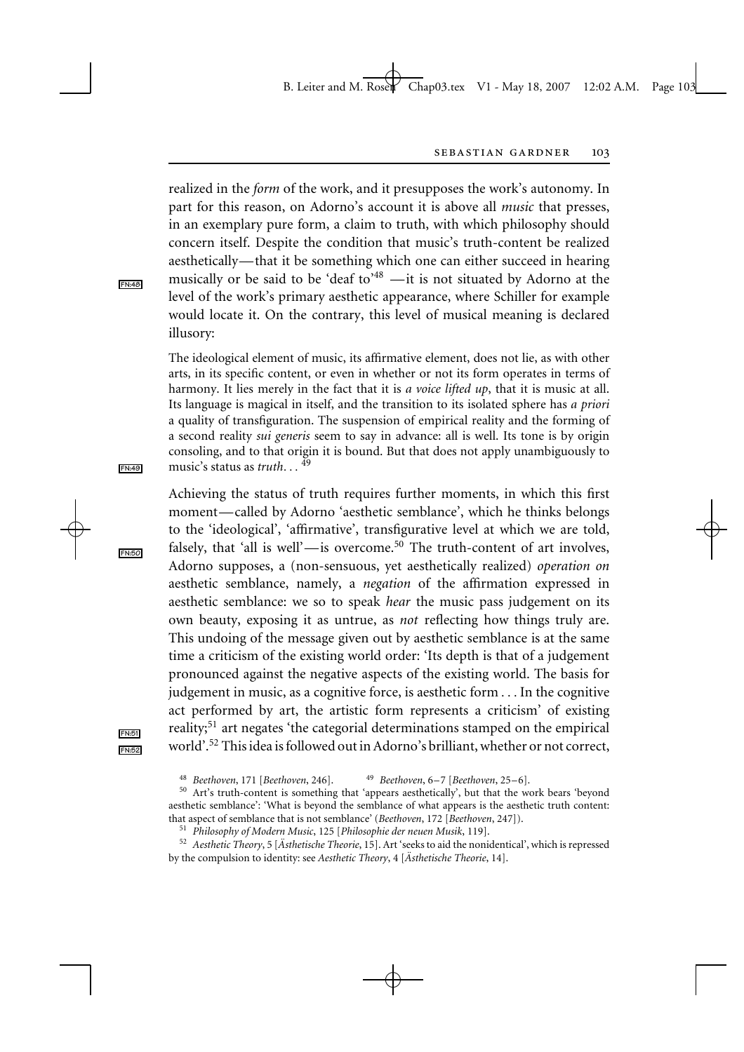realized in the *form* of the work, and it presupposes the work's autonomy. In part for this reason, on Adorno's account it is above all *music* that presses, in an exemplary pure form, a claim to truth, with which philosophy should concern itself. Despite the condition that music's truth-content be realized aesthetically—that it be something which one can either succeed in hearing musically or be said to be 'deaf to'[48] —it is not situated by Adorno at the level of the work's primary aesthetic appearance, where Schiller for example would locate it. On the contrary, this level of musical meaning is declared illusory:

> The ideological element of music, its affirmative element, does not lie, as with other arts, in its specific content, or even in whether or not its form operates in terms of harmony. It lies merely in the fact that it is *a voice lifted up*, that it is music at all. Its language is magical in itself, and the transition to its isolated sphere has *a priori* a quality of transfiguration. The suspension of empirical reality and the forming of a second reality *sui generis* seem to say in advance: all is well. Its tone is by origin consoling, and to that origin it is bound. But that does not apply unambiguously to music's status as *truth*. . .[49]

Achieving the status of truth requires further moments, in which this first moment—called by Adorno 'aesthetic semblance', which he thinks belongs to the 'ideological', 'affirmative', transfigurative level at which we are told, falsely, that 'all is well'—is overcome.[50] The truth-content of art involves, Adorno supposes, a (non-sensuous, yet aesthetically realized) *operation on* aesthetic semblance, namely, a *negation* of the affirmation expressed in aesthetic semblance: we so to speak *hear* the music pass judgement on its own beauty, exposing it as untrue, as *not* reflecting how things truly are. This undoing of the message given out by aesthetic semblance is at the same time a criticism of the existing world order: 'Its depth is that of a judgement pronounced against the negative aspects of the existing world. The basis for judgement in music, as a cognitive force, is aesthetic form . . . In the cognitive act performed by art, the artistic form represents a criticism' of existing reality;[51] art negates 'the categorial determinations stamped on the empirical world'.[52] This idea is followed out in Adorno's brilliant, whether or not correct,

[48] *Beethoven*, 171 [*Beethoven*, 246]. [49] *Beethoven*, 6–7 [*Beethoven*, 25–6].

[50] Art's truth-content is something that 'appears aesthetically', but that the work bears 'beyond aesthetic semblance': 'What is beyond the semblance of what appears is the aesthetic truth content: that aspect of semblance that is not semblance' (*Beethoven*, 172 [*Beethoven*, 247]).

[51] *Philosophy of Modern Music*, 125 [*Philosophie der neuen Musik*, 119].

[52] *Aesthetic Theory*, 5 [*Ästhetische Theorie*, 15]. Art 'seeks to aid the nonidentical', which is repressed by the compulsion to identity: see *Aesthetic Theory*, 4 [*Ästhetische Theorie*, 14].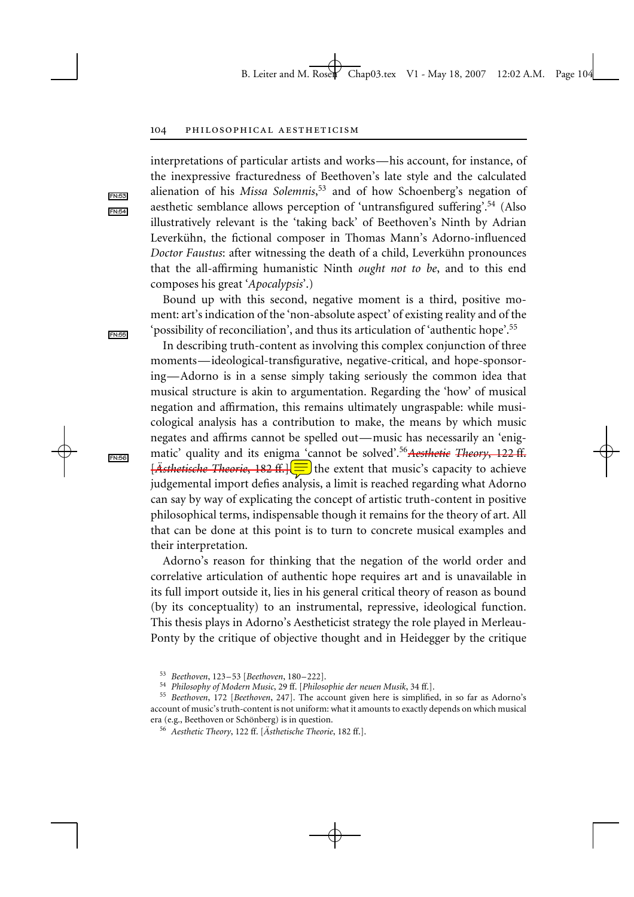interpretations of particular artists and works—his account, for instance, of the inexpressive fracturedness of Beethoven's late style and the calculated alienation of his *Missa Solemnis*,[53] and of how Schoenberg's negation of aesthetic semblance allows perception of 'untransfigured suffering'.[54] (Also illustratively relevant is the 'taking back' of Beethoven's Ninth by Adrian Leverkühn, the fictional composer in Thomas Mann's Adorno-influenced *Doctor Faustus*: after witnessing the death of a child, Leverkühn pronounces that the all-affirming humanistic Ninth *ought not to be*, and to this end composes his great '*Apocalypsis*'.)

Bound up with this second, negative moment is a third, positive moment: art's indication of the 'non-absolute aspect' of existing reality and of the 'possibility of reconciliation', and thus its articulation of 'authentic hope'.[55]

In describing truth-content as involving this complex conjunction of three moments—ideological-transfigurative, negative-critical, and hope-sponsoring—Adorno is in a sense simply taking seriously the common idea that musical structure is akin to argumentation. Regarding the 'how' of musical negation and affirmation, this remains ultimately ungraspable: while musicological analysis has a contribution to make, the means by which music negates and affirms cannot be spelled out—music has necessarily an 'enigmatic' quality and its enigma 'cannot be solved'.[56] ~~*Aesthetic Theory*, 122 ff. [*Ästhetische Theorie*, 182 ff.]~~ the extent that music's capacity to achieve judgemental import defies analysis, a limit is reached regarding what Adorno can say by way of explicating the concept of artistic truth-content in positive philosophical terms, indispensable though it remains for the theory of art. All that can be done at this point is to turn to concrete musical examples and their interpretation.

Adorno's reason for thinking that the negation of the world order and correlative articulation of authentic hope requires art and is unavailable in its full import outside it, lies in his general critical theory of reason as bound (by its conceptuality) to an instrumental, repressive, ideological function. This thesis plays in Adorno's Aestheticist strategy the role played in Merleau-Ponty by the critique of objective thought and in Heidegger by the critique

[53] *Beethoven*, 123–53 [*Beethoven*, 180–222].

[54] *Philosophy of Modern Music*, 29 ff. [*Philosophie der neuen Musik*, 34 ff.].

[55] *Beethoven*, 172 [*Beethoven*, 247]. The account given here is simplified, in so far as Adorno's account of music's truth-content is not uniform: what it amounts to exactly depends on which musical era (e.g., Beethoven or Schönberg) is in question.

[56] *Aesthetic Theory*, 122 ff. [*Ästhetische Theorie*, 182 ff.].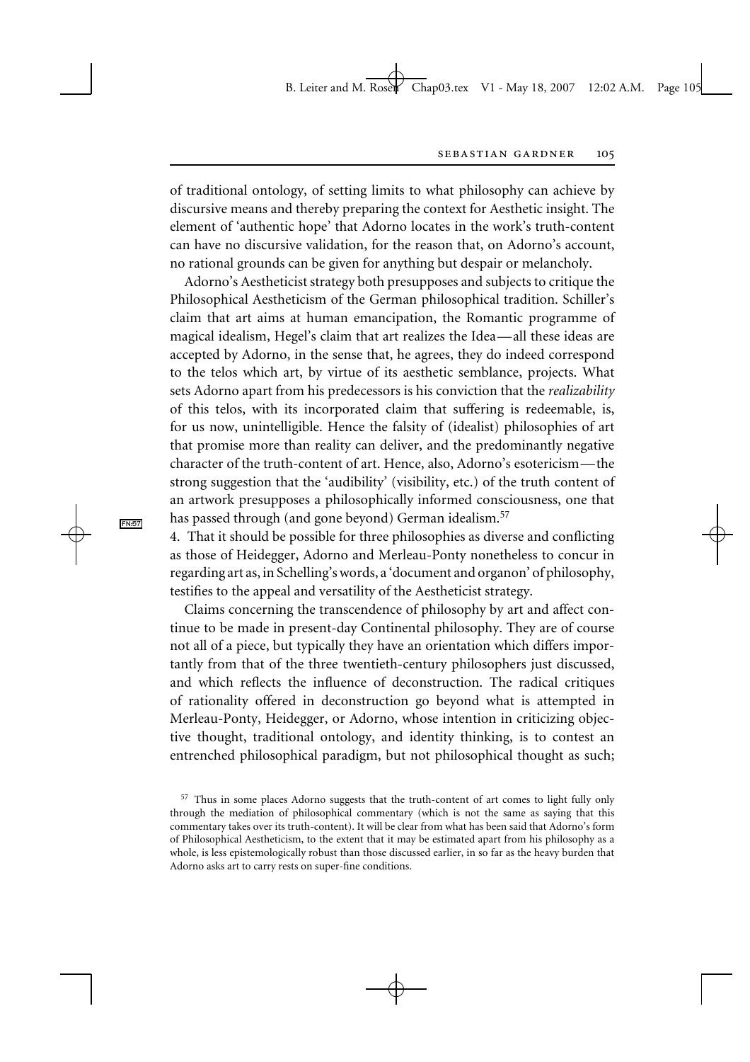of traditional ontology, of setting limits to what philosophy can achieve by discursive means and thereby preparing the context for Aesthetic insight. The element of 'authentic hope' that Adorno locates in the work's truth-content can have no discursive validation, for the reason that, on Adorno's account, no rational grounds can be given for anything but despair or melancholy.

Adorno's Aestheticist strategy both presupposes and subjects to critique the Philosophical Aestheticism of the German philosophical tradition. Schiller's claim that art aims at human emancipation, the Romantic programme of magical idealism, Hegel's claim that art realizes the Idea—all these ideas are accepted by Adorno, in the sense that, he agrees, they do indeed correspond to the telos which art, by virtue of its aesthetic semblance, projects. What sets Adorno apart from his predecessors is his conviction that the *realizability* of this telos, with its incorporated claim that suffering is redeemable, is, for us now, unintelligible. Hence the falsity of (idealist) philosophies of art that promise more than reality can deliver, and the predominantly negative character of the truth-content of art. Hence, also, Adorno's esotericism—the strong suggestion that the 'audibility' (visibility, etc.) of the truth content of an artwork presupposes a philosophically informed consciousness, one that has passed through (and gone beyond) German idealism.[57]

4. That it should be possible for three philosophies as diverse and conflicting as those of Heidegger, Adorno and Merleau-Ponty nonetheless to concur in regarding art as, in Schelling's words, a 'document and organon' of philosophy, testifies to the appeal and versatility of the Aestheticist strategy.

Claims concerning the transcendence of philosophy by art and affect continue to be made in present-day Continental philosophy. They are of course not all of a piece, but typically they have an orientation which differs importantly from that of the three twentieth-century philosophers just discussed, and which reflects the influence of deconstruction. The radical critiques of rationality offered in deconstruction go beyond what is attempted in Merleau-Ponty, Heidegger, or Adorno, whose intention in criticizing objective thought, traditional ontology, and identity thinking, is to contest an entrenched philosophical paradigm, but not philosophical thought as such;

[57] Thus in some places Adorno suggests that the truth-content of art comes to light fully only through the mediation of philosophical commentary (which is not the same as saying that this commentary takes over its truth-content). It will be clear from what has been said that Adorno's form of Philosophical Aestheticism, to the extent that it may be estimated apart from his philosophy as a whole, is less epistemologically robust than those discussed earlier, in so far as the heavy burden that Adorno asks art to carry rests on super-fine conditions.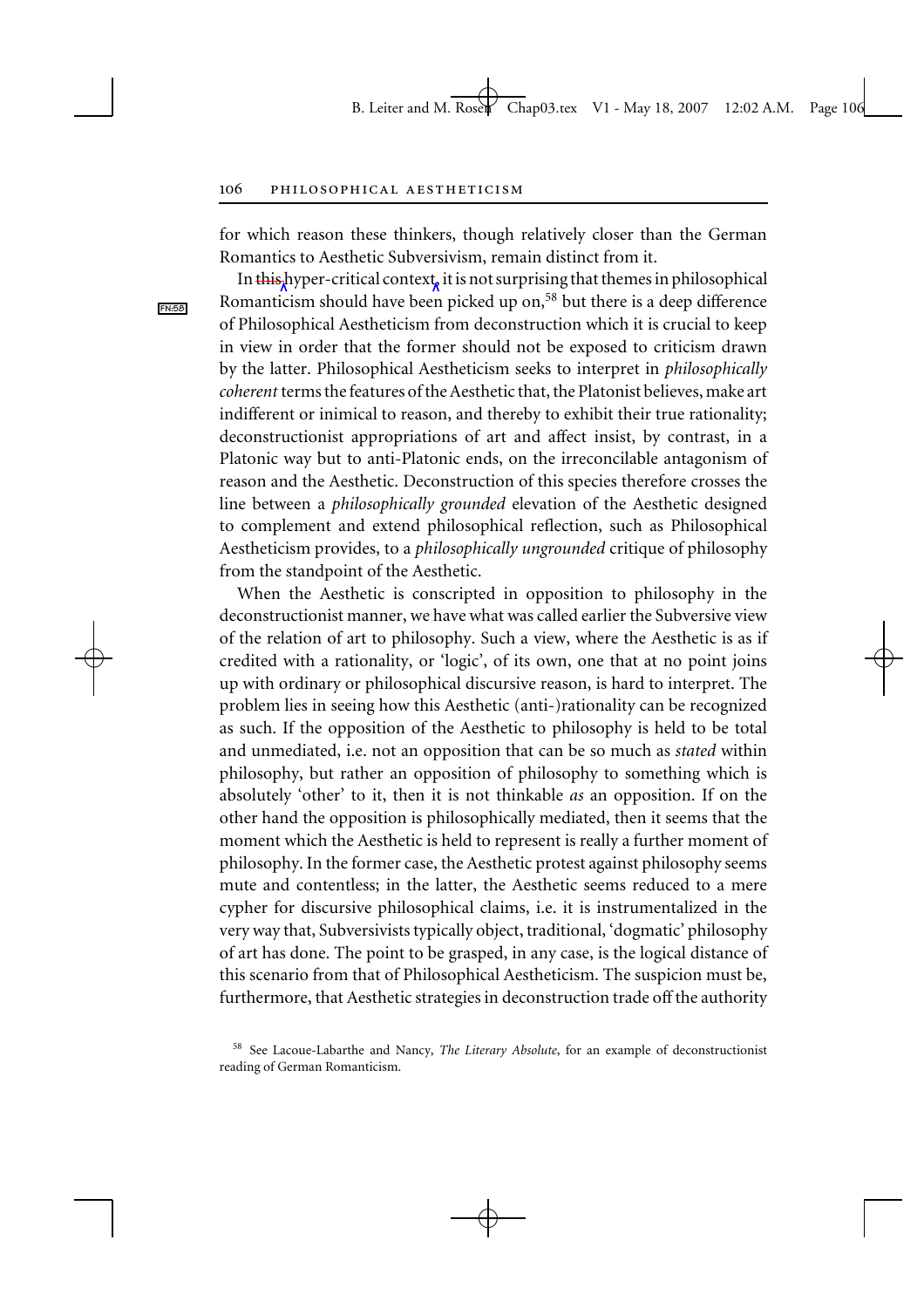for which reason these thinkers, though relatively closer than the German Romantics to Aesthetic Subversivism, remain distinct from it.

In this hyper-critical context, it is not surprising that themes in philosophical Romanticism should have been picked up on,[58] but there is a deep difference of Philosophical Aestheticism from deconstruction which it is crucial to keep in view in order that the former should not be exposed to criticism drawn by the latter. Philosophical Aestheticism seeks to interpret in *philosophically coherent* terms the features of the Aesthetic that, the Platonist believes, make art indifferent or inimical to reason, and thereby to exhibit their true rationality; deconstructionist appropriations of art and affect insist, by contrast, in a Platonic way but to anti-Platonic ends, on the irreconcilable antagonism of reason and the Aesthetic. Deconstruction of this species therefore crosses the line between a *philosophically grounded* elevation of the Aesthetic designed to complement and extend philosophical reflection, such as Philosophical Aestheticism provides, to a *philosophically ungrounded* critique of philosophy from the standpoint of the Aesthetic.

When the Aesthetic is conscripted in opposition to philosophy in the deconstructionist manner, we have what was called earlier the Subversive view of the relation of art to philosophy. Such a view, where the Aesthetic is as if credited with a rationality, or 'logic', of its own, one that at no point joins up with ordinary or philosophical discursive reason, is hard to interpret. The problem lies in seeing how this Aesthetic (anti-)rationality can be recognized as such. If the opposition of the Aesthetic to philosophy is held to be total and unmediated, i.e. not an opposition that can be so much as *stated* within philosophy, but rather an opposition of philosophy to something which is absolutely 'other' to it, then it is not thinkable *as* an opposition. If on the other hand the opposition is philosophically mediated, then it seems that the moment which the Aesthetic is held to represent is really a further moment of philosophy. In the former case, the Aesthetic protest against philosophy seems mute and contentless; in the latter, the Aesthetic seems reduced to a mere cypher for discursive philosophical claims, i.e. it is instrumentalized in the very way that, Subversivists typically object, traditional, 'dogmatic' philosophy of art has done. The point to be grasped, in any case, is the logical distance of this scenario from that of Philosophical Aestheticism. The suspicion must be, furthermore, that Aesthetic strategies in deconstruction trade off the authority

[58] See Lacoue-Labarthe and Nancy, *The Literary Absolute*, for an example of deconstructionist reading of German Romanticism.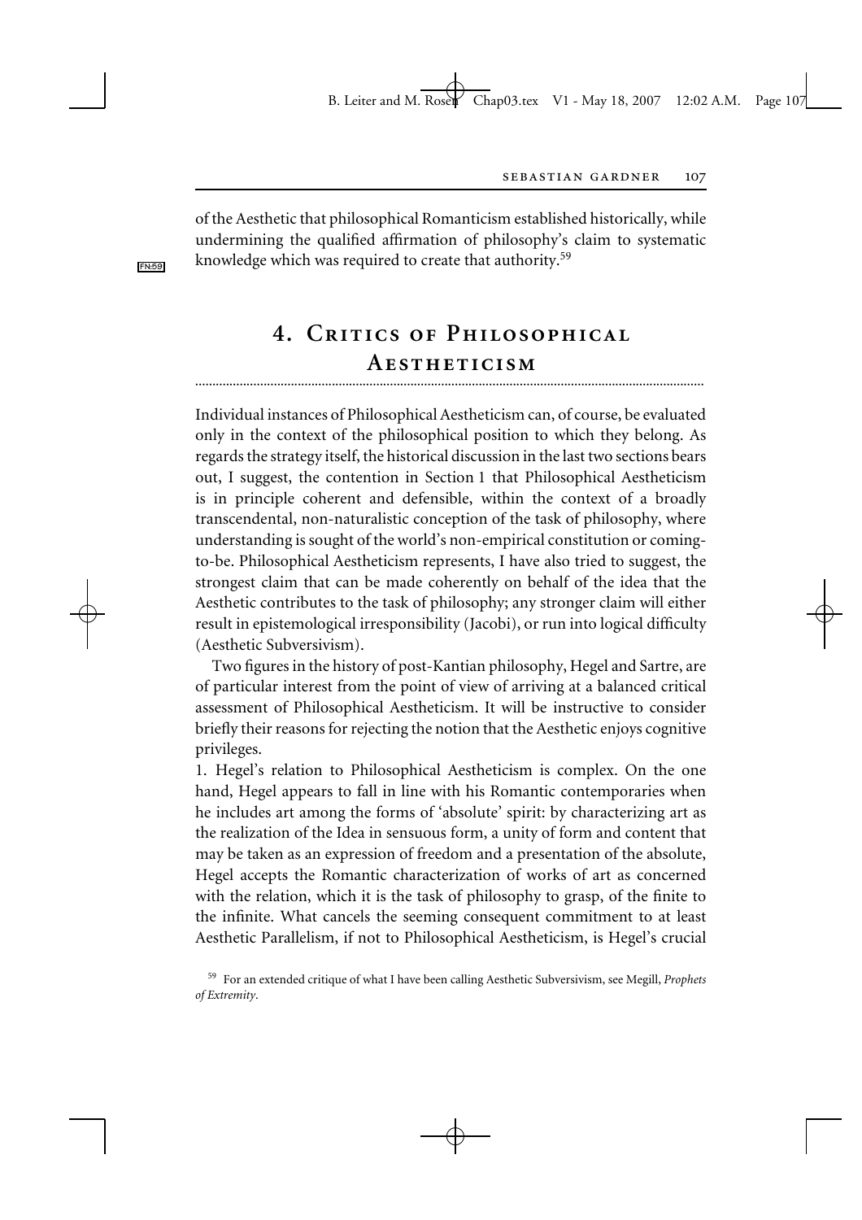of the Aesthetic that philosophical Romanticism established historically, while undermining the qualified affirmation of philosophy's claim to systematic knowledge which was required to create that authority.[59]

## 4. Critics of Philosophical Aestheticism

Individual instances of Philosophical Aestheticism can, of course, be evaluated only in the context of the philosophical position to which they belong. As regards the strategy itself, the historical discussion in the last two sections bears out, I suggest, the contention in Section 1 that Philosophical Aestheticism is in principle coherent and defensible, within the context of a broadly transcendental, non-naturalistic conception of the task of philosophy, where understanding is sought of the world's non-empirical constitution or coming-to-be. Philosophical Aestheticism represents, I have also tried to suggest, the strongest claim that can be made coherently on behalf of the idea that the Aesthetic contributes to the task of philosophy; any stronger claim will either result in epistemological irresponsibility (Jacobi), or run into logical difficulty (Aesthetic Subversivism).

Two figures in the history of post-Kantian philosophy, Hegel and Sartre, are of particular interest from the point of view of arriving at a balanced critical assessment of Philosophical Aestheticism. It will be instructive to consider briefly their reasons for rejecting the notion that the Aesthetic enjoys cognitive privileges.

1. Hegel's relation to Philosophical Aestheticism is complex. On the one hand, Hegel appears to fall in line with his Romantic contemporaries when he includes art among the forms of 'absolute' spirit: by characterizing art as the realization of the Idea in sensuous form, a unity of form and content that may be taken as an expression of freedom and a presentation of the absolute, Hegel accepts the Romantic characterization of works of art as concerned with the relation, which it is the task of philosophy to grasp, of the finite to the infinite. What cancels the seeming consequent commitment to at least Aesthetic Parallelism, if not to Philosophical Aestheticism, is Hegel's crucial

[59] For an extended critique of what I have been calling Aesthetic Subversivism, see Megill, *Prophets of Extremity*.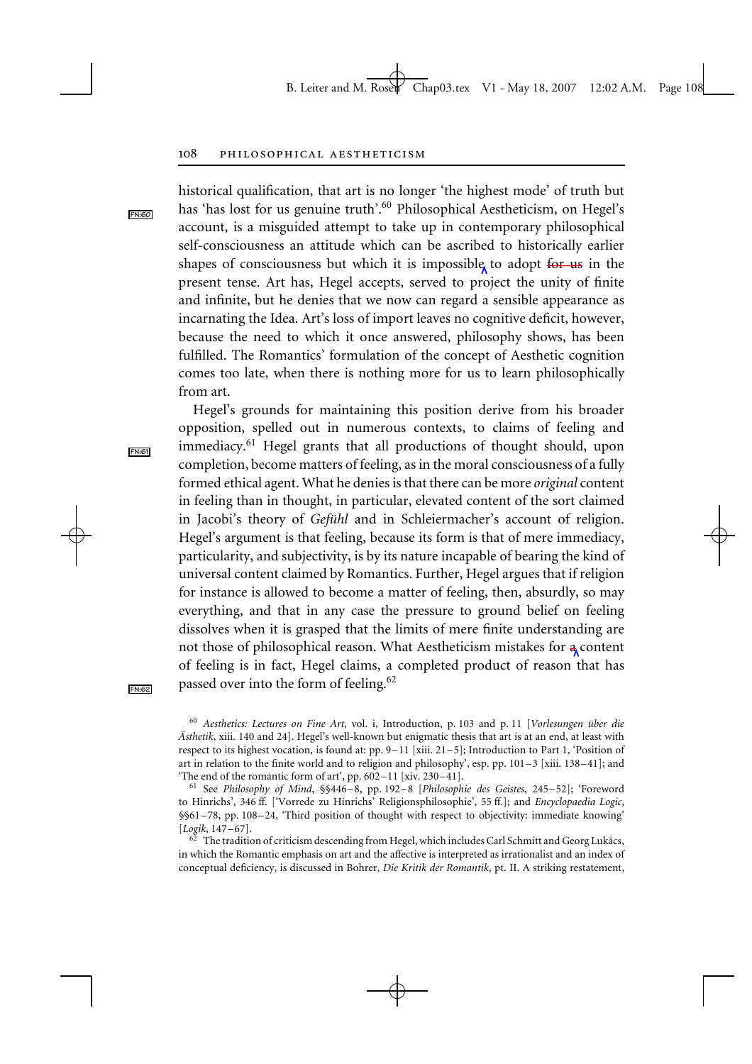historical qualification, that art is no longer 'the highest mode' of truth but has 'has lost for us genuine truth'.[60] Philosophical Aestheticism, on Hegel's account, is a misguided attempt to take up in contemporary philosophical self-consciousness an attitude which can be ascribed to historically earlier shapes of consciousness but which it is impossible to adopt for us in the present tense. Art has, Hegel accepts, served to project the unity of finite and infinite, but he denies that we now can regard a sensible appearance as incarnating the Idea. Art's loss of import leaves no cognitive deficit, however, because the need to which it once answered, philosophy shows, has been fulfilled. The Romantics' formulation of the concept of Aesthetic cognition comes too late, when there is nothing more for us to learn philosophically from art.

Hegel's grounds for maintaining this position derive from his broader opposition, spelled out in numerous contexts, to claims of feeling and immediacy.[61] Hegel grants that all productions of thought should, upon completion, become matters of feeling, as in the moral consciousness of a fully formed ethical agent. What he denies is that there can be more *original* content in feeling than in thought, in particular, elevated content of the sort claimed in Jacobi's theory of *Gefühl* and in Schleiermacher's account of religion. Hegel's argument is that feeling, because its form is that of mere immediacy, particularity, and subjectivity, is by its nature incapable of bearing the kind of universal content claimed by Romantics. Further, Hegel argues that if religion for instance is allowed to become a matter of feeling, then, absurdly, so may everything, and that in any case the pressure to ground belief on feeling dissolves when it is grasped that the limits of mere finite understanding are not those of philosophical reason. What Aestheticism mistakes for a content of feeling is in fact, Hegel claims, a completed product of reason that has passed over into the form of feeling.[62]

[60] *Aesthetics: Lectures on Fine Art*, vol. i, Introduction, p. 103 and p. 11 [*Vorlesungen über die Ästhetik*, xiii. 140 and 24]. Hegel's well-known but enigmatic thesis that art is at an end, at least with respect to its highest vocation, is found at: pp. 9–11 [xiii. 21–5]; Introduction to Part 1, 'Position of art in relation to the finite world and to religion and philosophy', esp. pp. 101–3 [xiii. 138–41]; and 'The end of the romantic form of art', pp. 602–11 [xiv. 230–41].

[61] See *Philosophy of Mind*, §§446–8, pp. 192–8 [*Philosophie des Geistes*, 245–52]; 'Foreword to Hinrichs', 346 ff. ['Vorrede zu Hinrichs' Religionsphilosophie', 55 ff.]; and *Encyclopaedia Logic*, §§61–78, pp. 108–24, 'Third position of thought with respect to objectivity: immediate knowing' [*Logik*, 147–67].

[62] The tradition of criticism descending from Hegel, which includes Carl Schmitt and Georg Lukács, in which the Romantic emphasis on art and the affective is interpreted as irrationalist and an index of conceptual deficiency, is discussed in Bohrer, *Die Kritik der Romantik*, pt. II. A striking restatement,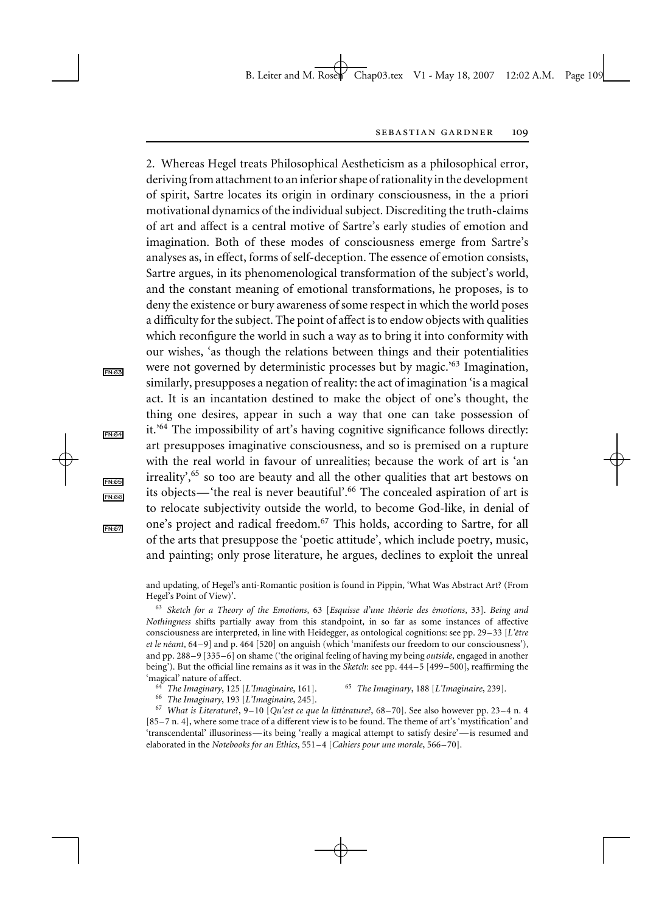2. Whereas Hegel treats Philosophical Aestheticism as a philosophical error, deriving from attachment to an inferior shape of rationality in the development of spirit, Sartre locates its origin in ordinary consciousness, in the a priori motivational dynamics of the individual subject. Discrediting the truth-claims of art and affect is a central motive of Sartre's early studies of emotion and imagination. Both of these modes of consciousness emerge from Sartre's analyses as, in effect, forms of self-deception. The essence of emotion consists, Sartre argues, in its phenomenological transformation of the subject's world, and the constant meaning of emotional transformations, he proposes, is to deny the existence or bury awareness of some respect in which the world poses a difficulty for the subject. The point of affect is to endow objects with qualities which reconfigure the world in such a way as to bring it into conformity with our wishes, 'as though the relations between things and their potentialities were not governed by deterministic processes but by magic.'[63] Imagination, similarly, presupposes a negation of reality: the act of imagination 'is a magical act. It is an incantation destined to make the object of one's thought, the thing one desires, appear in such a way that one can take possession of it.'[64] The impossibility of art's having cognitive significance follows directly: art presupposes imaginative consciousness, and so is premised on a rupture with the real world in favour of unrealities; because the work of art is 'an irreality',[65] so too are beauty and all the other qualities that art bestows on its objects—'the real is never beautiful'.[66] The concealed aspiration of art is to relocate subjectivity outside the world, to become God-like, in denial of one's project and radical freedom.[67] This holds, according to Sartre, for all of the arts that presuppose the 'poetic attitude', which include poetry, music, and painting; only prose literature, he argues, declines to exploit the unreal

and updating, of Hegel's anti-Romantic position is found in Pippin, 'What Was Abstract Art? (From Hegel's Point of View)'.

[63] *Sketch for a Theory of the Emotions*, 63 [*Esquisse d'une théorie des émotions*, 33]. *Being and Nothingness* shifts partially away from this standpoint, in so far as some instances of affective consciousness are interpreted, in line with Heidegger, as ontological cognitions: see pp. 29–33 [*L'être et le néant*, 64–9] and p. 464 [520] on anguish (which 'manifests our freedom to our consciousness'), and pp. 288–9 [335–6] on shame ('the original feeling of having my being *outside*, engaged in another being'). But the official line remains as it was in the *Sketch*: see pp. 444–5 [499–500], reaffirming the 'magical' nature of affect.

[64] *The Imaginary*, 125 [*L'Imaginaire*, 161].

[65] *The Imaginary*, 188 [*L'Imaginaire*, 239].

[66] *The Imaginary*, 193 [*L'Imaginaire*, 245].

[67] *What is Literature?*, 9–10 [*Qu'est ce que la littérature?*, 68–70]. See also however pp. 23–4 n. 4 [85–7 n. 4], where some trace of a different view is to be found. The theme of art's 'mystification' and 'transcendental' illusoriness—its being 'really a magical attempt to satisfy desire'—is resumed and elaborated in the *Notebooks for an Ethics*, 551–4 [*Cahiers pour une morale*, 566–70].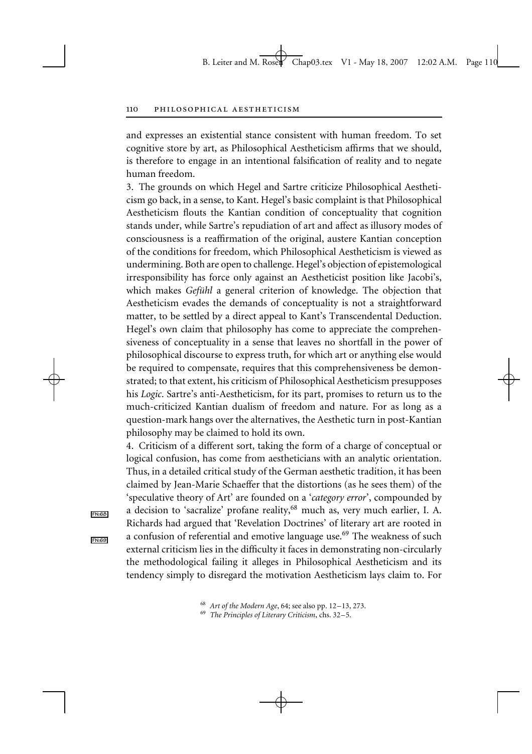and expresses an existential stance consistent with human freedom. To set cognitive store by art, as Philosophical Aestheticism affirms that we should, is therefore to engage in an intentional falsification of reality and to negate human freedom.

3. The grounds on which Hegel and Sartre criticize Philosophical Aestheticism go back, in a sense, to Kant. Hegel's basic complaint is that Philosophical Aestheticism flouts the Kantian condition of conceptuality that cognition stands under, while Sartre's repudiation of art and affect as illusory modes of consciousness is a reaffirmation of the original, austere Kantian conception of the conditions for freedom, which Philosophical Aestheticism is viewed as undermining. Both are open to challenge. Hegel's objection of epistemological irresponsibility has force only against an Aestheticist position like Jacobi's, which makes *Gefühl* a general criterion of knowledge. The objection that Aestheticism evades the demands of conceptuality is not a straightforward matter, to be settled by a direct appeal to Kant's Transcendental Deduction. Hegel's own claim that philosophy has come to appreciate the comprehensiveness of conceptuality in a sense that leaves no shortfall in the power of philosophical discourse to express truth, for which art or anything else would be required to compensate, requires that this comprehensiveness be demonstrated; to that extent, his criticism of Philosophical Aestheticism presupposes his *Logic*. Sartre's anti-Aestheticism, for its part, promises to return us to the much-criticized Kantian dualism of freedom and nature. For as long as a question-mark hangs over the alternatives, the Aesthetic turn in post-Kantian philosophy may be claimed to hold its own.

4. Criticism of a different sort, taking the form of a charge of conceptual or logical confusion, has come from aestheticians with an analytic orientation. Thus, in a detailed critical study of the German aesthetic tradition, it has been claimed by Jean-Marie Schaeffer that the distortions (as he sees them) of the 'speculative theory of Art' are founded on a '*category error*', compounded by a decision to 'sacralize' profane reality,[68] much as, very much earlier, I. A. Richards had argued that 'Revelation Doctrines' of literary art are rooted in a confusion of referential and emotive language use.[69] The weakness of such external criticism lies in the difficulty it faces in demonstrating non-circularly the methodological failing it alleges in Philosophical Aestheticism and its tendency simply to disregard the motivation Aestheticism lays claim to. For

[68] *Art of the Modern Age*, 64; see also pp. 12–13, 273.

[69] *The Principles of Literary Criticism*, chs. 32–5.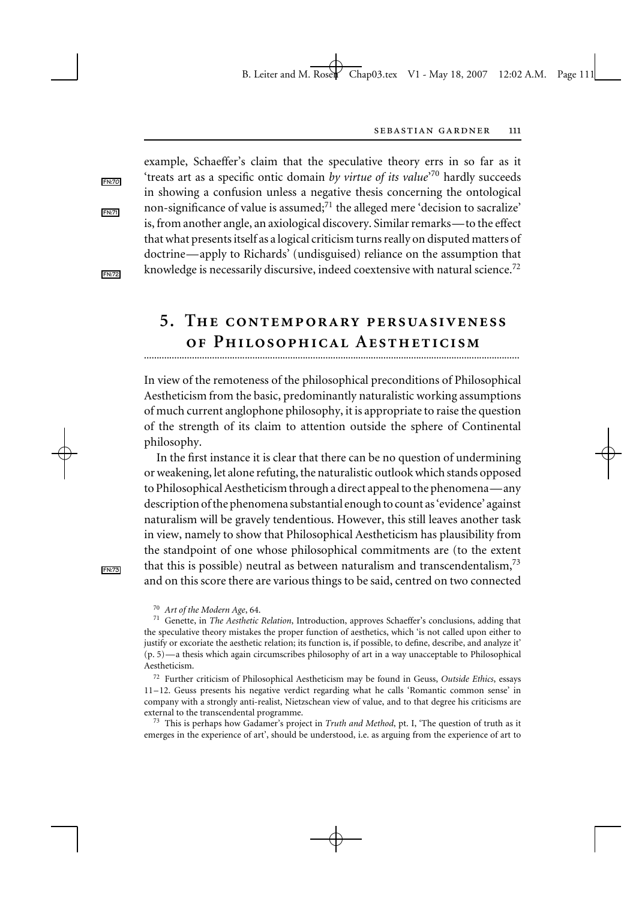example, Schaeffer's claim that the speculative theory errs in so far as it 'treats art as a specific ontic domain *by virtue of its value*'[70] hardly succeeds in showing a confusion unless a negative thesis concerning the ontological non-significance of value is assumed;[71] the alleged mere 'decision to sacralize' is, from another angle, an axiological discovery. Similar remarks—to the effect that what presents itself as a logical criticism turns really on disputed matters of doctrine—apply to Richards' (undisguised) reliance on the assumption that knowledge is necessarily discursive, indeed coextensive with natural science.[72]

## 5. The contemporary persuasiveness of Philosophical Aestheticism

In view of the remoteness of the philosophical preconditions of Philosophical Aestheticism from the basic, predominantly naturalistic working assumptions of much current anglophone philosophy, it is appropriate to raise the question of the strength of its claim to attention outside the sphere of Continental philosophy.

In the first instance it is clear that there can be no question of undermining or weakening, let alone refuting, the naturalistic outlook which stands opposed to Philosophical Aestheticism through a direct appeal to the phenomena—any description of the phenomena substantial enough to count as 'evidence' against naturalism will be gravely tendentious. However, this still leaves another task in view, namely to show that Philosophical Aestheticism has plausibility from the standpoint of one whose philosophical commitments are (to the extent that this is possible) neutral as between naturalism and transcendentalism,[73] and on this score there are various things to be said, centred on two connected

[70] *Art of the Modern Age*, 64.

[71] Genette, in *The Aesthetic Relation*, Introduction, approves Schaeffer's conclusions, adding that the speculative theory mistakes the proper function of aesthetics, which 'is not called upon either to justify or excoriate the aesthetic relation; its function is, if possible, to define, describe, and analyze it' (p. 5)—a thesis which again circumscribes philosophy of art in a way unacceptable to Philosophical Aestheticism.

[72] Further criticism of Philosophical Aestheticism may be found in Geuss, *Outside Ethics*, essays 11–12. Geuss presents his negative verdict regarding what he calls 'Romantic common sense' in company with a strongly anti-realist, Nietzschean view of value, and to that degree his criticisms are external to the transcendental programme.

[73] This is perhaps how Gadamer's project in *Truth and Method*, pt. I, 'The question of truth as it emerges in the experience of art', should be understood, i.e. as arguing from the experience of art to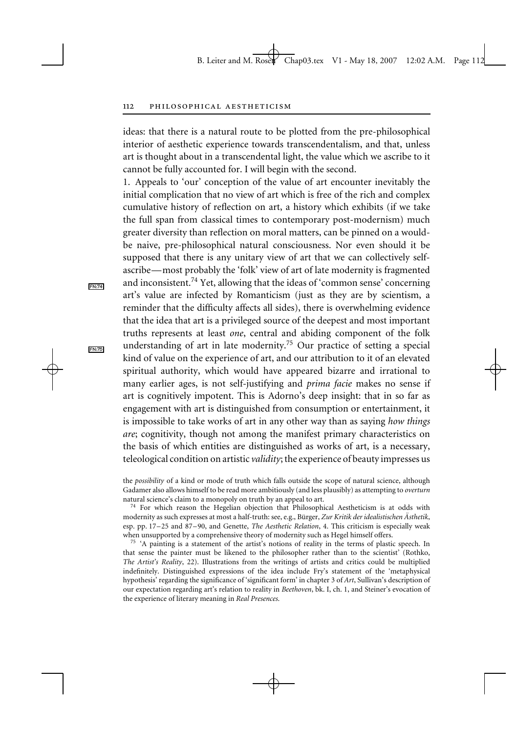ideas: that there is a natural route to be plotted from the pre-philosophical interior of aesthetic experience towards transcendentalism, and that, unless art is thought about in a transcendental light, the value which we ascribe to it cannot be fully accounted for. I will begin with the second.

1. Appeals to 'our' conception of the value of art encounter inevitably the initial complication that no view of art which is free of the rich and complex cumulative history of reflection on art, a history which exhibits (if we take the full span from classical times to contemporary post-modernism) much greater diversity than reflection on moral matters, can be pinned on a would-be naive, pre-philosophical natural consciousness. Nor even should it be supposed that there is any unitary view of art that we can collectively self-ascribe—most probably the 'folk' view of art of late modernity is fragmented and inconsistent.[74] Yet, allowing that the ideas of 'common sense' concerning art's value are infected by Romanticism (just as they are by scientism, a reminder that the difficulty affects all sides), there is overwhelming evidence that the idea that art is a privileged source of the deepest and most important truths represents at least *one*, central and abiding component of the folk understanding of art in late modernity.[75] Our practice of setting a special kind of value on the experience of art, and our attribution to it of an elevated spiritual authority, which would have appeared bizarre and irrational to many earlier ages, is not self-justifying and *prima facie* makes no sense if art is cognitively impotent. This is Adorno's deep insight: that in so far as engagement with art is distinguished from consumption or entertainment, it is impossible to take works of art in any other way than as saying *how things are*; cognitivity, though not among the manifest primary characteristics on the basis of which entities are distinguished as works of art, is a necessary, teleological condition on artistic *validity*; the experience of beauty impresses us

the *possibility* of a kind or mode of truth which falls outside the scope of natural science, although Gadamer also allows himself to be read more ambitiously (and less plausibly) as attempting to *overturn* natural science's claim to a monopoly on truth by an appeal to art.

[74] For which reason the Hegelian objection that Philosophical Aestheticism is at odds with modernity as such expresses at most a half-truth: see, e.g., Bürger, *Zur Kritik der idealistischen Ästhetik*, esp. pp. 17–25 and 87–90, and Genette, *The Aesthetic Relation*, 4. This criticism is especially weak when unsupported by a comprehensive theory of modernity such as Hegel himself offers.

[75] 'A painting is a statement of the artist's notions of reality in the terms of plastic speech. In that sense the painter must be likened to the philosopher rather than to the scientist' (Rothko, *The Artist's Reality*, 22). Illustrations from the writings of artists and critics could be multiplied indefinitely. Distinguished expressions of the idea include Fry's statement of the 'metaphysical hypothesis' regarding the significance of 'significant form' in chapter 3 of *Art*, Sullivan's description of our expectation regarding art's relation to reality in *Beethoven*, bk. I, ch. 1, and Steiner's evocation of the experience of literary meaning in *Real Presences*.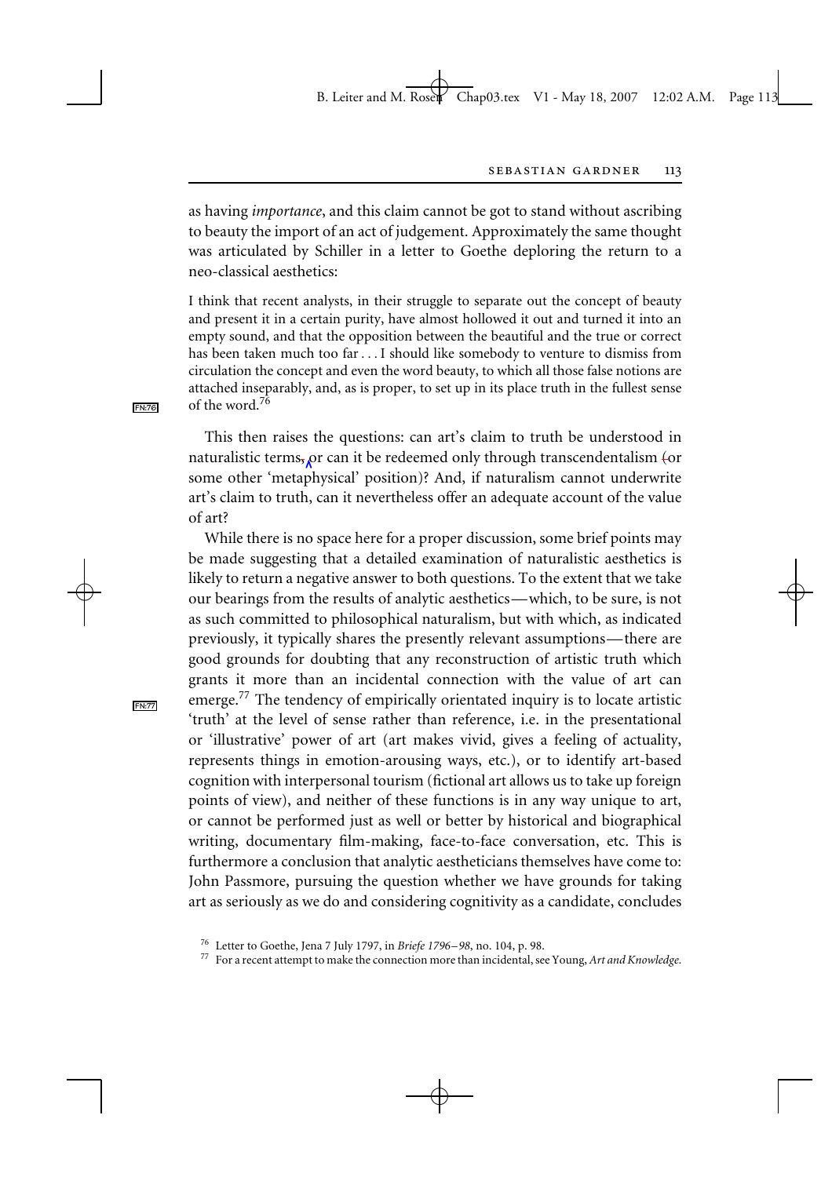as having *importance*, and this claim cannot be got to stand without ascribing to beauty the import of an act of judgement. Approximately the same thought was articulated by Schiller in a letter to Goethe deploring the return to a neo-classical aesthetics:

> I think that recent analysts, in their struggle to separate out the concept of beauty and present it in a certain purity, have almost hollowed it out and turned it into an empty sound, and that the opposition between the beautiful and the true or correct has been taken much too far . . . I should like somebody to venture to dismiss from circulation the concept and even the word beauty, to which all those false notions are attached inseparably, and, as is proper, to set up in its place truth in the fullest sense of the word.[76]

This then raises the questions: can art's claim to truth be understood in naturalistic terms, or can it be redeemed only through transcendentalism (or some other 'metaphysical' position)? And, if naturalism cannot underwrite art's claim to truth, can it nevertheless offer an adequate account of the value of art?

While there is no space here for a proper discussion, some brief points may be made suggesting that a detailed examination of naturalistic aesthetics is likely to return a negative answer to both questions. To the extent that we take our bearings from the results of analytic aesthetics—which, to be sure, is not as such committed to philosophical naturalism, but with which, as indicated previously, it typically shares the presently relevant assumptions—there are good grounds for doubting that any reconstruction of artistic truth which grants it more than an incidental connection with the value of art can emerge.[77] The tendency of empirically orientated inquiry is to locate artistic 'truth' at the level of sense rather than reference, i.e. in the presentational or 'illustrative' power of art (art makes vivid, gives a feeling of actuality, represents things in emotion-arousing ways, etc.), or to identify art-based cognition with interpersonal tourism (fictional art allows us to take up foreign points of view), and neither of these functions is in any way unique to art, or cannot be performed just as well or better by historical and biographical writing, documentary film-making, face-to-face conversation, etc. This is furthermore a conclusion that analytic aestheticians themselves have come to: John Passmore, pursuing the question whether we have grounds for taking art as seriously as we do and considering cognitivity as a candidate, concludes

[76] Letter to Goethe, Jena 7 July 1797, in *Briefe 1796–98*, no. 104, p. 98.

[77] For a recent attempt to make the connection more than incidental, see Young, *Art and Knowledge*.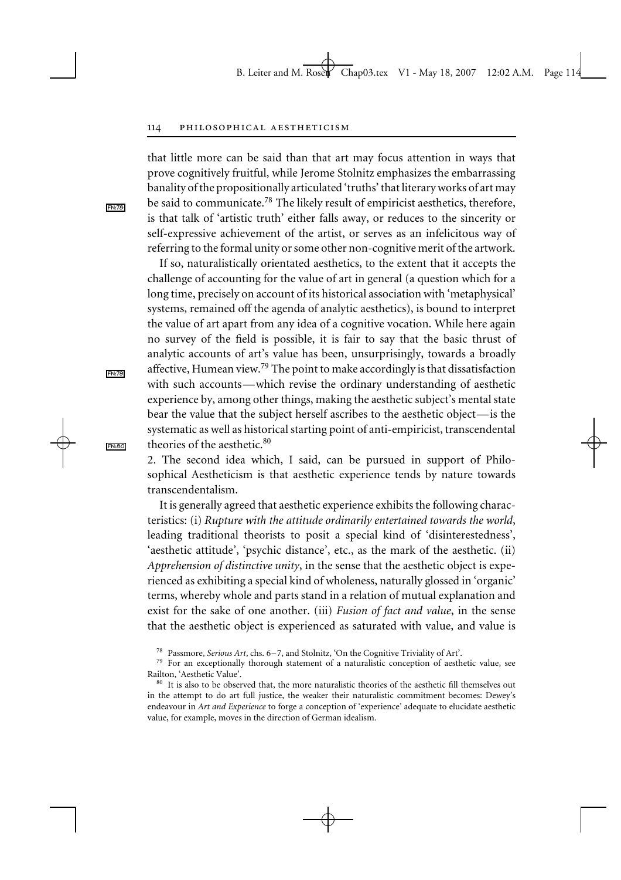that little more can be said than that art may focus attention in ways that prove cognitively fruitful, while Jerome Stolnitz emphasizes the embarrassing banality of the propositionally articulated 'truths' that literary works of art may be said to communicate.[78] The likely result of empiricist aesthetics, therefore, is that talk of 'artistic truth' either falls away, or reduces to the sincerity or self-expressive achievement of the artist, or serves as an infelicitous way of referring to the formal unity or some other non-cognitive merit of the artwork.

If so, naturalistically orientated aesthetics, to the extent that it accepts the challenge of accounting for the value of art in general (a question which for a long time, precisely on account of its historical association with 'metaphysical' systems, remained off the agenda of analytic aesthetics), is bound to interpret the value of art apart from any idea of a cognitive vocation. While here again no survey of the field is possible, it is fair to say that the basic thrust of analytic accounts of art's value has been, unsurprisingly, towards a broadly affective, Humean view.[79] The point to make accordingly is that dissatisfaction with such accounts—which revise the ordinary understanding of aesthetic experience by, among other things, making the aesthetic subject's mental state bear the value that the subject herself ascribes to the aesthetic object—is the systematic as well as historical starting point of anti-empiricist, transcendental theories of the aesthetic.[80]

2. The second idea which, I said, can be pursued in support of Philosophical Aestheticism is that aesthetic experience tends by nature towards transcendentalism.

It is generally agreed that aesthetic experience exhibits the following characteristics: (i) *Rupture with the attitude ordinarily entertained towards the world*, leading traditional theorists to posit a special kind of 'disinterestedness', 'aesthetic attitude', 'psychic distance', etc., as the mark of the aesthetic. (ii) *Apprehension of distinctive unity*, in the sense that the aesthetic object is experienced as exhibiting a special kind of wholeness, naturally glossed in 'organic' terms, whereby whole and parts stand in a relation of mutual explanation and exist for the sake of one another. (iii) *Fusion of fact and value*, in the sense that the aesthetic object is experienced as saturated with value, and value is

[78] Passmore, *Serious Art*, chs. 6–7, and Stolnitz, 'On the Cognitive Triviality of Art'.

[79] For an exceptionally thorough statement of a naturalistic conception of aesthetic value, see Railton, 'Aesthetic Value'.

[80] It is also to be observed that, the more naturalistic theories of the aesthetic fill themselves out in the attempt to do art full justice, the weaker their naturalistic commitment becomes: Dewey's endeavour in *Art and Experience* to forge a conception of 'experience' adequate to elucidate aesthetic value, for example, moves in the direction of German idealism.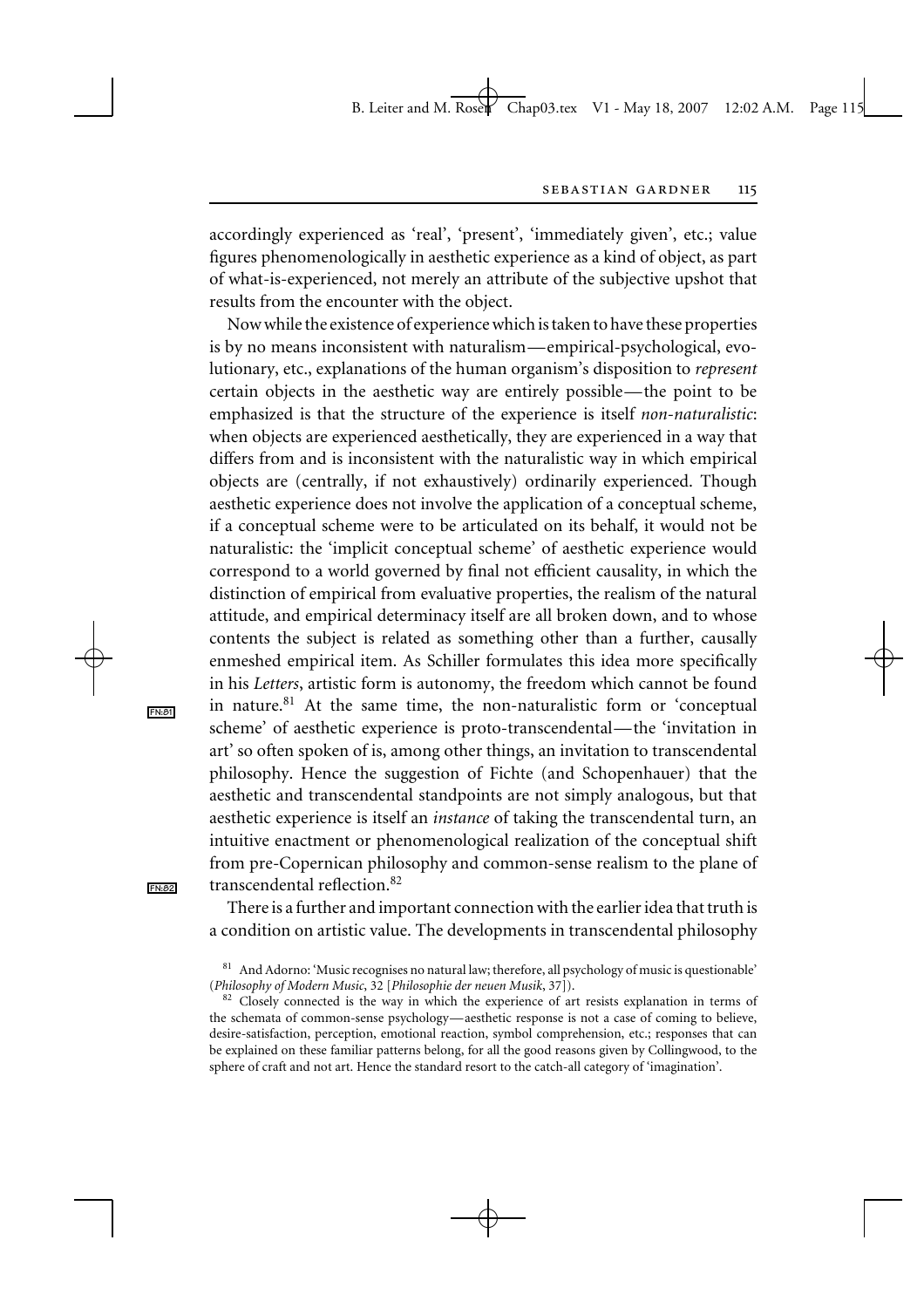accordingly experienced as 'real', 'present', 'immediately given', etc.; value figures phenomenologically in aesthetic experience as a kind of object, as part of what-is-experienced, not merely an attribute of the subjective upshot that results from the encounter with the object.

Now while the existence of experience which is taken to have these properties is by no means inconsistent with naturalism—empirical-psychological, evolutionary, etc., explanations of the human organism's disposition to *represent* certain objects in the aesthetic way are entirely possible—the point to be emphasized is that the structure of the experience is itself *non-naturalistic*: when objects are experienced aesthetically, they are experienced in a way that differs from and is inconsistent with the naturalistic way in which empirical objects are (centrally, if not exhaustively) ordinarily experienced. Though aesthetic experience does not involve the application of a conceptual scheme, if a conceptual scheme were to be articulated on its behalf, it would not be naturalistic: the 'implicit conceptual scheme' of aesthetic experience would correspond to a world governed by final not efficient causality, in which the distinction of empirical from evaluative properties, the realism of the natural attitude, and empirical determinacy itself are all broken down, and to whose contents the subject is related as something other than a further, causally enmeshed empirical item. As Schiller formulates this idea more specifically in his *Letters*, artistic form is autonomy, the freedom which cannot be found in nature.[81] At the same time, the non-naturalistic form or 'conceptual scheme' of aesthetic experience is proto-transcendental—the 'invitation in art' so often spoken of is, among other things, an invitation to transcendental philosophy. Hence the suggestion of Fichte (and Schopenhauer) that the aesthetic and transcendental standpoints are not simply analogous, but that aesthetic experience is itself an *instance* of taking the transcendental turn, an intuitive enactment or phenomenological realization of the conceptual shift from pre-Copernican philosophy and common-sense realism to the plane of transcendental reflection.[82]

There is a further and important connection with the earlier idea that truth is a condition on artistic value. The developments in transcendental philosophy

[81] And Adorno: 'Music recognises no natural law; therefore, all psychology of music is questionable' (*Philosophy of Modern Music*, 32 [*Philosophie der neuen Musik*, 37]).

[82] Closely connected is the way in which the experience of art resists explanation in terms of the schemata of common-sense psychology—aesthetic response is not a case of coming to believe, desire-satisfaction, perception, emotional reaction, symbol comprehension, etc.; responses that can be explained on these familiar patterns belong, for all the good reasons given by Collingwood, to the sphere of craft and not art. Hence the standard resort to the catch-all category of 'imagination'.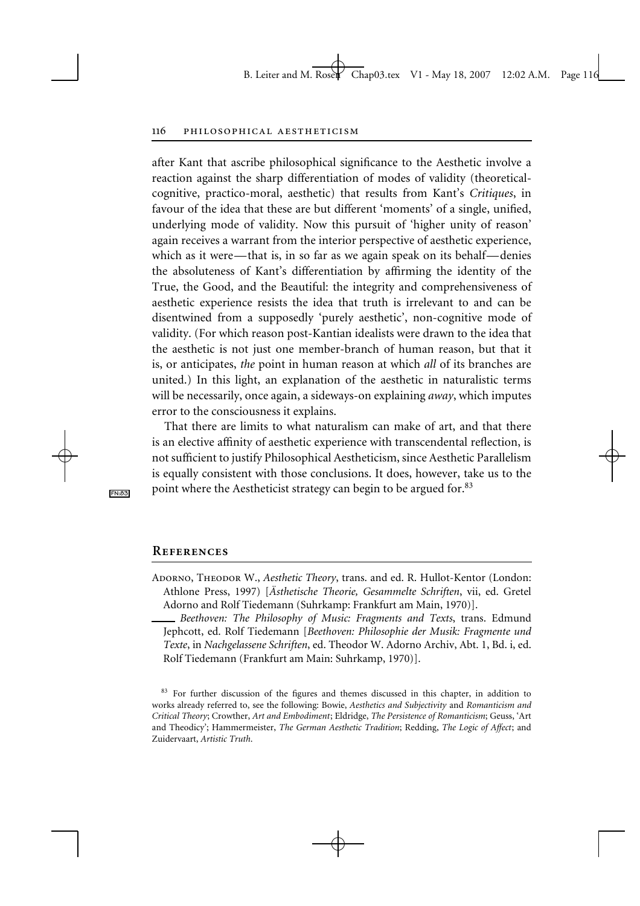after Kant that ascribe philosophical significance to the Aesthetic involve a reaction against the sharp differentiation of modes of validity (theoretical-cognitive, practico-moral, aesthetic) that results from Kant's *Critiques*, in favour of the idea that these are but different 'moments' of a single, unified, underlying mode of validity. Now this pursuit of 'higher unity of reason' again receives a warrant from the interior perspective of aesthetic experience, which as it were—that is, in so far as we again speak on its behalf—denies the absoluteness of Kant's differentiation by affirming the identity of the True, the Good, and the Beautiful: the integrity and comprehensiveness of aesthetic experience resists the idea that truth is irrelevant to and can be disentwined from a supposedly 'purely aesthetic', non-cognitive mode of validity. (For which reason post-Kantian idealists were drawn to the idea that the aesthetic is not just one member-branch of human reason, but that it is, or anticipates, *the* point in human reason at which *all* of its branches are united.) In this light, an explanation of the aesthetic in naturalistic terms will be necessarily, once again, a sideways-on explaining *away*, which imputes error to the consciousness it explains.

That there are limits to what naturalism can make of art, and that there is an elective affinity of aesthetic experience with transcendental reflection, is not sufficient to justify Philosophical Aestheticism, since Aesthetic Parallelism is equally consistent with those conclusions. It does, however, take us to the point where the Aestheticist strategy can begin to be argued for.[83]

## References

Adorno, Theodor W., *Aesthetic Theory*, trans. and ed. R. Hullot-Kentor (London: Athlone Press, 1997) [*Ästhetische Theorie, Gesammelte Schriften*, vii, ed. Gretel Adorno and Rolf Tiedemann (Suhrkamp: Frankfurt am Main, 1970)].

—— *Beethoven: The Philosophy of Music: Fragments and Texts*, trans. Edmund Jephcott, ed. Rolf Tiedemann [*Beethoven: Philosophie der Musik: Fragmente und Texte*, in *Nachgelassene Schriften*, ed. Theodor W. Adorno Archiv, Abt. 1, Bd. i, ed. Rolf Tiedemann (Frankfurt am Main: Suhrkamp, 1970)].

[83] For further discussion of the figures and themes discussed in this chapter, in addition to works already referred to, see the following: Bowie, *Aesthetics and Subjectivity* and *Romanticism and Critical Theory*; Crowther, *Art and Embodiment*; Eldridge, *The Persistence of Romanticism*; Geuss, 'Art and Theodicy'; Hammermeister, *The German Aesthetic Tradition*; Redding, *The Logic of Affect*; and Zuidervaart, *Artistic Truth*.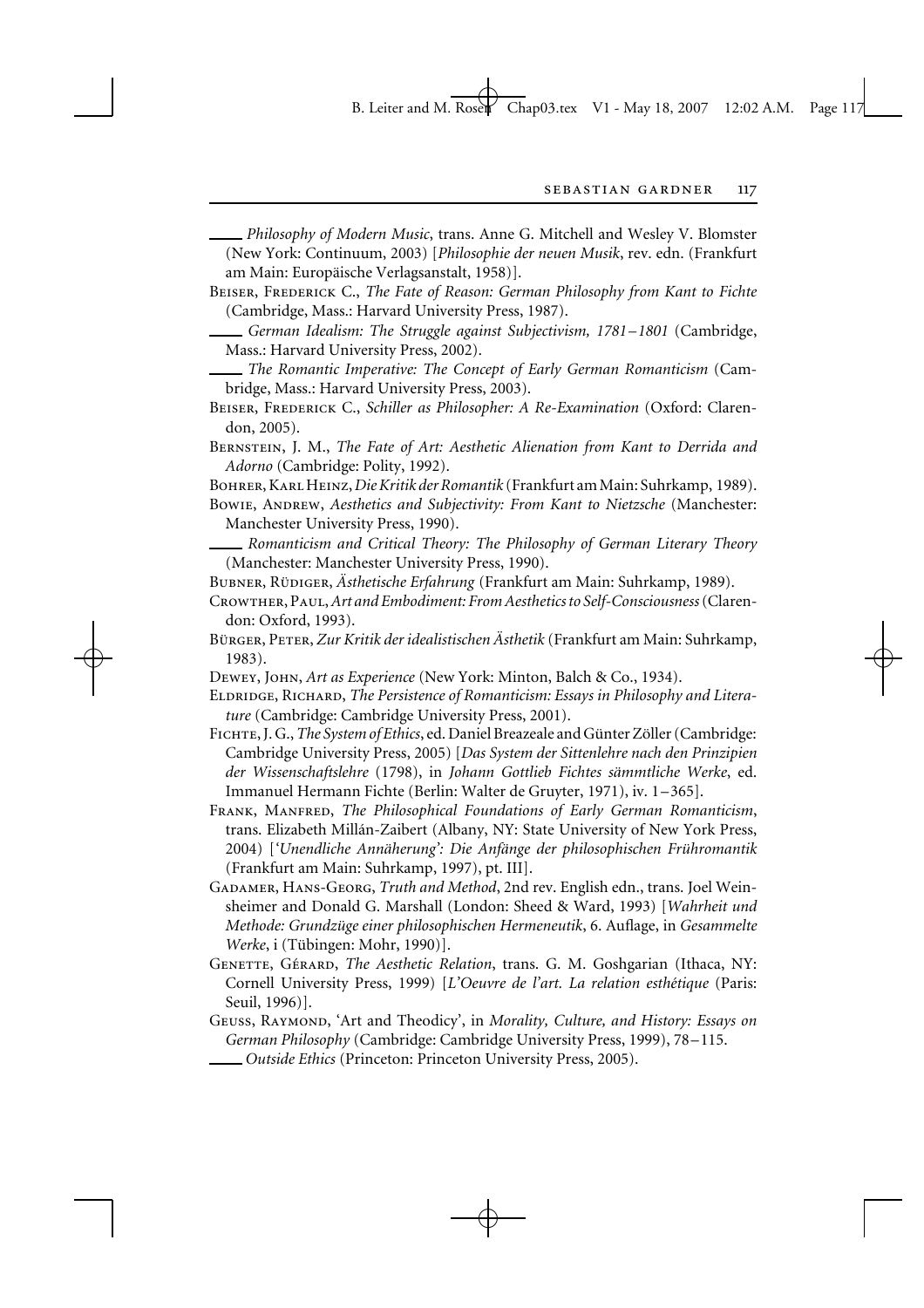——— *Philosophy of Modern Music*, trans. Anne G. Mitchell and Wesley V. Blomster (New York: Continuum, 2003) [*Philosophie der neuen Musik*, rev. edn. (Frankfurt am Main: Europäische Verlagsanstalt, 1958)].

Beiser, Frederick C., *The Fate of Reason: German Philosophy from Kant to Fichte* (Cambridge, Mass.: Harvard University Press, 1987).

——— *German Idealism: The Struggle against Subjectivism, 1781–1801* (Cambridge, Mass.: Harvard University Press, 2002).

——— *The Romantic Imperative: The Concept of Early German Romanticism* (Cambridge, Mass.: Harvard University Press, 2003).

Beiser, Frederick C., *Schiller as Philosopher: A Re-Examination* (Oxford: Clarendon, 2005).

Bernstein, J. M., *The Fate of Art: Aesthetic Alienation from Kant to Derrida and Adorno* (Cambridge: Polity, 1992).

Bohrer, Karl Heinz, *Die Kritik der Romantik* (Frankfurt am Main: Suhrkamp, 1989).

Bowie, Andrew, *Aesthetics and Subjectivity: From Kant to Nietzsche* (Manchester: Manchester University Press, 1990).

——— *Romanticism and Critical Theory: The Philosophy of German Literary Theory* (Manchester: Manchester University Press, 1990).

Bubner, Rüdiger, *Ästhetische Erfahrung* (Frankfurt am Main: Suhrkamp, 1989).

Crowther, Paul, *Art and Embodiment: From Aesthetics to Self-Consciousness* (Clarendon: Oxford, 1993).

Bürger, Peter, *Zur Kritik der idealistischen Ästhetik* (Frankfurt am Main: Suhrkamp, 1983).

Dewey, John, *Art as Experience* (New York: Minton, Balch & Co., 1934).

Eldridge, Richard, *The Persistence of Romanticism: Essays in Philosophy and Literature* (Cambridge: Cambridge University Press, 2001).

Fichte, J. G., *The System of Ethics*, ed. Daniel Breazeale and Günter Zöller (Cambridge: Cambridge University Press, 2005) [*Das System der Sittenlehre nach den Prinzipien der Wissenschaftslehre* (1798), in *Johann Gottlieb Fichtes sämmtliche Werke*, ed. Immanuel Hermann Fichte (Berlin: Walter de Gruyter, 1971), iv. 1–365].

Frank, Manfred, *The Philosophical Foundations of Early German Romanticism*, trans. Elizabeth Millán-Zaibert (Albany, NY: State University of New York Press, 2004) ['*Unendliche Annäherung*'*: Die Anfänge der philosophischen Frühromantik* (Frankfurt am Main: Suhrkamp, 1997), pt. III].

Gadamer, Hans-Georg, *Truth and Method*, 2nd rev. English edn., trans. Joel Weinsheimer and Donald G. Marshall (London: Sheed & Ward, 1993) [*Wahrheit und Methode: Grundzüge einer philosophischen Hermeneutik*, 6. Auflage, in *Gesammelte Werke*, i (Tübingen: Mohr, 1990)].

Genette, Gérard, *The Aesthetic Relation*, trans. G. M. Goshgarian (Ithaca, NY: Cornell University Press, 1999) [*L'Oeuvre de l'art. La relation esthétique* (Paris: Seuil, 1996)].

Geuss, Raymond, 'Art and Theodicy', in *Morality, Culture, and History: Essays on German Philosophy* (Cambridge: Cambridge University Press, 1999), 78–115.

——— *Outside Ethics* (Princeton: Princeton University Press, 2005).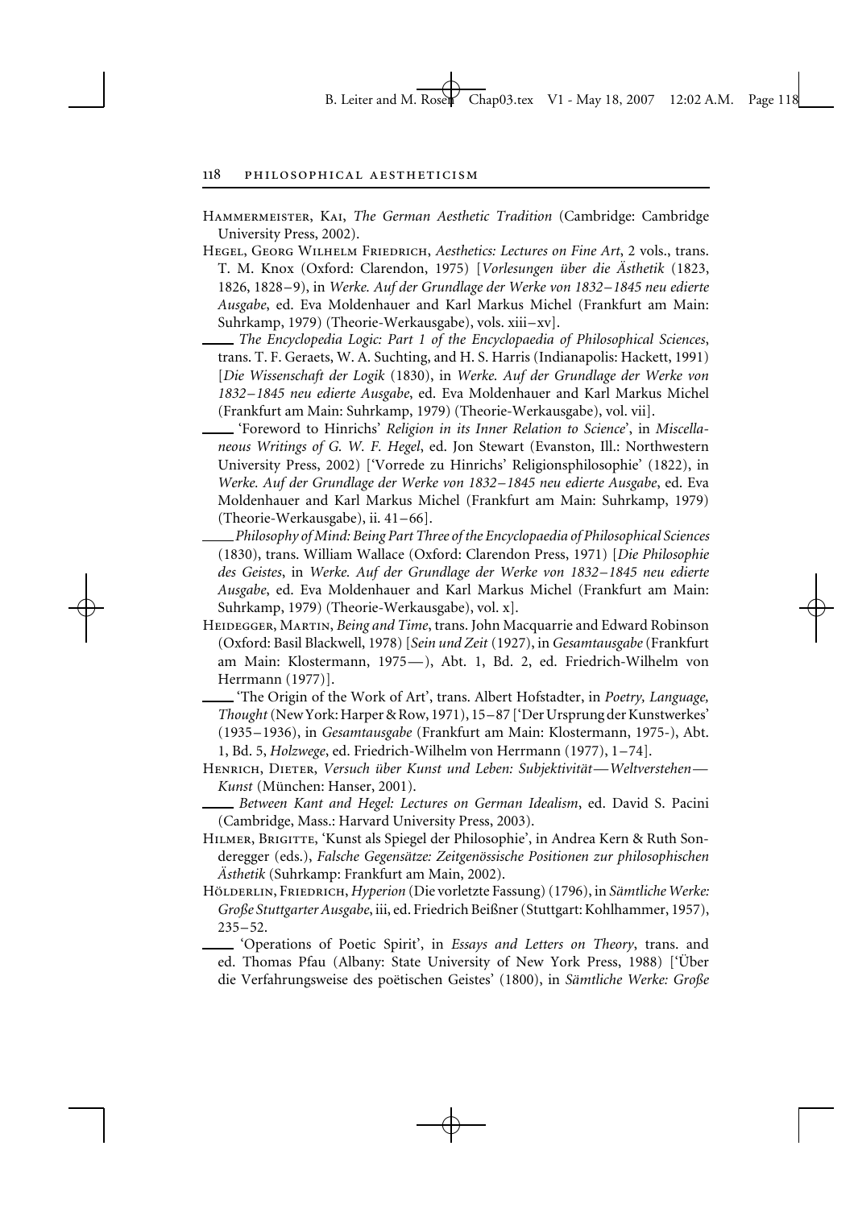Hammermeister, Kai, *The German Aesthetic Tradition* (Cambridge: Cambridge University Press, 2002).

Hegel, Georg Wilhelm Friedrich, *Aesthetics: Lectures on Fine Art*, 2 vols., trans. T. M. Knox (Oxford: Clarendon, 1975) [*Vorlesungen über die Ästhetik* (1823, 1826, 1828–9), in *Werke. Auf der Grundlage der Werke von 1832–1845 neu edierte Ausgabe*, ed. Eva Moldenhauer and Karl Markus Michel (Frankfurt am Main: Suhrkamp, 1979) (Theorie-Werkausgabe), vols. xiii–xv].

—— *The Encyclopedia Logic: Part 1 of the Encyclopaedia of Philosophical Sciences*, trans. T. F. Geraets, W. A. Suchting, and H. S. Harris (Indianapolis: Hackett, 1991) [*Die Wissenschaft der Logik* (1830), in *Werke. Auf der Grundlage der Werke von 1832–1845 neu edierte Ausgabe*, ed. Eva Moldenhauer and Karl Markus Michel (Frankfurt am Main: Suhrkamp, 1979) (Theorie-Werkausgabe), vol. vii].

—— 'Foreword to Hinrichs' *Religion in its Inner Relation to Science*', in *Miscellaneous Writings of G. W. F. Hegel*, ed. Jon Stewart (Evanston, Ill.: Northwestern University Press, 2002) ['Vorrede zu Hinrichs' Religionsphilosophie' (1822), in *Werke. Auf der Grundlage der Werke von 1832–1845 neu edierte Ausgabe*, ed. Eva Moldenhauer and Karl Markus Michel (Frankfurt am Main: Suhrkamp, 1979) (Theorie-Werkausgabe), ii. 41–66].

—— *Philosophy of Mind: Being Part Three of the Encyclopaedia of Philosophical Sciences* (1830), trans. William Wallace (Oxford: Clarendon Press, 1971) [*Die Philosophie des Geistes*, in *Werke. Auf der Grundlage der Werke von 1832–1845 neu edierte Ausgabe*, ed. Eva Moldenhauer and Karl Markus Michel (Frankfurt am Main: Suhrkamp, 1979) (Theorie-Werkausgabe), vol. x].

Heidegger, Martin, *Being and Time*, trans. John Macquarrie and Edward Robinson (Oxford: Basil Blackwell, 1978) [*Sein und Zeit* (1927), in *Gesamtausgabe* (Frankfurt am Main: Klostermann, 1975—), Abt. 1, Bd. 2, ed. Friedrich-Wilhelm von Herrmann (1977)].

—— 'The Origin of the Work of Art', trans. Albert Hofstadter, in *Poetry, Language, Thought* (New York: Harper & Row, 1971), 15–87 ['Der Ursprung der Kunstwerkes' (1935–1936), in *Gesamtausgabe* (Frankfurt am Main: Klostermann, 1975-), Abt. 1, Bd. 5, *Holzwege*, ed. Friedrich-Wilhelm von Herrmann (1977), 1–74].

Henrich, Dieter, *Versuch über Kunst und Leben: Subjektivität—Weltverstehen—Kunst* (München: Hanser, 2001).

—— *Between Kant and Hegel: Lectures on German Idealism*, ed. David S. Pacini (Cambridge, Mass.: Harvard University Press, 2003).

Hilmer, Brigitte, 'Kunst als Spiegel der Philosophie', in Andrea Kern & Ruth Sonderegger (eds.), *Falsche Gegensätze: Zeitgenössische Positionen zur philosophischen Ästhetik* (Suhrkamp: Frankfurt am Main, 2002).

Hölderlin, Friedrich, *Hyperion* (Die vorletzte Fassung) (1796), in *Sämtliche Werke: Große Stuttgarter Ausgabe*, iii, ed. Friedrich Beißner (Stuttgart: Kohlhammer, 1957), 235–52.

—— 'Operations of Poetic Spirit', in *Essays and Letters on Theory*, trans. and ed. Thomas Pfau (Albany: State University of New York Press, 1988) ['Über die Verfahrungsweise des poëtischen Geistes' (1800), in *Sämtliche Werke: Große*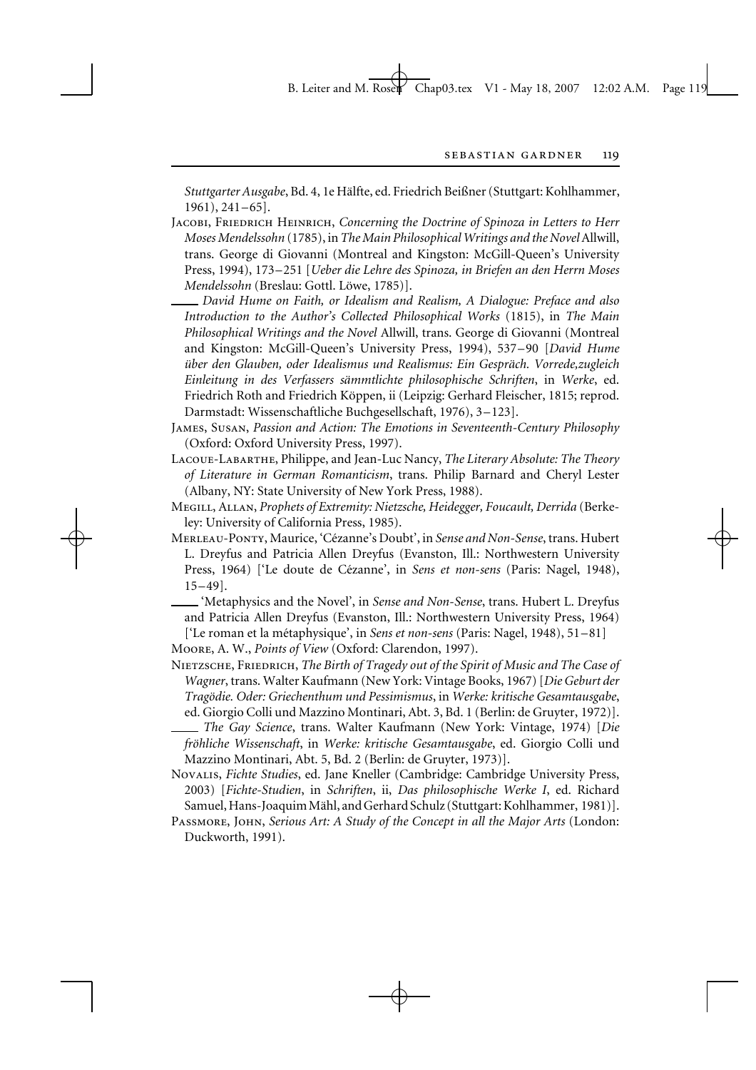*Stuttgarter Ausgabe*, Bd. 4, 1e Hälfte, ed. Friedrich Beißner (Stuttgart: Kohlhammer, 1961), 241–65].

Jacobi, Friedrich Heinrich, *Concerning the Doctrine of Spinoza in Letters to Herr Moses Mendelssohn* (1785), in *The Main Philosophical Writings and the Novel* Allwill, trans. George di Giovanni (Montreal and Kingston: McGill-Queen's University Press, 1994), 173–251 [*Ueber die Lehre des Spinoza, in Briefen an den Herrn Moses Mendelssohn* (Breslau: Gottl. Löwe, 1785)].

—— *David Hume on Faith, or Idealism and Realism, A Dialogue: Preface and also Introduction to the Author's Collected Philosophical Works* (1815), in *The Main Philosophical Writings and the Novel* Allwill, trans. George di Giovanni (Montreal and Kingston: McGill-Queen's University Press, 1994), 537–90 [*David Hume über den Glauben, oder Idealismus und Realismus: Ein Gespräch. Vorrede,zugleich Einleitung in des Verfassers sämmtlichte philosophische Schriften*, in *Werke*, ed. Friedrich Roth and Friedrich Köppen, ii (Leipzig: Gerhard Fleischer, 1815; reprod. Darmstadt: Wissenschaftliche Buchgesellschaft, 1976), 3–123].

James, Susan, *Passion and Action: The Emotions in Seventeenth-Century Philosophy* (Oxford: Oxford University Press, 1997).

Lacoue-Labarthe, Philippe, and Jean-Luc Nancy, *The Literary Absolute: The Theory of Literature in German Romanticism*, trans. Philip Barnard and Cheryl Lester (Albany, NY: State University of New York Press, 1988).

Megill, Allan, *Prophets of Extremity: Nietzsche, Heidegger, Foucault, Derrida* (Berkeley: University of California Press, 1985).

Merleau-Ponty, Maurice, 'Cézanne's Doubt', in *Sense and Non-Sense*, trans. Hubert L. Dreyfus and Patricia Allen Dreyfus (Evanston, Ill.: Northwestern University Press, 1964) ['Le doute de Cézanne', in *Sens et non-sens* (Paris: Nagel, 1948), 15–49].

—— 'Metaphysics and the Novel', in *Sense and Non-Sense*, trans. Hubert L. Dreyfus and Patricia Allen Dreyfus (Evanston, Ill.: Northwestern University Press, 1964) ['Le roman et la métaphysique', in *Sens et non-sens* (Paris: Nagel, 1948), 51–81]

Moore, A. W., *Points of View* (Oxford: Clarendon, 1997).

Nietzsche, Friedrich, *The Birth of Tragedy out of the Spirit of Music and The Case of Wagner*, trans. Walter Kaufmann (New York: Vintage Books, 1967) [*Die Geburt der Tragödie. Oder: Griechenthum und Pessimismus*, in *Werke: kritische Gesamtausgabe*, ed. Giorgio Colli und Mazzino Montinari, Abt. 3, Bd. 1 (Berlin: de Gruyter, 1972)].

—— *The Gay Science*, trans. Walter Kaufmann (New York: Vintage, 1974) [*Die fröhliche Wissenschaft*, in *Werke: kritische Gesamtausgabe*, ed. Giorgio Colli und Mazzino Montinari, Abt. 5, Bd. 2 (Berlin: de Gruyter, 1973)].

Novalis, *Fichte Studies*, ed. Jane Kneller (Cambridge: Cambridge University Press, 2003) [*Fichte-Studien*, in *Schriften*, ii, *Das philosophische Werke I*, ed. Richard Samuel, Hans-Joaquim Mähl, and Gerhard Schulz (Stuttgart: Kohlhammer, 1981)].

Passmore, John, *Serious Art: A Study of the Concept in all the Major Arts* (London: Duckworth, 1991).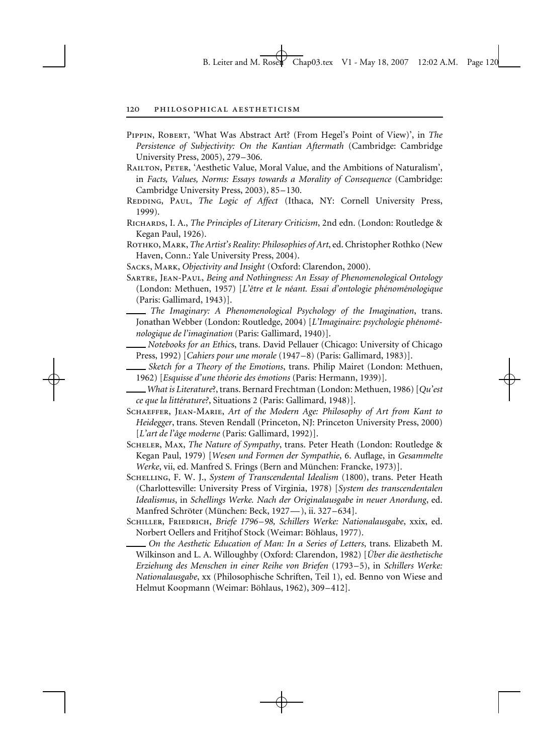Pippin, Robert, 'What Was Abstract Art? (From Hegel's Point of View)', in *The Persistence of Subjectivity: On the Kantian Aftermath* (Cambridge: Cambridge University Press, 2005), 279–306.

Railton, Peter, 'Aesthetic Value, Moral Value, and the Ambitions of Naturalism', in *Facts, Values, Norms: Essays towards a Morality of Consequence* (Cambridge: Cambridge University Press, 2003), 85–130.

Redding, Paul, *The Logic of Affect* (Ithaca, NY: Cornell University Press, 1999).

Richards, I. A., *The Principles of Literary Criticism*, 2nd edn. (London: Routledge & Kegan Paul, 1926).

Rothko, Mark, *The Artist's Reality: Philosophies of Art*, ed. Christopher Rothko (New Haven, Conn.: Yale University Press, 2004).

Sacks, Mark, *Objectivity and Insight* (Oxford: Clarendon, 2000).

Sartre, Jean-Paul, *Being and Nothingness: An Essay of Phenomenological Ontology* (London: Methuen, 1957) [*L'être et le néant. Essai d'ontologie phénoménologique* (Paris: Gallimard, 1943)].

____ *The Imaginary: A Phenomenological Psychology of the Imagination*, trans. Jonathan Webber (London: Routledge, 2004) [*L'Imaginaire: psychologie phénoménologique de l'imagination* (Paris: Gallimard, 1940)].

____ *Notebooks for an Ethics*, trans. David Pellauer (Chicago: University of Chicago Press, 1992) [*Cahiers pour une morale* (1947–8) (Paris: Gallimard, 1983)].

____ *Sketch for a Theory of the Emotions*, trans. Philip Mairet (London: Methuen, 1962) [*Esquisse d'une théorie des émotions* (Paris: Hermann, 1939)].

____ *What is Literature?*, trans. Bernard Frechtman (London: Methuen, 1986) [*Qu'est ce que la littérature?*, Situations 2 (Paris: Gallimard, 1948)].

Schaeffer, Jean-Marie, *Art of the Modern Age: Philosophy of Art from Kant to Heidegger*, trans. Steven Rendall (Princeton, NJ: Princeton University Press, 2000) [*L'art de l'âge moderne* (Paris: Gallimard, 1992)].

Scheler, Max, *The Nature of Sympathy*, trans. Peter Heath (London: Routledge & Kegan Paul, 1979) [*Wesen und Formen der Sympathie*, 6. Auflage, in *Gesammelte Werke*, vii, ed. Manfred S. Frings (Bern and München: Francke, 1973)].

Schelling, F. W. J., *System of Transcendental Idealism* (1800), trans. Peter Heath (Charlottesville: University Press of Virginia, 1978) [*System des transcendentalen Idealismus*, in *Schellings Werke. Nach der Originalausgabe in neuer Anordung*, ed. Manfred Schröter (München: Beck, 1927— ), ii. 327–634].

Schiller, Friedrich, *Briefe 1796–98, Schillers Werke: Nationalausgabe*, xxix, ed. Norbert Oellers and Fritjhof Stock (Weimar: Böhlaus, 1977).

____ *On the Aesthetic Education of Man: In a Series of Letters*, trans. Elizabeth M. Wilkinson and L. A. Willoughby (Oxford: Clarendon, 1982) [*Über die äesthetische Erziehung des Menschen in einer Reihe von Briefen* (1793–5), in *Schillers Werke: Nationalausgabe*, xx (Philosophische Schriften, Teil 1), ed. Benno von Wiese and Helmut Koopmann (Weimar: Böhlaus, 1962), 309–412].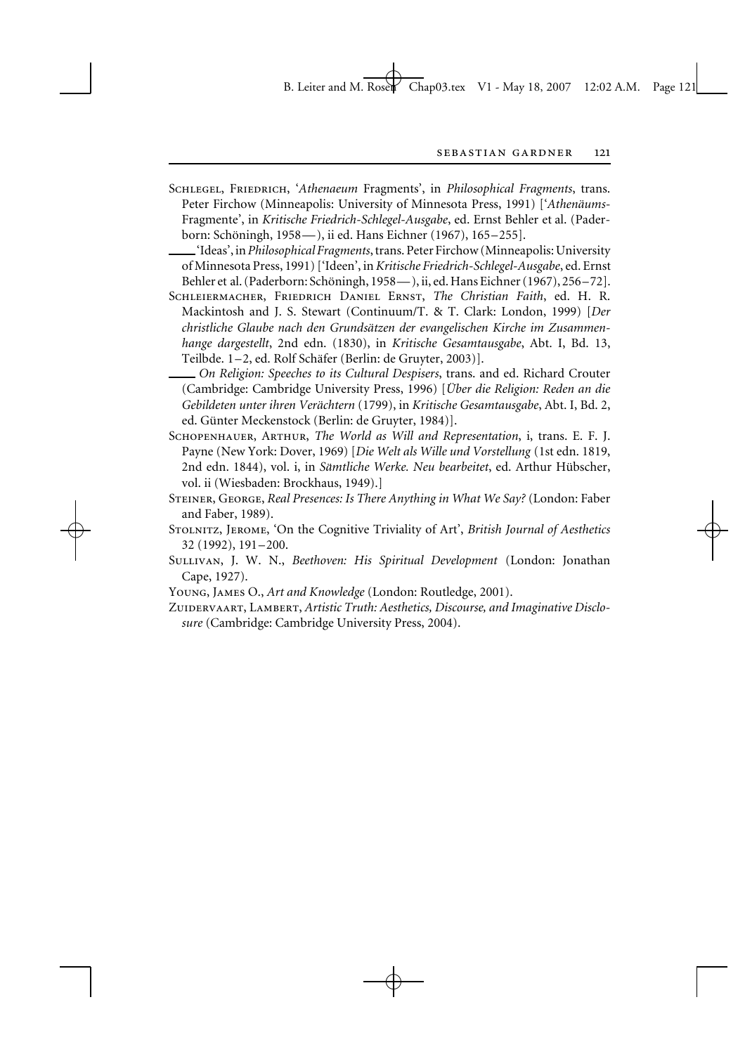Schlegel, Friedrich, '*Athenaeum* Fragments', in *Philosophical Fragments*, trans. Peter Firchow (Minneapolis: University of Minnesota Press, 1991) ['*Athenäums*-Fragmente', in *Kritische Friedrich-Schlegel-Ausgabe*, ed. Ernst Behler et al. (Paderborn: Schöningh, 1958— ), ii ed. Hans Eichner (1967), 165–255].

——— 'Ideas', in *Philosophical Fragments*, trans. Peter Firchow (Minneapolis: University of Minnesota Press, 1991) ['Ideen', in *Kritische Friedrich-Schlegel-Ausgabe*, ed. Ernst Behler et al. (Paderborn: Schöningh, 1958— ), ii, ed. Hans Eichner (1967), 256–72].

Schleiermacher, Friedrich Daniel Ernst, *The Christian Faith*, ed. H. R. Mackintosh and J. S. Stewart (Continuum/T. & T. Clark: London, 1999) [*Der christliche Glaube nach den Grundsätzen der evangelischen Kirche im Zusammenhange dargestellt*, 2nd edn. (1830), in *Kritische Gesamtausgabe*, Abt. I, Bd. 13, Teilbde. 1–2, ed. Rolf Schäfer (Berlin: de Gruyter, 2003)].

——— *On Religion: Speeches to its Cultural Despisers*, trans. and ed. Richard Crouter (Cambridge: Cambridge University Press, 1996) [*Über die Religion: Reden an die Gebildeten unter ihren Verächtern* (1799), in *Kritische Gesamtausgabe*, Abt. I, Bd. 2, ed. Günter Meckenstock (Berlin: de Gruyter, 1984)].

Schopenhauer, Arthur, *The World as Will and Representation*, i, trans. E. F. J. Payne (New York: Dover, 1969) [*Die Welt als Wille und Vorstellung* (1st edn. 1819, 2nd edn. 1844), vol. i, in *Sämtliche Werke. Neu bearbeitet*, ed. Arthur Hübscher, vol. ii (Wiesbaden: Brockhaus, 1949).]

Steiner, George, *Real Presences: Is There Anything in What We Say?* (London: Faber and Faber, 1989).

Stolnitz, Jerome, 'On the Cognitive Triviality of Art', *British Journal of Aesthetics* 32 (1992), 191–200.

Sullivan, J. W. N., *Beethoven: His Spiritual Development* (London: Jonathan Cape, 1927).

Young, James O., *Art and Knowledge* (London: Routledge, 2001).

Zuidervaart, Lambert, *Artistic Truth: Aesthetics, Discourse, and Imaginative Disclosure* (Cambridge: Cambridge University Press, 2004).